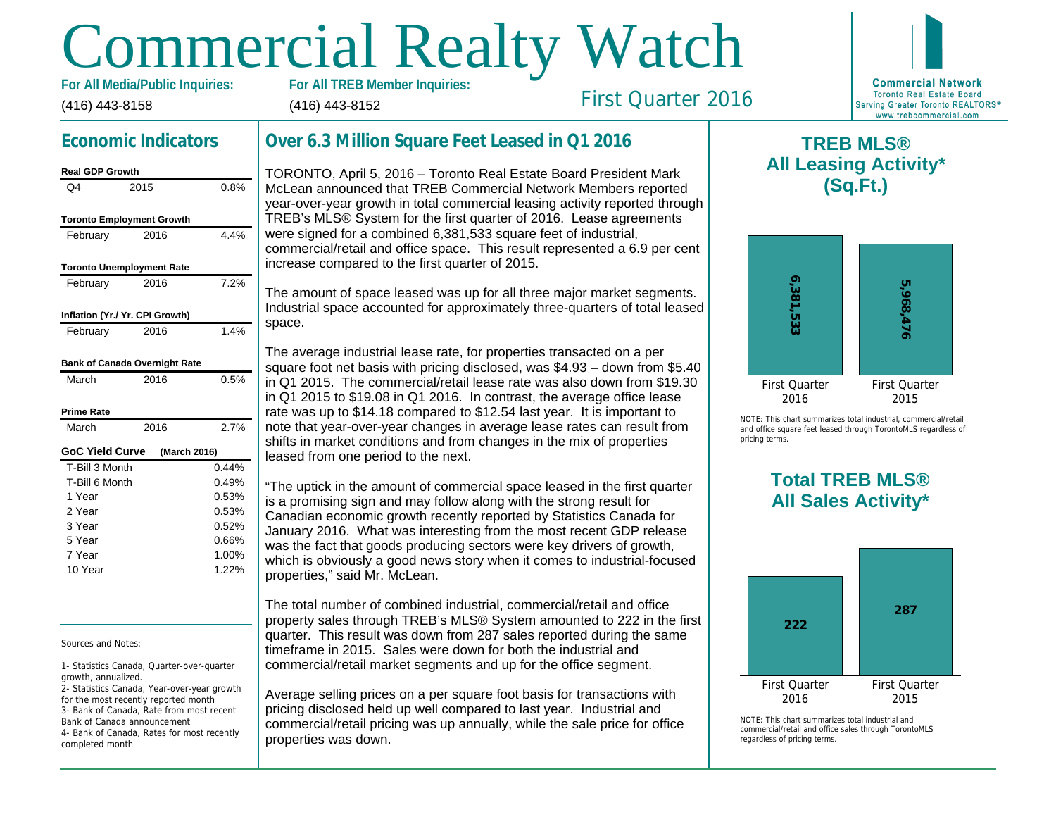# Commercial Realty Watch

**For All Media/Public Inquiries:**
(416) 443-8158

**For All TREB Member Inquiries:**
(416) 443-8152

First Quarter 2016

**Commercial Network**
Toronto Real Estate Board
Serving Greater Toronto REALTORS®
www.trebcommercial.com

## Economic Indicators

| Real GDP Growth | | |
|---|---|---|
| Q4 | 2015 | 0.8% |

| Toronto Employment Growth | | |
|---|---|---|
| February | 2016 | 4.4% |

| Toronto Unemployment Rate | | |
|---|---|---|
| February | 2016 | 7.2% |

| Inflation (Yr./ Yr. CPI Growth) | | |
|---|---|---|
| February | 2016 | 1.4% |

| Bank of Canada Overnight Rate | | |
|---|---|---|
| March | 2016 | 0.5% |

| Prime Rate | | |
|---|---|---|
| March | 2016 | 2.7% |

| GoC Yield Curve (March 2016) | |
|---|---|
| T-Bill 3 Month | 0.44% |
| T-Bill 6 Month | 0.49% |
| 1 Year | 0.53% |
| 2 Year | 0.53% |
| 3 Year | 0.52% |
| 5 Year | 0.66% |
| 7 Year | 1.00% |
| 10 Year | 1.22% |

Sources and Notes:

1- Statistics Canada, Quarter-over-quarter growth, annualized.
2- Statistics Canada, Year-over-year growth for the most recently reported month
3- Bank of Canada, Rate from most recent Bank of Canada announcement
4- Bank of Canada, Rates for most recently completed month

## Over 6.3 Million Square Feet Leased in Q1 2016

TORONTO, April 5, 2016 – Toronto Real Estate Board President Mark McLean announced that TREB Commercial Network Members reported year-over-year growth in total commercial leasing activity reported through TREB's MLS® System for the first quarter of 2016. Lease agreements were signed for a combined 6,381,533 square feet of industrial, commercial/retail and office space. This result represented a 6.9 per cent increase compared to the first quarter of 2015.

The amount of space leased was up for all three major market segments. Industrial space accounted for approximately three-quarters of total leased space.

The average industrial lease rate, for properties transacted on a per square foot net basis with pricing disclosed, was $4.93 – down from $5.40 in Q1 2015. The commercial/retail lease rate was also down from $19.30 in Q1 2015 to $19.08 in Q1 2016. In contrast, the average office lease rate was up to $14.18 compared to $12.54 last year. It is important to note that year-over-year changes in average lease rates can result from shifts in market conditions and from changes in the mix of properties leased from one period to the next.

"The uptick in the amount of commercial space leased in the first quarter is a promising sign and may follow along with the strong result for Canadian economic growth recently reported by Statistics Canada for January 2016. What was interesting from the most recent GDP release was the fact that goods producing sectors were key drivers of growth, which is obviously a good news story when it comes to industrial-focused properties," said Mr. McLean.

The total number of combined industrial, commercial/retail and office property sales through TREB's MLS® System amounted to 222 in the first quarter. This result was down from 287 sales reported during the same timeframe in 2015. Sales were down for both the industrial and commercial/retail market segments and up for the office segment.

Average selling prices on a per square foot basis for transactions with pricing disclosed held up well compared to last year. Industrial and commercial/retail pricing was up annually, while the sale price for office properties was down.

## TREB MLS® All Leasing Activity* (Sq.Ft.)

| First Quarter 2016 | First Quarter 2015 |
|---|---|
| 6,381,533 | 5,968,476 |

NOTE: This chart summarizes total industrial, commercial/retail and office square feet leased through TorontoMLS regardless of pricing terms.

## Total TREB MLS® All Sales Activity*

| First Quarter 2016 | First Quarter 2015 |
|---|---|
| 222 | 287 |

NOTE: This chart summarizes total industrial and commercial/retail and office sales through TorontoMLS regardless of pricing terms.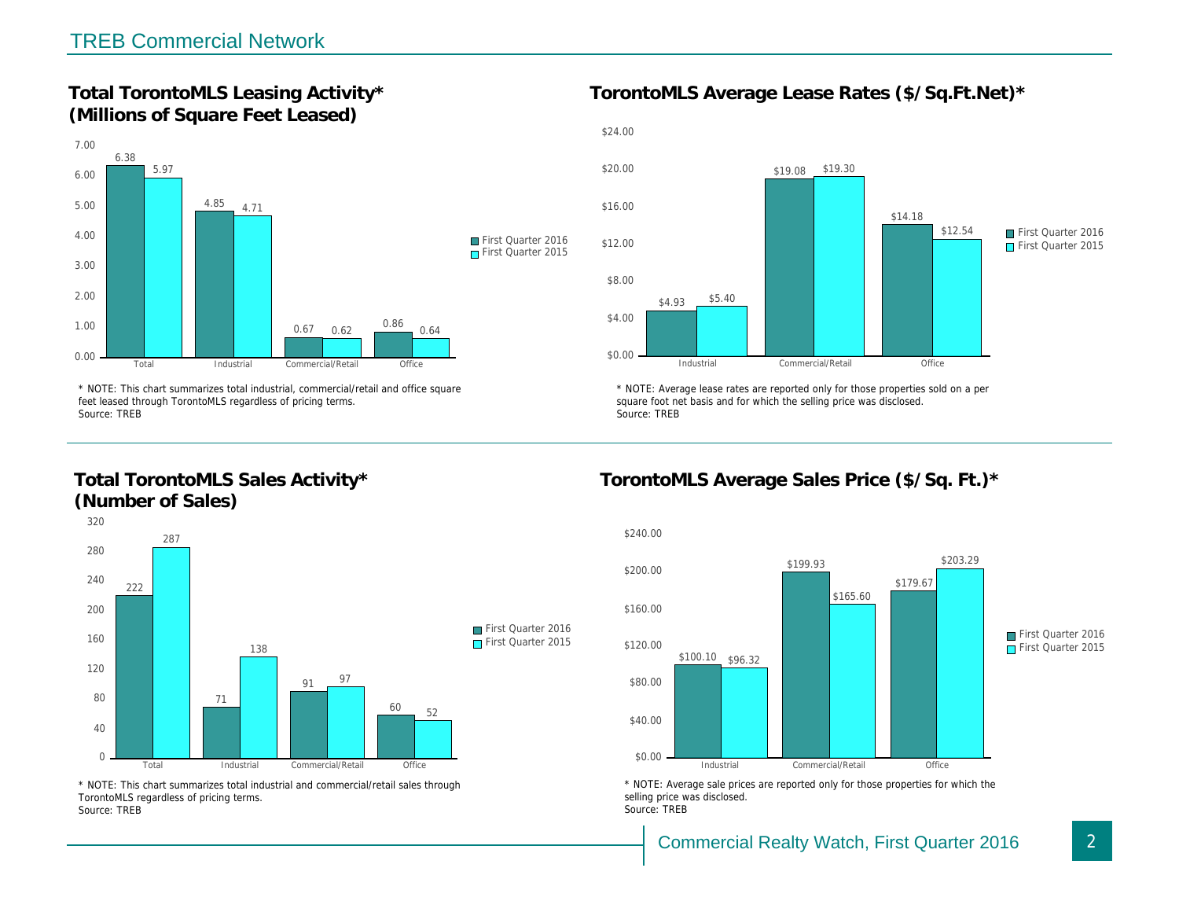## Total TorontoMLS Leasing Activity* (Millions of Square Feet Leased)

| | First Quarter 2016 | First Quarter 2015 |
|---|---|---|
| Total | 6.38 | 5.97 |
| Industrial | 4.85 | 4.71 |
| Commercial/Retail | 0.67 | 0.62 |
| Office | 0.86 | 0.64 |

* NOTE: This chart summarizes total industrial, commercial/retail and office square feet leased through TorontoMLS regardless of pricing terms.
Source: TREB

## TorontoMLS Average Lease Rates ($/Sq.Ft.Net)*

| | First Quarter 2016 | First Quarter 2015 |
|---|---|---|
| Industrial | $4.93 | $5.40 |
| Commercial/Retail | $19.08 | $19.30 |
| Office | $14.18 | $12.54 |

* NOTE: Average lease rates are reported only for those properties sold on a per square foot net basis and for which the selling price was disclosed.
Source: TREB

## Total TorontoMLS Sales Activity* (Number of Sales)

| | First Quarter 2016 | First Quarter 2015 |
|---|---|---|
| Total | 222 | 287 |
| Industrial | 71 | 138 |
| Commercial/Retail | 91 | 97 |
| Office | 60 | 52 |

* NOTE: This chart summarizes total industrial and commercial/retail sales through TorontoMLS regardless of pricing terms.
Source: TREB

## TorontoMLS Average Sales Price ($/Sq. Ft.)*

| | First Quarter 2016 | First Quarter 2015 |
|---|---|---|
| Industrial | $100.10 | $96.32 |
| Commercial/Retail | $199.93 | $165.60 |
| Office | $179.67 | $203.29 |

* NOTE: Average sale prices are reported only for those properties for which the selling price was disclosed.
Source: TREB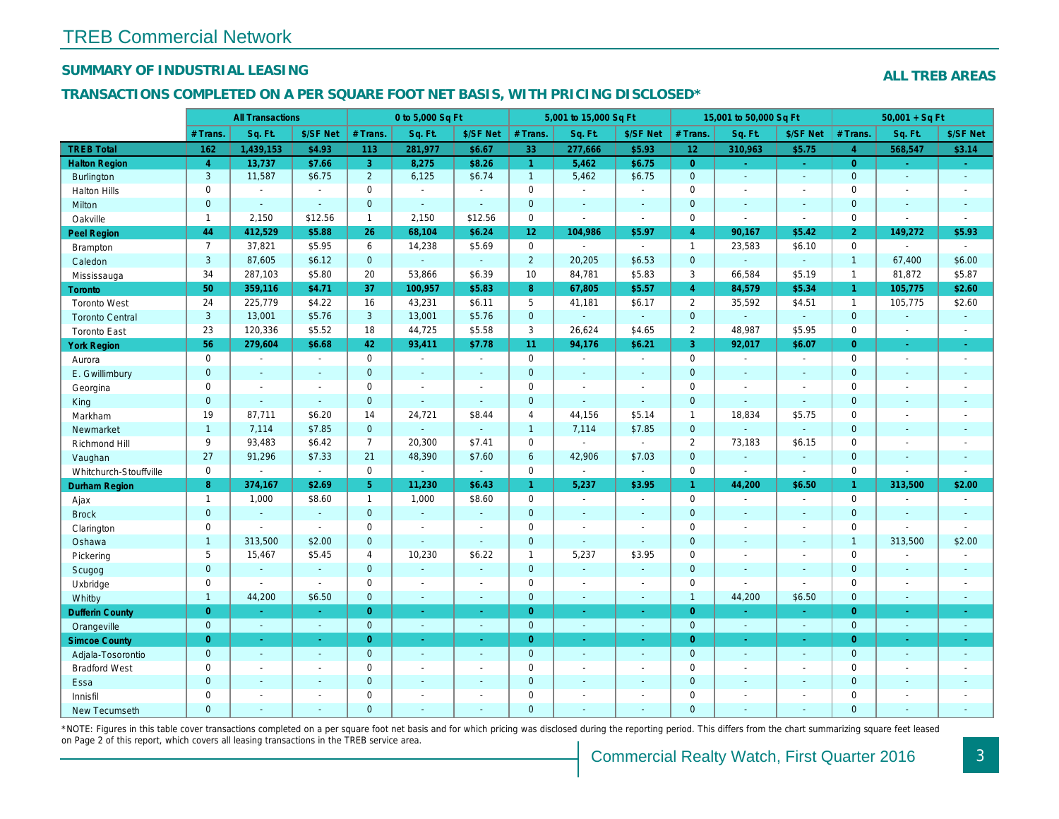# TREB Commercial Network

## SUMMARY OF INDUSTRIAL LEASING

**ALL TREB AREAS**

## TRANSACTIONS COMPLETED ON A PER SQUARE FOOT NET BASIS, WITH PRICING DISCLOSED*

| | All Transactions | | | 0 to 5,000 Sq Ft | | | 5,001 to 15,000 Sq Ft | | | 15,001 to 50,000 Sq Ft | | | 50,001 + Sq Ft | | |
|---|---|---|---|---|---|---|---|---|---|---|---|---|---|---|---|
| | # Trans. | Sq. Ft. | $/SF Net | # Trans. | Sq. Ft. | $/SF Net | # Trans. | Sq. Ft. | $/SF Net | # Trans. | Sq. Ft. | $/SF Net | # Trans. | Sq. Ft. | $/SF Net |
| **TREB Total** | **162** | **1,439,153** | **$4.93** | **113** | **281,977** | **$6.67** | **33** | **277,666** | **$5.93** | **12** | **310,963** | **$5.75** | **4** | **568,547** | **$3.14** |
| **Halton Region** | **4** | **13,737** | **$7.66** | **3** | **8,275** | **$8.26** | **1** | **5,462** | **$6.75** | **0** | **-** | **-** | **0** | **-** | **-** |
| Burlington | 3 | 11,587 | $6.75 | 2 | 6,125 | $6.74 | 1 | 5,462 | $6.75 | 0 | - | - | 0 | - | - |
| Halton Hills | 0 | - | - | 0 | - | - | 0 | - | - | 0 | - | - | 0 | - | - |
| Milton | 0 | - | - | 0 | - | - | 0 | - | - | 0 | - | - | 0 | - | - |
| Oakville | 1 | 2,150 | $12.56 | 1 | 2,150 | $12.56 | 0 | - | - | 0 | - | - | 0 | - | - |
| **Peel Region** | **44** | **412,529** | **$5.88** | **26** | **68,104** | **$6.24** | **12** | **104,986** | **$5.97** | **4** | **90,167** | **$5.42** | **2** | **149,272** | **$5.93** |
| Brampton | 7 | 37,821 | $5.95 | 6 | 14,238 | $5.69 | 0 | - | - | 1 | 23,583 | $6.10 | 0 | - | - |
| Caledon | 3 | 87,605 | $6.12 | 0 | - | - | 2 | 20,205 | $6.53 | 0 | - | - | 1 | 67,400 | $6.00 |
| Mississauga | 34 | 287,103 | $5.80 | 20 | 53,866 | $6.39 | 10 | 84,781 | $5.83 | 3 | 66,584 | $5.19 | 1 | 81,872 | $5.87 |
| **Toronto** | **50** | **359,116** | **$4.71** | **37** | **100,957** | **$5.83** | **8** | **67,805** | **$5.57** | **4** | **84,579** | **$5.34** | **1** | **105,775** | **$2.60** |
| Toronto West | 24 | 225,779 | $4.22 | 16 | 43,231 | $6.11 | 5 | 41,181 | $6.17 | 2 | 35,592 | $4.51 | 1 | 105,775 | $2.60 |
| Toronto Central | 3 | 13,001 | $5.76 | 3 | 13,001 | $5.76 | 0 | - | - | 0 | - | - | 0 | - | - |
| Toronto East | 23 | 120,336 | $5.52 | 18 | 44,725 | $5.58 | 3 | 26,624 | $4.65 | 2 | 48,987 | $5.95 | 0 | - | - |
| **York Region** | **56** | **279,604** | **$6.68** | **42** | **93,411** | **$7.78** | **11** | **94,176** | **$6.21** | **3** | **92,017** | **$6.07** | **0** | **-** | **-** |
| Aurora | 0 | - | - | 0 | - | - | 0 | - | - | 0 | - | - | 0 | - | - |
| E. Gwillimbury | 0 | - | - | 0 | - | - | 0 | - | - | 0 | - | - | 0 | - | - |
| Georgina | 0 | - | - | 0 | - | - | 0 | - | - | 0 | - | - | 0 | - | - |
| King | 0 | - | - | 0 | - | - | 0 | - | - | 0 | - | - | 0 | - | - |
| Markham | 19 | 87,711 | $6.20 | 14 | 24,721 | $8.44 | 4 | 44,156 | $5.14 | 1 | 18,834 | $5.75 | 0 | - | - |
| Newmarket | 1 | 7,114 | $7.85 | 0 | - | - | 1 | 7,114 | $7.85 | 0 | - | - | 0 | - | - |
| Richmond Hill | 9 | 93,483 | $6.42 | 7 | 20,300 | $7.41 | 0 | - | - | 2 | 73,183 | $6.15 | 0 | - | - |
| Vaughan | 27 | 91,296 | $7.33 | 21 | 48,390 | $7.60 | 6 | 42,906 | $7.03 | 0 | - | - | 0 | - | - |
| Whitchurch-Stouffville | 0 | - | - | 0 | - | - | 0 | - | - | 0 | - | - | 0 | - | - |
| **Durham Region** | **8** | **374,167** | **$2.69** | **5** | **11,230** | **$6.43** | **1** | **5,237** | **$3.95** | **1** | **44,200** | **$6.50** | **1** | **313,500** | **$2.00** |
| Ajax | 1 | 1,000 | $8.60 | 1 | 1,000 | $8.60 | 0 | - | - | 0 | - | - | 0 | - | - |
| Brock | 0 | - | - | 0 | - | - | 0 | - | - | 0 | - | - | 0 | - | - |
| Clarington | 0 | - | - | 0 | - | - | 0 | - | - | 0 | - | - | 0 | - | - |
| Oshawa | 1 | 313,500 | $2.00 | 0 | - | - | 0 | - | - | 0 | - | - | 1 | 313,500 | $2.00 |
| Pickering | 5 | 15,467 | $5.45 | 4 | 10,230 | $6.22 | 1 | 5,237 | $3.95 | 0 | - | - | 0 | - | - |
| Scugog | 0 | - | - | 0 | - | - | 0 | - | - | 0 | - | - | 0 | - | - |
| Uxbridge | 0 | - | - | 0 | - | - | 0 | - | - | 0 | - | - | 0 | - | - |
| Whitby | 1 | 44,200 | $6.50 | 0 | - | - | 0 | - | - | 1 | 44,200 | $6.50 | 0 | - | - |
| **Dufferin County** | **0** | **-** | **-** | **0** | **-** | **-** | **0** | **-** | **-** | **0** | **-** | **-** | **0** | **-** | **-** |
| Orangeville | 0 | - | - | 0 | - | - | 0 | - | - | 0 | - | - | 0 | - | - |
| **Simcoe County** | **0** | **-** | **-** | **0** | **-** | **-** | **0** | **-** | **-** | **0** | **-** | **-** | **0** | **-** | **-** |
| Adjala-Tosorontio | 0 | - | - | 0 | - | - | 0 | - | - | 0 | - | - | 0 | - | - |
| Bradford West | 0 | - | - | 0 | - | - | 0 | - | - | 0 | - | - | 0 | - | - |
| Essa | 0 | - | - | 0 | - | - | 0 | - | - | 0 | - | - | 0 | - | - |
| Innisfil | 0 | - | - | 0 | - | - | 0 | - | - | 0 | - | - | 0 | - | - |
| New Tecumseth | 0 | - | - | 0 | - | - | 0 | - | - | 0 | - | - | 0 | - | - |

*NOTE: Figures in this table cover transactions completed on a per square foot net basis and for which pricing was disclosed during the reporting period. This differs from the chart summarizing square feet leased on Page 2 of this report, which covers all leasing transactions in the TREB service area.

Commercial Realty Watch, First Quarter 2016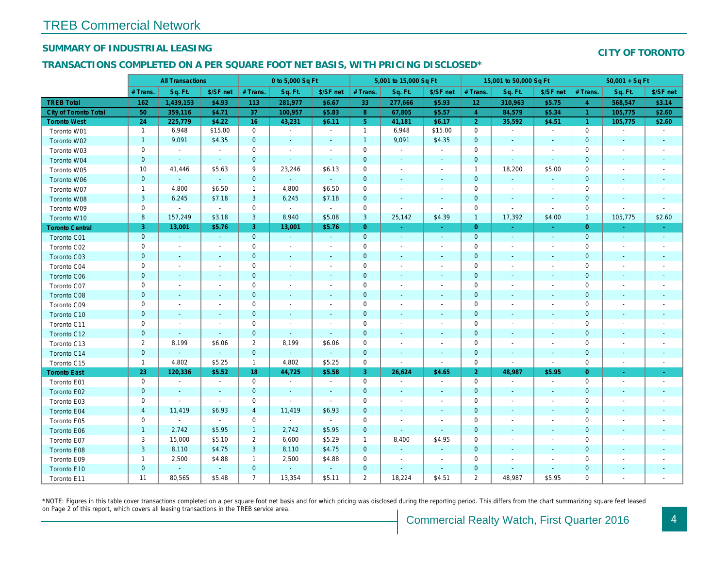# TREB Commercial Network

## SUMMARY OF INDUSTRIAL LEASING

## CITY OF TORONTO

## TRANSACTIONS COMPLETED ON A PER SQUARE FOOT NET BASIS, WITH PRICING DISCLOSED*

| | All Transactions | | | 0 to 5,000 Sq Ft | | | 5,001 to 15,000 Sq Ft | | | 15,001 to 50,000 Sq Ft | | | 50,001 + Sq Ft | | |
|---|---|---|---|---|---|---|---|---|---|---|---|---|---|---|---|
| | # Trans. | Sq. Ft. | $/SF net | # Trans. | Sq. Ft. | $/SF net | # Trans. | Sq. Ft. | $/SF net | # Trans. | Sq. Ft. | $/SF net | # Trans. | Sq. Ft. | $/SF net |
| **TREB Total** | **162** | **1,439,153** | **$4.93** | **113** | **281,977** | **$6.67** | **33** | **277,666** | **$5.93** | **12** | **310,963** | **$5.75** | **4** | **568,547** | **$3.14** |
| **City of Toronto Total** | **50** | **359,116** | **$4.71** | **37** | **100,957** | **$5.83** | **8** | **67,805** | **$5.57** | **4** | **84,579** | **$5.34** | **1** | **105,775** | **$2.60** |
| **Toronto West** | **24** | **225,779** | **$4.22** | **16** | **43,231** | **$6.11** | **5** | **41,181** | **$6.17** | **2** | **35,592** | **$4.51** | **1** | **105,775** | **$2.60** |
| Toronto W01 | 1 | 6,948 | $15.00 | 0 | - | - | 1 | 6,948 | $15.00 | 0 | - | - | 0 | - | - |
| Toronto W02 | 1 | 9,091 | $4.35 | 0 | - | - | 1 | 9,091 | $4.35 | 0 | - | - | 0 | - | - |
| Toronto W03 | 0 | - | - | 0 | - | - | 0 | - | - | 0 | - | - | 0 | - | - |
| Toronto W04 | 0 | - | - | 0 | - | - | 0 | - | - | 0 | - | - | 0 | - | - |
| Toronto W05 | 10 | 41,446 | $5.63 | 9 | 23,246 | $6.13 | 0 | - | - | 1 | 18,200 | $5.00 | 0 | - | - |
| Toronto W06 | 0 | - | - | 0 | - | - | 0 | - | - | 0 | - | - | 0 | - | - |
| Toronto W07 | 1 | 4,800 | $6.50 | 1 | 4,800 | $6.50 | 0 | - | - | 0 | - | - | 0 | - | - |
| Toronto W08 | 3 | 6,245 | $7.18 | 3 | 6,245 | $7.18 | 0 | - | - | 0 | - | - | 0 | - | - |
| Toronto W09 | 0 | - | - | 0 | - | - | 0 | - | - | 0 | - | - | 0 | - | - |
| Toronto W10 | 8 | 157,249 | $3.18 | 3 | 8,940 | $5.08 | 3 | 25,142 | $4.39 | 1 | 17,392 | $4.00 | 1 | 105,775 | $2.60 |
| **Toronto Central** | **3** | **13,001** | **$5.76** | **3** | **13,001** | **$5.76** | **0** | **-** | **-** | **0** | **-** | **-** | **0** | **-** | **-** |
| Toronto C01 | 0 | - | - | 0 | - | - | 0 | - | - | 0 | - | - | 0 | - | - |
| Toronto C02 | 0 | - | - | 0 | - | - | 0 | - | - | 0 | - | - | 0 | - | - |
| Toronto C03 | 0 | - | - | 0 | - | - | 0 | - | - | 0 | - | - | 0 | - | - |
| Toronto C04 | 0 | - | - | 0 | - | - | 0 | - | - | 0 | - | - | 0 | - | - |
| Toronto C06 | 0 | - | - | 0 | - | - | 0 | - | - | 0 | - | - | 0 | - | - |
| Toronto C07 | 0 | - | - | 0 | - | - | 0 | - | - | 0 | - | - | 0 | - | - |
| Toronto C08 | 0 | - | - | 0 | - | - | 0 | - | - | 0 | - | - | 0 | - | - |
| Toronto C09 | 0 | - | - | 0 | - | - | 0 | - | - | 0 | - | - | 0 | - | - |
| Toronto C10 | 0 | - | - | 0 | - | - | 0 | - | - | 0 | - | - | 0 | - | - |
| Toronto C11 | 0 | - | - | 0 | - | - | 0 | - | - | 0 | - | - | 0 | - | - |
| Toronto C12 | 0 | - | - | 0 | - | - | 0 | - | - | 0 | - | - | 0 | - | - |
| Toronto C13 | 2 | 8,199 | $6.06 | 2 | 8,199 | $6.06 | 0 | - | - | 0 | - | - | 0 | - | - |
| Toronto C14 | 0 | - | - | 0 | - | - | 0 | - | - | 0 | - | - | 0 | - | - |
| Toronto C15 | 1 | 4,802 | $5.25 | 1 | 4,802 | $5.25 | 0 | - | - | 0 | - | - | 0 | - | - |
| **Toronto East** | **23** | **120,336** | **$5.52** | **18** | **44,725** | **$5.58** | **3** | **26,624** | **$4.65** | **2** | **48,987** | **$5.95** | **0** | **-** | **-** |
| Toronto E01 | 0 | - | - | 0 | - | - | 0 | - | - | 0 | - | - | 0 | - | - |
| Toronto E02 | 0 | - | - | 0 | - | - | 0 | - | - | 0 | - | - | 0 | - | - |
| Toronto E03 | 0 | - | - | 0 | - | - | 0 | - | - | 0 | - | - | 0 | - | - |
| Toronto E04 | 4 | 11,419 | $6.93 | 4 | 11,419 | $6.93 | 0 | - | - | 0 | - | - | 0 | - | - |
| Toronto E05 | 0 | - | - | 0 | - | - | 0 | - | - | 0 | - | - | 0 | - | - |
| Toronto E06 | 1 | 2,742 | $5.95 | 1 | 2,742 | $5.95 | 0 | - | - | 0 | - | - | 0 | - | - |
| Toronto E07 | 3 | 15,000 | $5.10 | 2 | 6,600 | $5.29 | 1 | 8,400 | $4.95 | 0 | - | - | 0 | - | - |
| Toronto E08 | 3 | 8,110 | $4.75 | 3 | 8,110 | $4.75 | 0 | - | - | 0 | - | - | 0 | - | - |
| Toronto E09 | 1 | 2,500 | $4.88 | 1 | 2,500 | $4.88 | 0 | - | - | 0 | - | - | 0 | - | - |
| Toronto E10 | 0 | - | - | 0 | - | - | 0 | - | - | 0 | - | - | 0 | - | - |
| Toronto E11 | 11 | 80,565 | $5.48 | 7 | 13,354 | $5.11 | 2 | 18,224 | $4.51 | 2 | 48,987 | $5.95 | 0 | - | - |

*NOTE: Figures in this table cover transactions completed on a per square foot net basis and for which pricing was disclosed during the reporting period. This differs from the chart summarizing square feet leased on Page 2 of this report, which covers all leasing transactions in the TREB service area.

Commercial Realty Watch, First Quarter 2016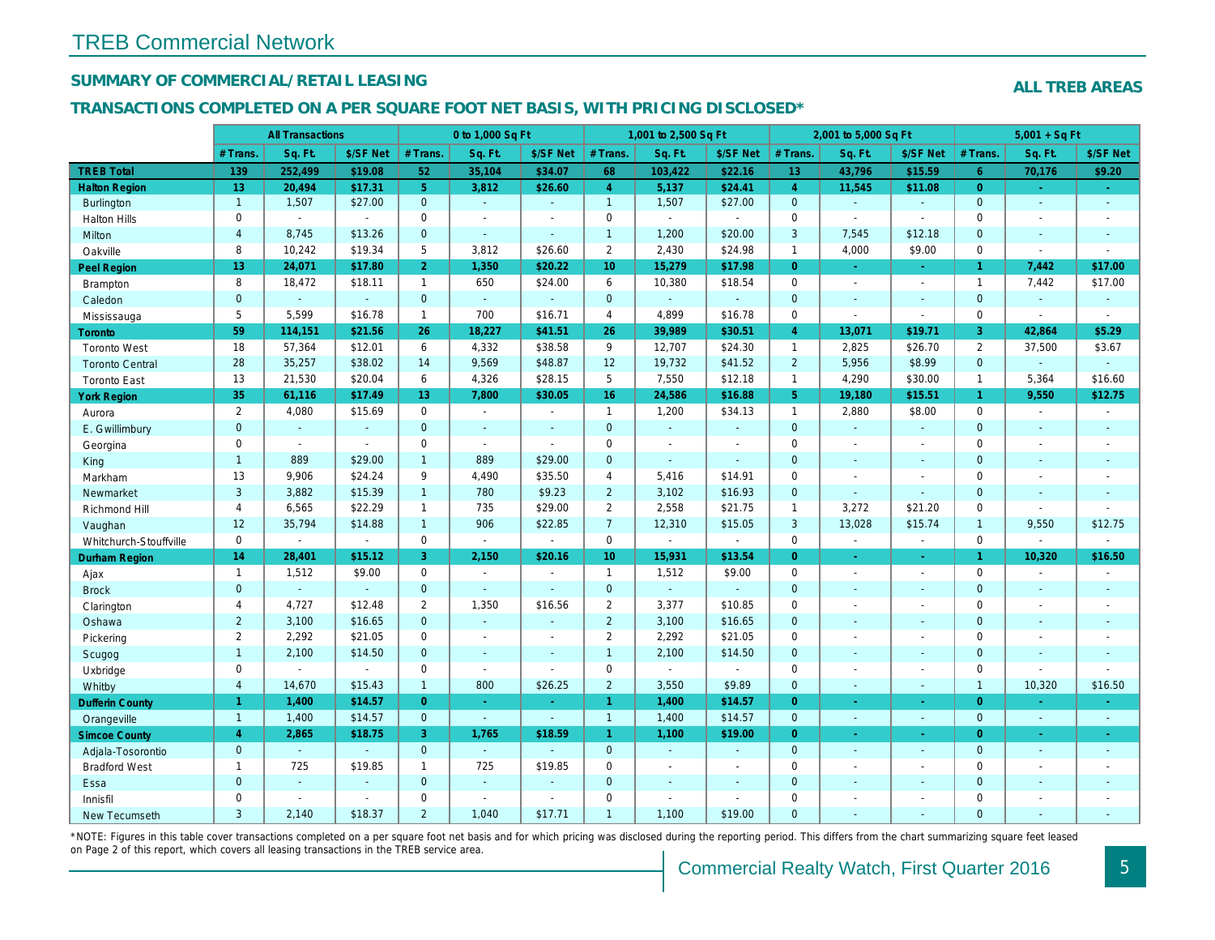## TREB Commercial Network

### SUMMARY OF COMMERCIAL/RETAIL LEASING

**ALL TREB AREAS**

### TRANSACTIONS COMPLETED ON A PER SQUARE FOOT NET BASIS, WITH PRICING DISCLOSED*

| | All Transactions | | | 0 to 1,000 Sq Ft | | | 1,001 to 2,500 Sq Ft | | | 2,001 to 5,000 Sq Ft | | | 5,001 + Sq Ft | | |
|---|---|---|---|---|---|---|---|---|---|---|---|---|---|---|---|
| | # Trans. | Sq. Ft. | $/SF Net | # Trans. | Sq. Ft. | $/SF Net | # Trans. | Sq. Ft. | $/SF Net | # Trans. | Sq. Ft. | $/SF Net | # Trans. | Sq. Ft. | $/SF Net |
| **TREB Total** | **139** | **252,499** | **$19.08** | **52** | **35,104** | **$34.07** | **68** | **103,422** | **$22.16** | **13** | **43,796** | **$15.59** | **6** | **70,176** | **$9.20** |
| **Halton Region** | **13** | **20,494** | **$17.31** | **5** | **3,812** | **$26.60** | **4** | **5,137** | **$24.41** | **4** | **11,545** | **$11.08** | **0** | **-** | **-** |
| Burlington | 1 | 1,507 | $27.00 | 0 | - | - | 1 | 1,507 | $27.00 | 0 | - | - | 0 | - | - |
| Halton Hills | 0 | - | - | 0 | - | - | 0 | - | - | 0 | - | - | 0 | - | - |
| Milton | 4 | 8,745 | $13.26 | 0 | - | - | 1 | 1,200 | $20.00 | 3 | 7,545 | $12.18 | 0 | - | - |
| Oakville | 8 | 10,242 | $19.34 | 5 | 3,812 | $26.60 | 2 | 2,430 | $24.98 | 1 | 4,000 | $9.00 | 0 | - | - |
| **Peel Region** | **13** | **24,071** | **$17.80** | **2** | **1,350** | **$20.22** | **10** | **15,279** | **$17.98** | **0** | **-** | **-** | **1** | **7,442** | **$17.00** |
| Brampton | 8 | 18,472 | $18.11 | 1 | 650 | $24.00 | 6 | 10,380 | $18.54 | 0 | - | - | 1 | 7,442 | $17.00 |
| Caledon | 0 | - | - | 0 | - | - | 0 | - | - | 0 | - | - | 0 | - | - |
| Mississauga | 5 | 5,599 | $16.78 | 1 | 700 | $16.71 | 4 | 4,899 | $16.78 | 0 | - | - | 0 | - | - |
| **Toronto** | **59** | **114,151** | **$21.56** | **26** | **18,227** | **$41.51** | **26** | **39,989** | **$30.51** | **4** | **13,071** | **$19.71** | **3** | **42,864** | **$5.29** |
| Toronto West | 18 | 57,364 | $12.01 | 6 | 4,332 | $38.58 | 9 | 12,707 | $24.30 | 1 | 2,825 | $26.70 | 2 | 37,500 | $3.67 |
| Toronto Central | 28 | 35,257 | $38.02 | 14 | 9,569 | $48.87 | 12 | 19,732 | $41.52 | 2 | 5,956 | $8.99 | 0 | - | - |
| Toronto East | 13 | 21,530 | $20.04 | 6 | 4,326 | $28.15 | 5 | 7,550 | $12.18 | 1 | 4,290 | $30.00 | 1 | 5,364 | $16.60 |
| **York Region** | **35** | **61,116** | **$17.49** | **13** | **7,800** | **$30.05** | **16** | **24,586** | **$16.88** | **5** | **19,180** | **$15.51** | **1** | **9,550** | **$12.75** |
| Aurora | 2 | 4,080 | $15.69 | 0 | - | - | 1 | 1,200 | $34.13 | 1 | 2,880 | $8.00 | 0 | - | - |
| E. Gwillimbury | 0 | - | - | 0 | - | - | 0 | - | - | 0 | - | - | 0 | - | - |
| Georgina | 0 | - | - | 0 | - | - | 0 | - | - | 0 | - | - | 0 | - | - |
| King | 1 | 889 | $29.00 | 1 | 889 | $29.00 | 0 | - | - | 0 | - | - | 0 | - | - |
| Markham | 13 | 9,906 | $24.24 | 9 | 4,490 | $35.50 | 4 | 5,416 | $14.91 | 0 | - | - | 0 | - | - |
| Newmarket | 3 | 3,882 | $15.39 | 1 | 780 | $9.23 | 2 | 3,102 | $16.93 | 0 | - | - | 0 | - | - |
| Richmond Hill | 4 | 6,565 | $22.29 | 1 | 735 | $29.00 | 2 | 2,558 | $21.75 | 1 | 3,272 | $21.20 | 0 | - | - |
| Vaughan | 12 | 35,794 | $14.88 | 1 | 906 | $22.85 | 7 | 12,310 | $15.05 | 3 | 13,028 | $15.74 | 1 | 9,550 | $12.75 |
| Whitchurch-Stouffville | 0 | - | - | 0 | - | - | 0 | - | - | 0 | - | - | 0 | - | - |
| **Durham Region** | **14** | **28,401** | **$15.12** | **3** | **2,150** | **$20.16** | **10** | **15,931** | **$13.54** | **0** | **-** | **-** | **1** | **10,320** | **$16.50** |
| Ajax | 1 | 1,512 | $9.00 | 0 | - | - | 1 | 1,512 | $9.00 | 0 | - | - | 0 | - | - |
| Brock | 0 | - | - | 0 | - | - | 0 | - | - | 0 | - | - | 0 | - | - |
| Clarington | 4 | 4,727 | $12.48 | 2 | 1,350 | $16.56 | 2 | 3,377 | $10.85 | 0 | - | - | 0 | - | - |
| Oshawa | 2 | 3,100 | $16.65 | 0 | - | - | 2 | 3,100 | $16.65 | 0 | - | - | 0 | - | - |
| Pickering | 2 | 2,292 | $21.05 | 0 | - | - | 2 | 2,292 | $21.05 | 0 | - | - | 0 | - | - |
| Scugog | 1 | 2,100 | $14.50 | 0 | - | - | 1 | 2,100 | $14.50 | 0 | - | - | 0 | - | - |
| Uxbridge | 0 | - | - | 0 | - | - | 0 | - | - | 0 | - | - | 0 | - | - |
| Whitby | 4 | 14,670 | $15.43 | 1 | 800 | $26.25 | 2 | 3,550 | $9.89 | 0 | - | - | 1 | 10,320 | $16.50 |
| **Dufferin County** | **1** | **1,400** | **$14.57** | **0** | **-** | **-** | **1** | **1,400** | **$14.57** | **0** | **-** | **-** | **0** | **-** | **-** |
| Orangeville | 1 | 1,400 | $14.57 | 0 | - | - | 1 | 1,400 | $14.57 | 0 | - | - | 0 | - | - |
| **Simcoe County** | **4** | **2,865** | **$18.75** | **3** | **1,765** | **$18.59** | **1** | **1,100** | **$19.00** | **0** | **-** | **-** | **0** | **-** | **-** |
| Adjala-Tosorontio | 0 | - | - | 0 | - | - | 0 | - | - | 0 | - | - | 0 | - | - |
| Bradford West | 1 | 725 | $19.85 | 1 | 725 | $19.85 | 0 | - | - | 0 | - | - | 0 | - | - |
| Essa | 0 | - | - | 0 | - | - | 0 | - | - | 0 | - | - | 0 | - | - |
| Innisfil | 0 | - | - | 0 | - | - | 0 | - | - | 0 | - | - | 0 | - | - |
| New Tecumseth | 3 | 2,140 | $18.37 | 2 | 1,040 | $17.71 | 1 | 1,100 | $19.00 | 0 | - | - | 0 | - | - |

*NOTE: Figures in this table cover transactions completed on a per square foot net basis and for which pricing was disclosed during the reporting period. This differs from the chart summarizing square feet leased on Page 2 of this report, which covers all leasing transactions in the TREB service area.

Commercial Realty Watch, First Quarter 2016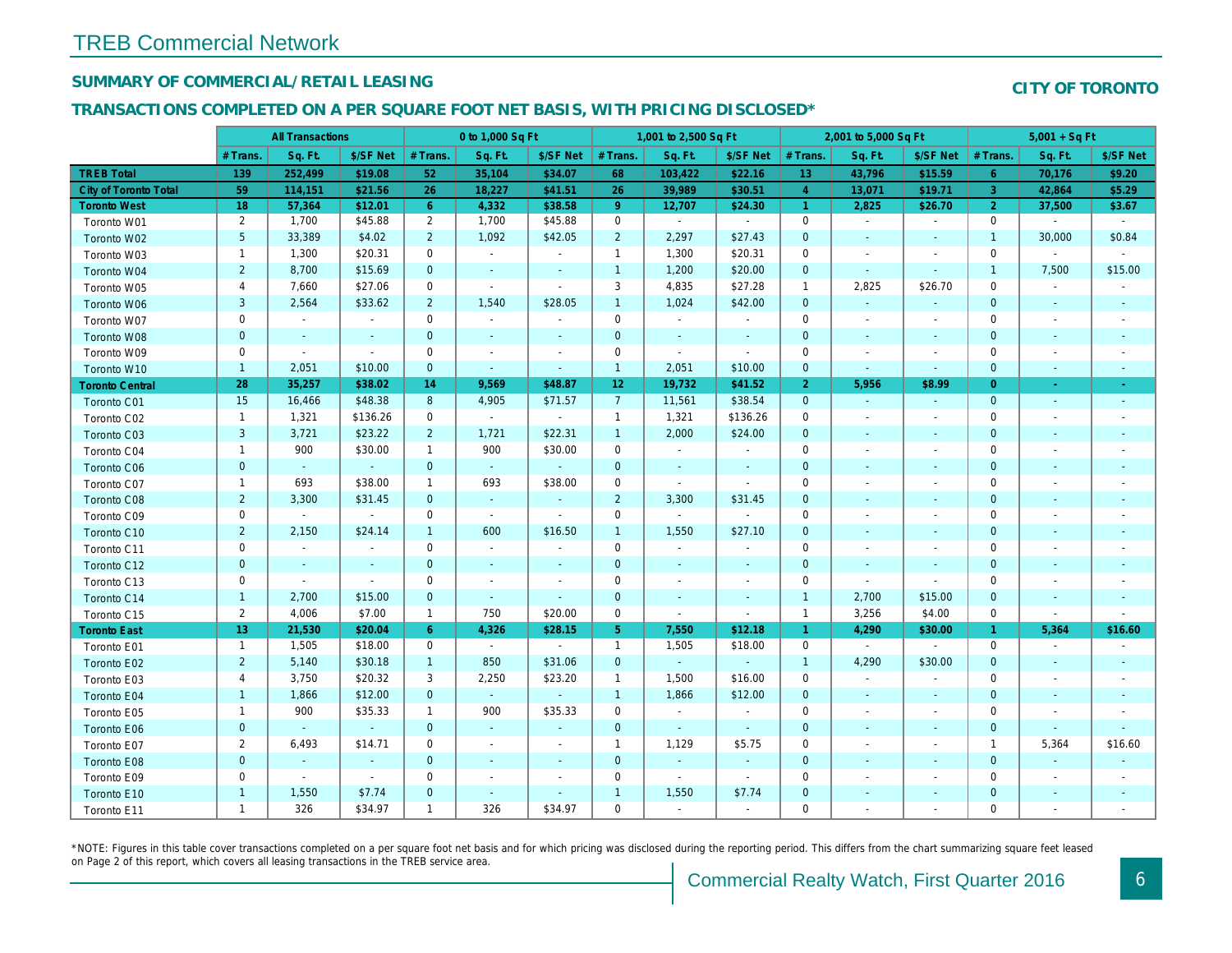# TREB Commercial Network

## SUMMARY OF COMMERCIAL/RETAIL LEASING

## CITY OF TORONTO

### TRANSACTIONS COMPLETED ON A PER SQUARE FOOT NET BASIS, WITH PRICING DISCLOSED*

| | All Transactions | | | 0 to 1,000 Sq Ft | | | 1,001 to 2,500 Sq Ft | | | 2,001 to 5,000 Sq Ft | | | 5,001 + Sq Ft | | |
|---|---|---|---|---|---|---|---|---|---|---|---|---|---|---|---|
| | # Trans. | Sq. Ft. | $/SF Net | # Trans. | Sq. Ft. | $/SF Net | # Trans. | Sq. Ft. | $/SF Net | # Trans. | Sq. Ft. | $/SF Net | # Trans. | Sq. Ft. | $/SF Net |
| **TREB Total** | **139** | **252,499** | **$19.08** | **52** | **35,104** | **$34.07** | **68** | **103,422** | **$22.16** | **13** | **43,796** | **$15.59** | **6** | **70,176** | **$9.20** |
| **City of Toronto Total** | **59** | **114,151** | **$21.56** | **26** | **18,227** | **$41.51** | **26** | **39,989** | **$30.51** | **4** | **13,071** | **$19.71** | **3** | **42,864** | **$5.29** |
| **Toronto West** | **18** | **57,364** | **$12.01** | **6** | **4,332** | **$38.58** | **9** | **12,707** | **$24.30** | **1** | **2,825** | **$26.70** | **2** | **37,500** | **$3.67** |
| Toronto W01 | 2 | 1,700 | $45.88 | 2 | 1,700 | $45.88 | 0 | - | - | 0 | - | - | 0 | - | - |
| Toronto W02 | 5 | 33,389 | $4.02 | 2 | 1,092 | $42.05 | 2 | 2,297 | $27.43 | 0 | - | - | 1 | 30,000 | $0.84 |
| Toronto W03 | 1 | 1,300 | $20.31 | 0 | - | - | 1 | 1,300 | $20.31 | 0 | - | - | 0 | - | - |
| Toronto W04 | 2 | 8,700 | $15.69 | 0 | - | - | 1 | 1,200 | $20.00 | 0 | - | - | 1 | 7,500 | $15.00 |
| Toronto W05 | 4 | 7,660 | $27.06 | 0 | - | - | 3 | 4,835 | $27.28 | 1 | 2,825 | $26.70 | 0 | - | - |
| Toronto W06 | 3 | 2,564 | $33.62 | 2 | 1,540 | $28.05 | 1 | 1,024 | $42.00 | 0 | - | - | 0 | - | - |
| Toronto W07 | 0 | - | - | 0 | - | - | 0 | - | - | 0 | - | - | 0 | - | - |
| Toronto W08 | 0 | - | - | 0 | - | - | 0 | - | - | 0 | - | - | 0 | - | - |
| Toronto W09 | 0 | - | - | 0 | - | - | 0 | - | - | 0 | - | - | 0 | - | - |
| Toronto W10 | 1 | 2,051 | $10.00 | 0 | - | - | 1 | 2,051 | $10.00 | 0 | - | - | 0 | - | - |
| **Toronto Central** | **28** | **35,257** | **$38.02** | **14** | **9,569** | **$48.87** | **12** | **19,732** | **$41.52** | **2** | **5,956** | **$8.99** | **0** | **-** | **-** |
| Toronto C01 | 15 | 16,466 | $48.38 | 8 | 4,905 | $71.57 | 7 | 11,561 | $38.54 | 0 | - | - | 0 | - | - |
| Toronto C02 | 1 | 1,321 | $136.26 | 0 | - | - | 1 | 1,321 | $136.26 | 0 | - | - | 0 | - | - |
| Toronto C03 | 3 | 3,721 | $23.22 | 2 | 1,721 | $22.31 | 1 | 2,000 | $24.00 | 0 | - | - | 0 | - | - |
| Toronto C04 | 1 | 900 | $30.00 | 1 | 900 | $30.00 | 0 | - | - | 0 | - | - | 0 | - | - |
| Toronto C06 | 0 | - | - | 0 | - | - | 0 | - | - | 0 | - | - | 0 | - | - |
| Toronto C07 | 1 | 693 | $38.00 | 1 | 693 | $38.00 | 0 | - | - | 0 | - | - | 0 | - | - |
| Toronto C08 | 2 | 3,300 | $31.45 | 0 | - | - | 2 | 3,300 | $31.45 | 0 | - | - | 0 | - | - |
| Toronto C09 | 0 | - | - | 0 | - | - | 0 | - | - | 0 | - | - | 0 | - | - |
| Toronto C10 | 2 | 2,150 | $24.14 | 1 | 600 | $16.50 | 1 | 1,550 | $27.10 | 0 | - | - | 0 | - | - |
| Toronto C11 | 0 | - | - | 0 | - | - | 0 | - | - | 0 | - | - | 0 | - | - |
| Toronto C12 | 0 | - | - | 0 | - | - | 0 | - | - | 0 | - | - | 0 | - | - |
| Toronto C13 | 0 | - | - | 0 | - | - | 0 | - | - | 0 | - | - | 0 | - | - |
| Toronto C14 | 1 | 2,700 | $15.00 | 0 | - | - | 0 | - | - | 1 | 2,700 | $15.00 | 0 | - | - |
| Toronto C15 | 2 | 4,006 | $7.00 | 1 | 750 | $20.00 | 0 | - | - | 1 | 3,256 | $4.00 | 0 | - | - |
| **Toronto East** | **13** | **21,530** | **$20.04** | **6** | **4,326** | **$28.15** | **5** | **7,550** | **$12.18** | **1** | **4,290** | **$30.00** | **1** | **5,364** | **$16.60** |
| Toronto E01 | 1 | 1,505 | $18.00 | 0 | - | - | 1 | 1,505 | $18.00 | 0 | - | - | 0 | - | - |
| Toronto E02 | 2 | 5,140 | $30.18 | 1 | 850 | $31.06 | 0 | - | - | 1 | 4,290 | $30.00 | 0 | - | - |
| Toronto E03 | 4 | 3,750 | $20.32 | 3 | 2,250 | $23.20 | 1 | 1,500 | $16.00 | 0 | - | - | 0 | - | - |
| Toronto E04 | 1 | 1,866 | $12.00 | 0 | - | - | 1 | 1,866 | $12.00 | 0 | - | - | 0 | - | - |
| Toronto E05 | 1 | 900 | $35.33 | 1 | 900 | $35.33 | 0 | - | - | 0 | - | - | 0 | - | - |
| Toronto E06 | 0 | - | - | 0 | - | - | 0 | - | - | 0 | - | - | 0 | - | - |
| Toronto E07 | 2 | 6,493 | $14.71 | 0 | - | - | 1 | 1,129 | $5.75 | 0 | - | - | 1 | 5,364 | $16.60 |
| Toronto E08 | 0 | - | - | 0 | - | - | 0 | - | - | 0 | - | - | 0 | - | - |
| Toronto E09 | 0 | - | - | 0 | - | - | 0 | - | - | 0 | - | - | 0 | - | - |
| Toronto E10 | 1 | 1,550 | $7.74 | 0 | - | - | 1 | 1,550 | $7.74 | 0 | - | - | 0 | - | - |
| Toronto E11 | 1 | 326 | $34.97 | 1 | 326 | $34.97 | 0 | - | - | 0 | - | - | 0 | - | - |

*NOTE: Figures in this table cover transactions completed on a per square foot net basis and for which pricing was disclosed during the reporting period. This differs from the chart summarizing square feet leased on Page 2 of this report, which covers all leasing transactions in the TREB service area.

Commercial Realty Watch, First Quarter 2016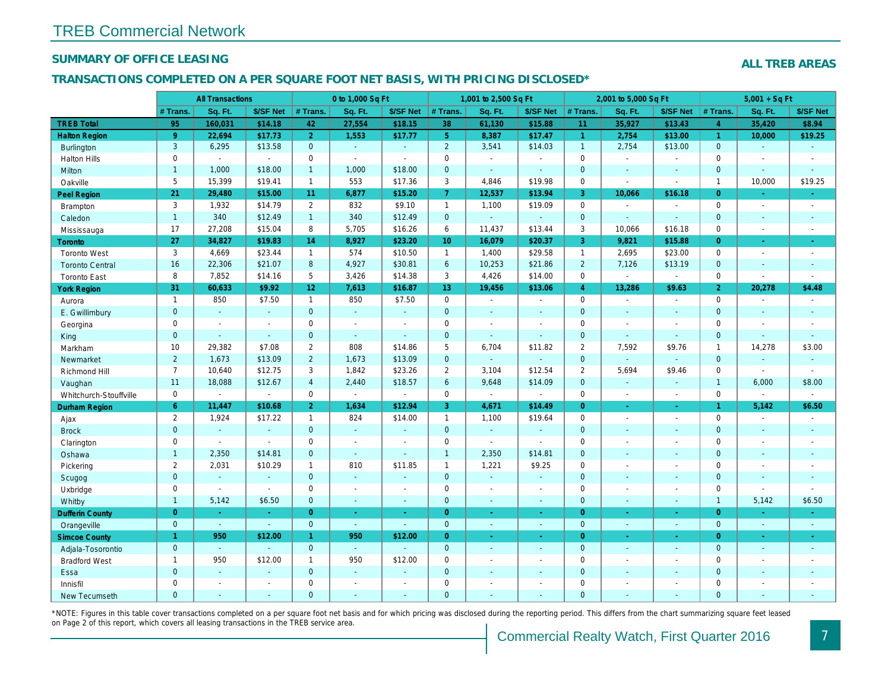# TREB Commercial Network

## SUMMARY OF OFFICE LEASING

**ALL TREB AREAS**

## TRANSACTIONS COMPLETED ON A PER SQUARE FOOT NET BASIS, WITH PRICING DISCLOSED*

| | All Transactions | | | 0 to 1,000 Sq Ft | | | 1,001 to 2,500 Sq Ft | | | 2,001 to 5,000 Sq Ft | | | 5,001 + Sq Ft | | |
|---|---|---|---|---|---|---|---|---|---|---|---|---|---|---|---|
| | # Trans. | Sq. Ft. | $/SF Net | # Trans. | Sq. Ft. | $/SF Net | # Trans. | Sq. Ft. | $/SF Net | # Trans. | Sq. Ft. | $/SF Net | # Trans. | Sq. Ft. | $/SF Net |
| **TREB Total** | **95** | **160,031** | **$14.18** | **42** | **27,554** | **$18.15** | **38** | **61,130** | **$15.88** | **11** | **35,927** | **$13.43** | **4** | **35,420** | **$8.94** |
| **Halton Region** | **9** | **22,694** | **$17.73** | **2** | **1,553** | **$17.77** | **5** | **8,387** | **$17.47** | **1** | **2,754** | **$13.00** | **1** | **10,000** | **$19.25** |
| Burlington | 3 | 6,295 | $13.58 | 0 | - | - | 2 | 3,541 | $14.03 | 1 | 2,754 | $13.00 | 0 | - | - |
| Halton Hills | 0 | - | - | 0 | - | - | 0 | - | - | 0 | - | - | 0 | - | - |
| Milton | 1 | 1,000 | $18.00 | 1 | 1,000 | $18.00 | 0 | - | - | 0 | - | - | 0 | - | - |
| Oakville | 5 | 15,399 | $19.41 | 1 | 553 | $17.36 | 3 | 4,846 | $19.98 | 0 | - | - | 1 | 10,000 | $19.25 |
| **Peel Region** | **21** | **29,480** | **$15.00** | **11** | **6,877** | **$15.20** | **7** | **12,537** | **$13.94** | **3** | **10,066** | **$16.18** | **0** | **-** | **-** |
| Brampton | 3 | 1,932 | $14.79 | 2 | 832 | $9.10 | 1 | 1,100 | $19.09 | 0 | - | - | 0 | - | - |
| Caledon | 1 | 340 | $12.49 | 1 | 340 | $12.49 | 0 | - | - | 0 | - | - | 0 | - | - |
| Mississauga | 17 | 27,208 | $15.04 | 8 | 5,705 | $16.26 | 6 | 11,437 | $13.44 | 3 | 10,066 | $16.18 | 0 | - | - |
| **Toronto** | **27** | **34,827** | **$19.83** | **14** | **8,927** | **$23.20** | **10** | **16,079** | **$20.37** | **3** | **9,821** | **$15.88** | **0** | **-** | **-** |
| Toronto West | 3 | 4,669 | $23.44 | 1 | 574 | $10.50 | 1 | 1,400 | $29.58 | 1 | 2,695 | $23.00 | 0 | - | - |
| Toronto Central | 16 | 22,306 | $21.07 | 8 | 4,927 | $30.81 | 6 | 10,253 | $21.86 | 2 | 7,126 | $13.19 | 0 | - | - |
| Toronto East | 8 | 7,852 | $14.16 | 5 | 3,426 | $14.38 | 3 | 4,426 | $14.00 | 0 | - | - | 0 | - | - |
| **York Region** | **31** | **60,633** | **$9.92** | **12** | **7,613** | **$16.87** | **13** | **19,456** | **$13.06** | **4** | **13,286** | **$9.63** | **2** | **20,278** | **$4.48** |
| Aurora | 1 | 850 | $7.50 | 1 | 850 | $7.50 | 0 | - | - | 0 | - | - | 0 | - | - |
| E. Gwillimbury | 0 | - | - | 0 | - | - | 0 | - | - | 0 | - | - | 0 | - | - |
| Georgina | 0 | - | - | 0 | - | - | 0 | - | - | 0 | - | - | 0 | - | - |
| King | 0 | - | - | 0 | - | - | 0 | - | - | 0 | - | - | 0 | - | - |
| Markham | 10 | 29,382 | $7.08 | 2 | 808 | $14.86 | 5 | 6,704 | $11.82 | 2 | 7,592 | $9.76 | 1 | 14,278 | $3.00 |
| Newmarket | 2 | 1,673 | $13.09 | 2 | 1,673 | $13.09 | 0 | - | - | 0 | - | - | 0 | - | - |
| Richmond Hill | 7 | 10,640 | $12.75 | 3 | 1,842 | $23.26 | 2 | 3,104 | $12.54 | 2 | 5,694 | $9.46 | 0 | - | - |
| Vaughan | 11 | 18,088 | $12.67 | 4 | 2,440 | $18.57 | 6 | 9,648 | $14.09 | 0 | - | - | 1 | 6,000 | $8.00 |
| Whitchurch-Stouffville | 0 | - | - | 0 | - | - | 0 | - | - | 0 | - | - | 0 | - | - |
| **Durham Region** | **6** | **11,447** | **$10.68** | **2** | **1,634** | **$12.94** | **3** | **4,671** | **$14.49** | **0** | **-** | **-** | **1** | **5,142** | **$6.50** |
| Ajax | 2 | 1,924 | $17.22 | 1 | 824 | $14.00 | 1 | 1,100 | $19.64 | 0 | - | - | 0 | - | - |
| Brock | 0 | - | - | 0 | - | - | 0 | - | - | 0 | - | - | 0 | - | - |
| Clarington | 0 | - | - | 0 | - | - | 0 | - | - | 0 | - | - | 0 | - | - |
| Oshawa | 1 | 2,350 | $14.81 | 0 | - | - | 1 | 2,350 | $14.81 | 0 | - | - | 0 | - | - |
| Pickering | 2 | 2,031 | $10.29 | 1 | 810 | $11.85 | 1 | 1,221 | $9.25 | 0 | - | - | 0 | - | - |
| Scugog | 0 | - | - | 0 | - | - | 0 | - | - | 0 | - | - | 0 | - | - |
| Uxbridge | 0 | - | - | 0 | - | - | 0 | - | - | 0 | - | - | 0 | - | - |
| Whitby | 1 | 5,142 | $6.50 | 0 | - | - | 0 | - | - | 0 | - | - | 1 | 5,142 | $6.50 |
| **Dufferin County** | **0** | **-** | **-** | **0** | **-** | **-** | **0** | **-** | **-** | **0** | **-** | **-** | **0** | **-** | **-** |
| Orangeville | 0 | - | - | 0 | - | - | 0 | - | - | 0 | - | - | 0 | - | - |
| **Simcoe County** | **1** | **950** | **$12.00** | **1** | **950** | **$12.00** | **0** | **-** | **-** | **0** | **-** | **-** | **0** | **-** | **-** |
| Adjala-Tosorontio | 0 | - | - | 0 | - | - | 0 | - | - | 0 | - | - | 0 | - | - |
| Bradford West | 1 | 950 | $12.00 | 1 | 950 | $12.00 | 0 | - | - | 0 | - | - | 0 | - | - |
| Essa | 0 | - | - | 0 | - | - | 0 | - | - | 0 | - | - | 0 | - | - |
| Innisfil | 0 | - | - | 0 | - | - | 0 | - | - | 0 | - | - | 0 | - | - |
| New Tecumseth | 0 | - | - | 0 | - | - | 0 | - | - | 0 | - | - | 0 | - | - |

*NOTE: Figures in this table cover transactions completed on a per square foot net basis and for which pricing was disclosed during the reporting period. This differs from the chart summarizing square feet leased on Page 2 of this report, which covers all leasing transactions in the TREB service area.

Commercial Realty Watch, First Quarter 2016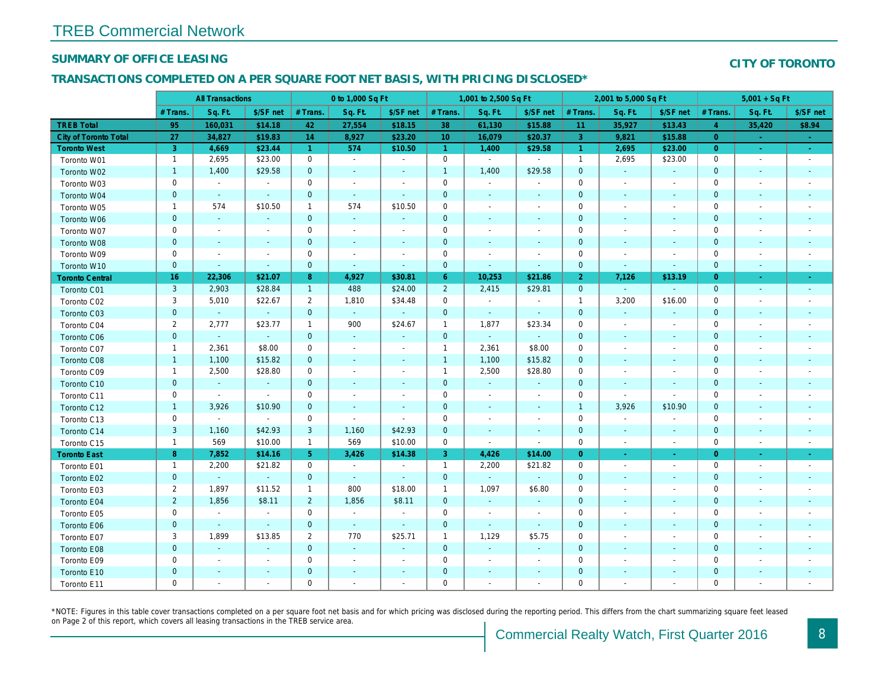# TREB Commercial Network

## SUMMARY OF OFFICE LEASING

**CITY OF TORONTO**

## TRANSACTIONS COMPLETED ON A PER SQUARE FOOT NET BASIS, WITH PRICING DISCLOSED*

| | All Transactions | | | 0 to 1,000 Sq Ft | | | 1,001 to 2,500 Sq Ft | | | 2,001 to 5,000 Sq Ft | | | 5,001 + Sq Ft | | |
|---|---|---|---|---|---|---|---|---|---|---|---|---|---|---|---|
| | # Trans. | Sq. Ft. | $/SF net | # Trans. | Sq. Ft. | $/SF net | # Trans. | Sq. Ft. | $/SF net | # Trans. | Sq. Ft. | $/SF net | # Trans. | Sq. Ft. | $/SF net |
| **TREB Total** | **95** | **160,031** | **$14.18** | **42** | **27,554** | **$18.15** | **38** | **61,130** | **$15.88** | **11** | **35,927** | **$13.43** | **4** | **35,420** | **$8.94** |
| **City of Toronto Total** | **27** | **34,827** | **$19.83** | **14** | **8,927** | **$23.20** | **10** | **16,079** | **$20.37** | **3** | **9,821** | **$15.88** | **0** | **-** | **-** |
| **Toronto West** | **3** | **4,669** | **$23.44** | **1** | **574** | **$10.50** | **1** | **1,400** | **$29.58** | **1** | **2,695** | **$23.00** | **0** | **-** | **-** |
| Toronto W01 | 1 | 2,695 | $23.00 | 0 | - | - | 0 | - | - | 1 | 2,695 | $23.00 | 0 | - | - |
| Toronto W02 | 1 | 1,400 | $29.58 | 0 | - | - | 1 | 1,400 | $29.58 | 0 | - | - | 0 | - | - |
| Toronto W03 | 0 | - | - | 0 | - | - | 0 | - | - | 0 | - | - | 0 | - | - |
| Toronto W04 | 0 | - | - | 0 | - | - | 0 | - | - | 0 | - | - | 0 | - | - |
| Toronto W05 | 1 | 574 | $10.50 | 1 | 574 | $10.50 | 0 | - | - | 0 | - | - | 0 | - | - |
| Toronto W06 | 0 | - | - | 0 | - | - | 0 | - | - | 0 | - | - | 0 | - | - |
| Toronto W07 | 0 | - | - | 0 | - | - | 0 | - | - | 0 | - | - | 0 | - | - |
| Toronto W08 | 0 | - | - | 0 | - | - | 0 | - | - | 0 | - | - | 0 | - | - |
| Toronto W09 | 0 | - | - | 0 | - | - | 0 | - | - | 0 | - | - | 0 | - | - |
| Toronto W10 | 0 | - | - | 0 | - | - | 0 | - | - | 0 | - | - | 0 | - | - |
| **Toronto Central** | **16** | **22,306** | **$21.07** | **8** | **4,927** | **$30.81** | **6** | **10,253** | **$21.86** | **2** | **7,126** | **$13.19** | **0** | **-** | **-** |
| Toronto C01 | 3 | 2,903 | $28.84 | 1 | 488 | $24.00 | 2 | 2,415 | $29.81 | 0 | - | - | 0 | - | - |
| Toronto C02 | 3 | 5,010 | $22.67 | 2 | 1,810 | $34.48 | 0 | - | - | 1 | 3,200 | $16.00 | 0 | - | - |
| Toronto C03 | 0 | - | - | 0 | - | - | 0 | - | - | 0 | - | - | 0 | - | - |
| Toronto C04 | 2 | 2,777 | $23.77 | 1 | 900 | $24.67 | 1 | 1,877 | $23.34 | 0 | - | - | 0 | - | - |
| Toronto C06 | 0 | - | - | 0 | - | - | 0 | - | - | 0 | - | - | 0 | - | - |
| Toronto C07 | 1 | 2,361 | $8.00 | 0 | - | - | 1 | 2,361 | $8.00 | 0 | - | - | 0 | - | - |
| Toronto C08 | 1 | 1,100 | $15.82 | 0 | - | - | 1 | 1,100 | $15.82 | 0 | - | - | 0 | - | - |
| Toronto C09 | 1 | 2,500 | $28.80 | 0 | - | - | 1 | 2,500 | $28.80 | 0 | - | - | 0 | - | - |
| Toronto C10 | 0 | - | - | 0 | - | - | 0 | - | - | 0 | - | - | 0 | - | - |
| Toronto C11 | 0 | - | - | 0 | - | - | 0 | - | - | 0 | - | - | 0 | - | - |
| Toronto C12 | 1 | 3,926 | $10.90 | 0 | - | - | 0 | - | - | 1 | 3,926 | $10.90 | 0 | - | - |
| Toronto C13 | 0 | - | - | 0 | - | - | 0 | - | - | 0 | - | - | 0 | - | - |
| Toronto C14 | 3 | 1,160 | $42.93 | 3 | 1,160 | $42.93 | 0 | - | - | 0 | - | - | 0 | - | - |
| Toronto C15 | 1 | 569 | $10.00 | 1 | 569 | $10.00 | 0 | - | - | 0 | - | - | 0 | - | - |
| **Toronto East** | **8** | **7,852** | **$14.16** | **5** | **3,426** | **$14.38** | **3** | **4,426** | **$14.00** | **0** | **-** | **-** | **0** | **-** | **-** |
| Toronto E01 | 1 | 2,200 | $21.82 | 0 | - | - | 1 | 2,200 | $21.82 | 0 | - | - | 0 | - | - |
| Toronto E02 | 0 | - | - | 0 | - | - | 0 | - | - | 0 | - | - | 0 | - | - |
| Toronto E03 | 2 | 1,897 | $11.52 | 1 | 800 | $18.00 | 1 | 1,097 | $6.80 | 0 | - | - | 0 | - | - |
| Toronto E04 | 2 | 1,856 | $8.11 | 2 | 1,856 | $8.11 | 0 | - | - | 0 | - | - | 0 | - | - |
| Toronto E05 | 0 | - | - | 0 | - | - | 0 | - | - | 0 | - | - | 0 | - | - |
| Toronto E06 | 0 | - | - | 0 | - | - | 0 | - | - | 0 | - | - | 0 | - | - |
| Toronto E07 | 3 | 1,899 | $13.85 | 2 | 770 | $25.71 | 1 | 1,129 | $5.75 | 0 | - | - | 0 | - | - |
| Toronto E08 | 0 | - | - | 0 | - | - | 0 | - | - | 0 | - | - | 0 | - | - |
| Toronto E09 | 0 | - | - | 0 | - | - | 0 | - | - | 0 | - | - | 0 | - | - |
| Toronto E10 | 0 | - | - | 0 | - | - | 0 | - | - | 0 | - | - | 0 | - | - |
| Toronto E11 | 0 | - | - | 0 | - | - | 0 | - | - | 0 | - | - | 0 | - | - |

*NOTE: Figures in this table cover transactions completed on a per square foot net basis and for which pricing was disclosed during the reporting period. This differs from the chart summarizing square feet leased on Page 2 of this report, which covers all leasing transactions in the TREB service area.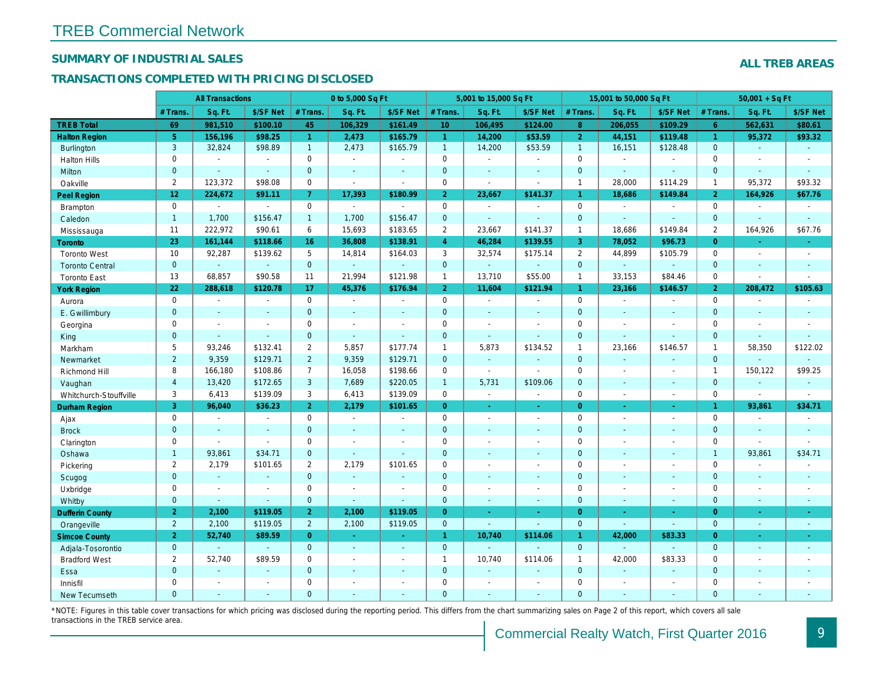# TREB Commercial Network

## SUMMARY OF INDUSTRIAL SALES

## TRANSACTIONS COMPLETED WITH PRICING DISCLOSED

**ALL TREB AREAS**

| | All Transactions | | | 0 to 5,000 Sq Ft | | | 5,001 to 15,000 Sq Ft | | | 15,001 to 50,000 Sq Ft | | | 50,001 + Sq Ft | | |
|---|---|---|---|---|---|---|---|---|---|---|---|---|---|---|---|
| | # Trans. | Sq. Ft. | $/SF Net | # Trans. | Sq. Ft. | $/SF Net | # Trans. | Sq. Ft. | $/SF Net | # Trans. | Sq. Ft. | $/SF Net | # Trans. | Sq. Ft. | $/SF Net |
| **TREB Total** | **69** | **981,510** | **$100.10** | **45** | **106,329** | **$161.49** | **10** | **106,495** | **$124.00** | **8** | **206,055** | **$109.29** | **6** | **562,631** | **$80.61** |
| **Halton Region** | **5** | **156,196** | **$98.25** | **1** | **2,473** | **$165.79** | **1** | **14,200** | **$53.59** | **2** | **44,151** | **$119.48** | **1** | **95,372** | **$93.32** |
| Burlington | 3 | 32,824 | $98.89 | 1 | 2,473 | $165.79 | 1 | 14,200 | $53.59 | 1 | 16,151 | $128.48 | 0 | - | - |
| Halton Hills | 0 | - | - | 0 | - | - | 0 | - | - | 0 | - | - | 0 | - | - |
| Milton | 0 | - | - | 0 | - | - | 0 | - | - | 0 | - | - | 0 | - | - |
| Oakville | 2 | 123,372 | $98.08 | 0 | - | - | 0 | - | - | 1 | 28,000 | $114.29 | 1 | 95,372 | $93.32 |
| **Peel Region** | **12** | **224,672** | **$91.11** | **7** | **17,393** | **$180.99** | **2** | **23,667** | **$141.37** | **1** | **18,686** | **$149.84** | **2** | **164,926** | **$67.76** |
| Brampton | 0 | - | - | 0 | - | - | 0 | - | - | 0 | - | - | 0 | - | - |
| Caledon | 1 | 1,700 | $156.47 | 1 | 1,700 | $156.47 | 0 | - | - | 0 | - | - | 0 | - | - |
| Mississauga | 11 | 222,972 | $90.61 | 6 | 15,693 | $183.65 | 2 | 23,667 | $141.37 | 1 | 18,686 | $149.84 | 2 | 164,926 | $67.76 |
| **Toronto** | **23** | **161,144** | **$118.66** | **16** | **36,808** | **$138.91** | **4** | **46,284** | **$139.55** | **3** | **78,052** | **$96.73** | **0** | **-** | **-** |
| Toronto West | 10 | 92,287 | $139.62 | 5 | 14,814 | $164.03 | 3 | 32,574 | $175.14 | 2 | 44,899 | $105.79 | 0 | - | - |
| Toronto Central | 0 | - | - | 0 | - | - | 0 | - | - | 0 | - | - | 0 | - | - |
| Toronto East | 13 | 68,857 | $90.58 | 11 | 21,994 | $121.98 | 1 | 13,710 | $55.00 | 1 | 33,153 | $84.46 | 0 | - | - |
| **York Region** | **22** | **288,618** | **$120.78** | **17** | **45,376** | **$176.94** | **2** | **11,604** | **$121.94** | **1** | **23,166** | **$146.57** | **2** | **208,472** | **$105.63** |
| Aurora | 0 | - | - | 0 | - | - | 0 | - | - | 0 | - | - | 0 | - | - |
| E. Gwillimbury | 0 | - | - | 0 | - | - | 0 | - | - | 0 | - | - | 0 | - | - |
| Georgina | 0 | - | - | 0 | - | - | 0 | - | - | 0 | - | - | 0 | - | - |
| King | 0 | - | - | 0 | - | - | 0 | - | - | 0 | - | - | 0 | - | - |
| Markham | 5 | 93,246 | $132.41 | 2 | 5,857 | $177.74 | 1 | 5,873 | $134.52 | 1 | 23,166 | $146.57 | 1 | 58,350 | $122.02 |
| Newmarket | 2 | 9,359 | $129.71 | 2 | 9,359 | $129.71 | 0 | - | - | 0 | - | - | 0 | - | - |
| Richmond Hill | 8 | 166,180 | $108.86 | 7 | 16,058 | $198.66 | 0 | - | - | 0 | - | - | 1 | 150,122 | $99.25 |
| Vaughan | 4 | 13,420 | $172.65 | 3 | 7,689 | $220.05 | 1 | 5,731 | $109.06 | 0 | - | - | 0 | - | - |
| Whitchurch-Stouffville | 3 | 6,413 | $139.09 | 3 | 6,413 | $139.09 | 0 | - | - | 0 | - | - | 0 | - | - |
| **Durham Region** | **3** | **96,040** | **$36.23** | **2** | **2,179** | **$101.65** | **0** | **-** | **-** | **0** | **-** | **-** | **1** | **93,861** | **$34.71** |
| Ajax | 0 | - | - | 0 | - | - | 0 | - | - | 0 | - | - | 0 | - | - |
| Brock | 0 | - | - | 0 | - | - | 0 | - | - | 0 | - | - | 0 | - | - |
| Clarington | 0 | - | - | 0 | - | - | 0 | - | - | 0 | - | - | 0 | - | - |
| Oshawa | 1 | 93,861 | $34.71 | 0 | - | - | 0 | - | - | 0 | - | - | 1 | 93,861 | $34.71 |
| Pickering | 2 | 2,179 | $101.65 | 2 | 2,179 | $101.65 | 0 | - | - | 0 | - | - | 0 | - | - |
| Scugog | 0 | - | - | 0 | - | - | 0 | - | - | 0 | - | - | 0 | - | - |
| Uxbridge | 0 | - | - | 0 | - | - | 0 | - | - | 0 | - | - | 0 | - | - |
| Whitby | 0 | - | - | 0 | - | - | 0 | - | - | 0 | - | - | 0 | - | - |
| **Dufferin County** | **2** | **2,100** | **$119.05** | **2** | **2,100** | **$119.05** | **0** | **-** | **-** | **0** | **-** | **-** | **0** | **-** | **-** |
| Orangeville | 2 | 2,100 | $119.05 | 2 | 2,100 | $119.05 | 0 | - | - | 0 | - | - | 0 | - | - |
| **Simcoe County** | **2** | **52,740** | **$89.59** | **0** | **-** | **-** | **1** | **10,740** | **$114.06** | **1** | **42,000** | **$83.33** | **0** | **-** | **-** |
| Adjala-Tosorontio | 0 | - | - | 0 | - | - | 0 | - | - | 0 | - | - | 0 | - | - |
| Bradford West | 2 | 52,740 | $89.59 | 0 | - | - | 1 | 10,740 | $114.06 | 1 | 42,000 | $83.33 | 0 | - | - |
| Essa | 0 | - | - | 0 | - | - | 0 | - | - | 0 | - | - | 0 | - | - |
| Innisfil | 0 | - | - | 0 | - | - | 0 | - | - | 0 | - | - | 0 | - | - |
| New Tecumseth | 0 | - | - | 0 | - | - | 0 | - | - | 0 | - | - | 0 | - | - |

*NOTE: Figures in this table cover transactions for which pricing was disclosed during the reporting period. This differs from the chart summarizing sales on Page 2 of this report, which covers all sale transactions in the TREB service area.

Commercial Realty Watch, First Quarter 2016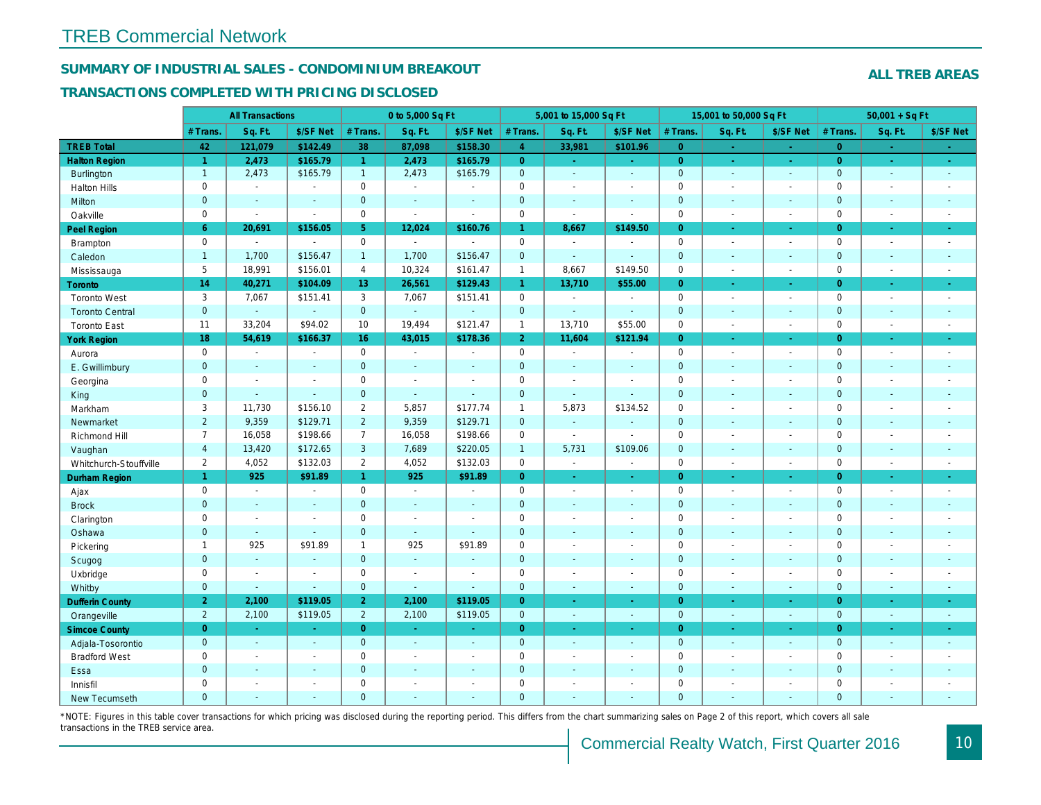# TREB Commercial Network

## SUMMARY OF INDUSTRIAL SALES - CONDOMINIUM BREAKOUT

### TRANSACTIONS COMPLETED WITH PRICING DISCLOSED

**ALL TREB AREAS**

| | All Transactions | | | 0 to 5,000 Sq Ft | | | 5,001 to 15,000 Sq Ft | | | 15,001 to 50,000 Sq Ft | | | 50,001 + Sq Ft | | |
|---|---|---|---|---|---|---|---|---|---|---|---|---|---|---|---|
| | # Trans. | Sq. Ft. | $/SF Net | # Trans. | Sq. Ft. | $/SF Net | # Trans. | Sq. Ft. | $/SF Net | # Trans. | Sq. Ft. | $/SF Net | # Trans. | Sq. Ft. | $/SF Net |
| **TREB Total** | **42** | **121,079** | **$142.49** | **38** | **87,098** | **$158.30** | **4** | **33,981** | **$101.96** | **0** | **-** | **-** | **0** | **-** | **-** |
| **Halton Region** | **1** | **2,473** | **$165.79** | **1** | **2,473** | **$165.79** | **0** | **-** | **-** | **0** | **-** | **-** | **0** | **-** | **-** |
| Burlington | 1 | 2,473 | $165.79 | 1 | 2,473 | $165.79 | 0 | - | - | 0 | - | - | 0 | - | - |
| Halton Hills | 0 | - | - | 0 | - | - | 0 | - | - | 0 | - | - | 0 | - | - |
| Milton | 0 | - | - | 0 | - | - | 0 | - | - | 0 | - | - | 0 | - | - |
| Oakville | 0 | - | - | 0 | - | - | 0 | - | - | 0 | - | - | 0 | - | - |
| **Peel Region** | **6** | **20,691** | **$156.05** | **5** | **12,024** | **$160.76** | **1** | **8,667** | **$149.50** | **0** | **-** | **-** | **0** | **-** | **-** |
| Brampton | 0 | - | - | 0 | - | - | 0 | - | - | 0 | - | - | 0 | - | - |
| Caledon | 1 | 1,700 | $156.47 | 1 | 1,700 | $156.47 | 0 | - | - | 0 | - | - | 0 | - | - |
| Mississauga | 5 | 18,991 | $156.01 | 4 | 10,324 | $161.47 | 1 | 8,667 | $149.50 | 0 | - | - | 0 | - | - |
| **Toronto** | **14** | **40,271** | **$104.09** | **13** | **26,561** | **$129.43** | **1** | **13,710** | **$55.00** | **0** | **-** | **-** | **0** | **-** | **-** |
| Toronto West | 3 | 7,067 | $151.41 | 3 | 7,067 | $151.41 | 0 | - | - | 0 | - | - | 0 | - | - |
| Toronto Central | 0 | - | - | 0 | - | - | 0 | - | - | 0 | - | - | 0 | - | - |
| Toronto East | 11 | 33,204 | $94.02 | 10 | 19,494 | $121.47 | 1 | 13,710 | $55.00 | 0 | - | - | 0 | - | - |
| **York Region** | **18** | **54,619** | **$166.37** | **16** | **43,015** | **$178.36** | **2** | **11,604** | **$121.94** | **0** | **-** | **-** | **0** | **-** | **-** |
| Aurora | 0 | - | - | 0 | - | - | 0 | - | - | 0 | - | - | 0 | - | - |
| E. Gwillimbury | 0 | - | - | 0 | - | - | 0 | - | - | 0 | - | - | 0 | - | - |
| Georgina | 0 | - | - | 0 | - | - | 0 | - | - | 0 | - | - | 0 | - | - |
| King | 0 | - | - | 0 | - | - | 0 | - | - | 0 | - | - | 0 | - | - |
| Markham | 3 | 11,730 | $156.10 | 2 | 5,857 | $177.74 | 1 | 5,873 | $134.52 | 0 | - | - | 0 | - | - |
| Newmarket | 2 | 9,359 | $129.71 | 2 | 9,359 | $129.71 | 0 | - | - | 0 | - | - | 0 | - | - |
| Richmond Hill | 7 | 16,058 | $198.66 | 7 | 16,058 | $198.66 | 0 | - | - | 0 | - | - | 0 | - | - |
| Vaughan | 4 | 13,420 | $172.65 | 3 | 7,689 | $220.05 | 1 | 5,731 | $109.06 | 0 | - | - | 0 | - | - |
| Whitchurch-Stouffville | 2 | 4,052 | $132.03 | 2 | 4,052 | $132.03 | 0 | - | - | 0 | - | - | 0 | - | - |
| **Durham Region** | **1** | **925** | **$91.89** | **1** | **925** | **$91.89** | **0** | **-** | **-** | **0** | **-** | **-** | **0** | **-** | **-** |
| Ajax | 0 | - | - | 0 | - | - | 0 | - | - | 0 | - | - | 0 | - | - |
| Brock | 0 | - | - | 0 | - | - | 0 | - | - | 0 | - | - | 0 | - | - |
| Clarington | 0 | - | - | 0 | - | - | 0 | - | - | 0 | - | - | 0 | - | - |
| Oshawa | 0 | - | - | 0 | - | - | 0 | - | - | 0 | - | - | 0 | - | - |
| Pickering | 1 | 925 | $91.89 | 1 | 925 | $91.89 | 0 | - | - | 0 | - | - | 0 | - | - |
| Scugog | 0 | - | - | 0 | - | - | 0 | - | - | 0 | - | - | 0 | - | - |
| Uxbridge | 0 | - | - | 0 | - | - | 0 | - | - | 0 | - | - | 0 | - | - |
| Whitby | 0 | - | - | 0 | - | - | 0 | - | - | 0 | - | - | 0 | - | - |
| **Dufferin County** | **2** | **2,100** | **$119.05** | **2** | **2,100** | **$119.05** | **0** | **-** | **-** | **0** | **-** | **-** | **0** | **-** | **-** |
| Orangeville | 2 | 2,100 | $119.05 | 2 | 2,100 | $119.05 | 0 | - | - | 0 | - | - | 0 | - | - |
| **Simcoe County** | **0** | **-** | **-** | **0** | **-** | **-** | **0** | **-** | **-** | **0** | **-** | **-** | **0** | **-** | **-** |
| Adjala-Tosorontio | 0 | - | - | 0 | - | - | 0 | - | - | 0 | - | - | 0 | - | - |
| Bradford West | 0 | - | - | 0 | - | - | 0 | - | - | 0 | - | - | 0 | - | - |
| Essa | 0 | - | - | 0 | - | - | 0 | - | - | 0 | - | - | 0 | - | - |
| Innisfil | 0 | - | - | 0 | - | - | 0 | - | - | 0 | - | - | 0 | - | - |
| New Tecumseth | 0 | - | - | 0 | - | - | 0 | - | - | 0 | - | - | 0 | - | - |

*NOTE: Figures in this table cover transactions for which pricing was disclosed during the reporting period. This differs from the chart summarizing sales on Page 2 of this report, which covers all sale transactions in the TREB service area.

Commercial Realty Watch, First Quarter 2016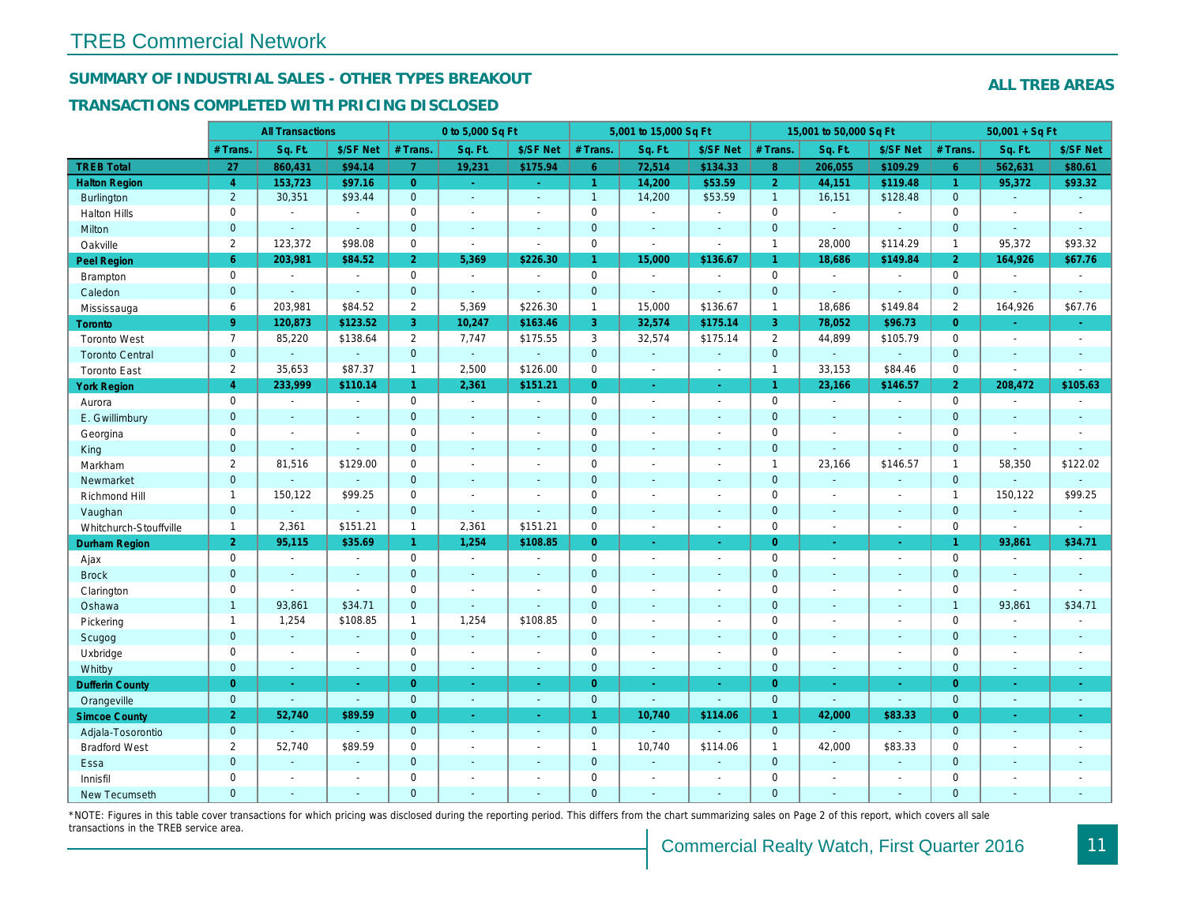# TREB Commercial Network

## SUMMARY OF INDUSTRIAL SALES - OTHER TYPES BREAKOUT

## TRANSACTIONS COMPLETED WITH PRICING DISCLOSED

**ALL TREB AREAS**

| | All Transactions | | | 0 to 5,000 Sq Ft | | | 5,001 to 15,000 Sq Ft | | | 15,001 to 50,000 Sq Ft | | | 50,001 + Sq Ft | | |
|---|---|---|---|---|---|---|---|---|---|---|---|---|---|---|---|
| | # Trans. | Sq. Ft. | $/SF Net | # Trans. | Sq. Ft. | $/SF Net | # Trans. | Sq. Ft. | $/SF Net | # Trans. | Sq. Ft. | $/SF Net | # Trans. | Sq. Ft. | $/SF Net |
| **TREB Total** | **27** | **860,431** | **$94.14** | **7** | **19,231** | **$175.94** | **6** | **72,514** | **$134.33** | **8** | **206,055** | **$109.29** | **6** | **562,631** | **$80.61** |
| **Halton Region** | **4** | **153,723** | **$97.16** | **0** | **-** | **-** | **1** | **14,200** | **$53.59** | **2** | **44,151** | **$119.48** | **1** | **95,372** | **$93.32** |
| Burlington | 2 | 30,351 | $93.44 | 0 | - | - | 1 | 14,200 | $53.59 | 1 | 16,151 | $128.48 | 0 | - | - |
| Halton Hills | 0 | - | - | 0 | - | - | 0 | - | - | 0 | - | - | 0 | - | - |
| Milton | 0 | - | - | 0 | - | - | 0 | - | - | 0 | - | - | 0 | - | - |
| Oakville | 2 | 123,372 | $98.08 | 0 | - | - | 0 | - | - | 1 | 28,000 | $114.29 | 1 | 95,372 | $93.32 |
| **Peel Region** | **6** | **203,981** | **$84.52** | **2** | **5,369** | **$226.30** | **1** | **15,000** | **$136.67** | **1** | **18,686** | **$149.84** | **2** | **164,926** | **$67.76** |
| Brampton | 0 | - | - | 0 | - | - | 0 | - | - | 0 | - | - | 0 | - | - |
| Caledon | 0 | - | - | 0 | - | - | 0 | - | - | 0 | - | - | 0 | - | - |
| Mississauga | 6 | 203,981 | $84.52 | 2 | 5,369 | $226.30 | 1 | 15,000 | $136.67 | 1 | 18,686 | $149.84 | 2 | 164,926 | $67.76 |
| **Toronto** | **9** | **120,873** | **$123.52** | **3** | **10,247** | **$163.46** | **3** | **32,574** | **$175.14** | **3** | **78,052** | **$96.73** | **0** | **-** | **-** |
| Toronto West | 7 | 85,220 | $138.64 | 2 | 7,747 | $175.55 | 3 | 32,574 | $175.14 | 2 | 44,899 | $105.79 | 0 | - | - |
| Toronto Central | 0 | - | - | 0 | - | - | 0 | - | - | 0 | - | - | 0 | - | - |
| Toronto East | 2 | 35,653 | $87.37 | 1 | 2,500 | $126.00 | 0 | - | - | 1 | 33,153 | $84.46 | 0 | - | - |
| **York Region** | **4** | **233,999** | **$110.14** | **1** | **2,361** | **$151.21** | **0** | **-** | **-** | **1** | **23,166** | **$146.57** | **2** | **208,472** | **$105.63** |
| Aurora | 0 | - | - | 0 | - | - | 0 | - | - | 0 | - | - | 0 | - | - |
| E. Gwillimbury | 0 | - | - | 0 | - | - | 0 | - | - | 0 | - | - | 0 | - | - |
| Georgina | 0 | - | - | 0 | - | - | 0 | - | - | 0 | - | - | 0 | - | - |
| King | 0 | - | - | 0 | - | - | 0 | - | - | 0 | - | - | 0 | - | - |
| Markham | 2 | 81,516 | $129.00 | 0 | - | - | 0 | - | - | 1 | 23,166 | $146.57 | 1 | 58,350 | $122.02 |
| Newmarket | 0 | - | - | 0 | - | - | 0 | - | - | 0 | - | - | 0 | - | - |
| Richmond Hill | 1 | 150,122 | $99.25 | 0 | - | - | 0 | - | - | 0 | - | - | 1 | 150,122 | $99.25 |
| Vaughan | 0 | - | - | 0 | - | - | 0 | - | - | 0 | - | - | 0 | - | - |
| Whitchurch-Stouffville | 1 | 2,361 | $151.21 | 1 | 2,361 | $151.21 | 0 | - | - | 0 | - | - | 0 | - | - |
| **Durham Region** | **2** | **95,115** | **$35.69** | **1** | **1,254** | **$108.85** | **0** | **-** | **-** | **0** | **-** | **-** | **1** | **93,861** | **$34.71** |
| Ajax | 0 | - | - | 0 | - | - | 0 | - | - | 0 | - | - | 0 | - | - |
| Brock | 0 | - | - | 0 | - | - | 0 | - | - | 0 | - | - | 0 | - | - |
| Clarington | 0 | - | - | 0 | - | - | 0 | - | - | 0 | - | - | 0 | - | - |
| Oshawa | 1 | 93,861 | $34.71 | 0 | - | - | 0 | - | - | 0 | - | - | 1 | 93,861 | $34.71 |
| Pickering | 1 | 1,254 | $108.85 | 1 | 1,254 | $108.85 | 0 | - | - | 0 | - | - | 0 | - | - |
| Scugog | 0 | - | - | 0 | - | - | 0 | - | - | 0 | - | - | 0 | - | - |
| Uxbridge | 0 | - | - | 0 | - | - | 0 | - | - | 0 | - | - | 0 | - | - |
| Whitby | 0 | - | - | 0 | - | - | 0 | - | - | 0 | - | - | 0 | - | - |
| **Dufferin County** | **0** | **-** | **-** | **0** | **-** | **-** | **0** | **-** | **-** | **0** | **-** | **-** | **0** | **-** | **-** |
| Orangeville | 0 | - | - | 0 | - | - | 0 | - | - | 0 | - | - | 0 | - | - |
| **Simcoe County** | **2** | **52,740** | **$89.59** | **0** | **-** | **-** | **1** | **10,740** | **$114.06** | **1** | **42,000** | **$83.33** | **0** | **-** | **-** |
| Adjala-Tosorontio | 0 | - | - | 0 | - | - | 0 | - | - | 0 | - | - | 0 | - | - |
| Bradford West | 2 | 52,740 | $89.59 | 0 | - | - | 1 | 10,740 | $114.06 | 1 | 42,000 | $83.33 | 0 | - | - |
| Essa | 0 | - | - | 0 | - | - | 0 | - | - | 0 | - | - | 0 | - | - |
| Innisfil | 0 | - | - | 0 | - | - | 0 | - | - | 0 | - | - | 0 | - | - |
| New Tecumseth | 0 | - | - | 0 | - | - | 0 | - | - | 0 | - | - | 0 | - | - |

*NOTE: Figures in this table cover transactions for which pricing was disclosed during the reporting period. This differs from the chart summarizing sales on Page 2 of this report, which covers all sale transactions in the TREB service area.

Commercial Realty Watch, First Quarter 2016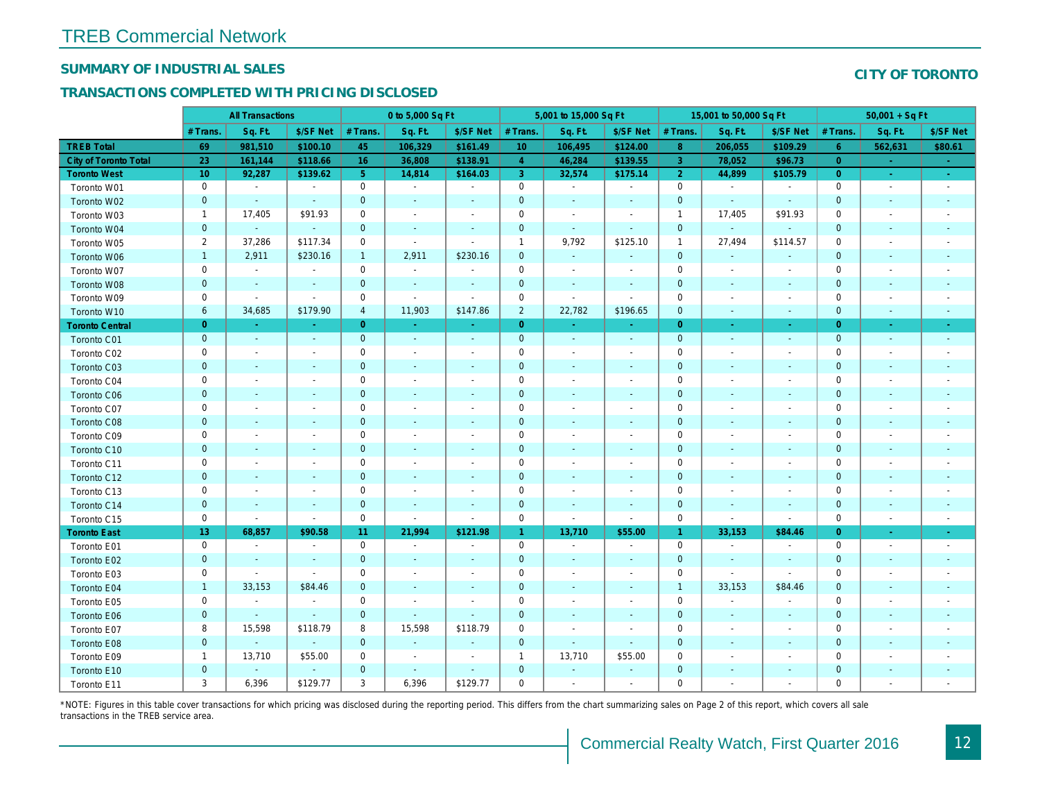# TREB Commercial Network

## SUMMARY OF INDUSTRIAL SALES

## TRANSACTIONS COMPLETED WITH PRICING DISCLOSED

## CITY OF TORONTO

| | All Transactions | | | 0 to 5,000 Sq Ft | | | 5,001 to 15,000 Sq Ft | | | 15,001 to 50,000 Sq Ft | | | 50,001 + Sq Ft | | |
|---|---|---|---|---|---|---|---|---|---|---|---|---|---|---|---|
| | # Trans. | Sq. Ft. | $/SF Net | # Trans. | Sq. Ft. | $/SF Net | # Trans. | Sq. Ft. | $/SF Net | # Trans. | Sq. Ft. | $/SF Net | # Trans. | Sq. Ft. | $/SF Net |
| **TREB Total** | **69** | **981,510** | **$100.10** | **45** | **106,329** | **$161.49** | **10** | **106,495** | **$124.00** | **8** | **206,055** | **$109.29** | **6** | **562,631** | **$80.61** |
| **City of Toronto Total** | **23** | **161,144** | **$118.66** | **16** | **36,808** | **$138.91** | **4** | **46,284** | **$139.55** | **3** | **78,052** | **$96.73** | **0** | **-** | **-** |
| **Toronto West** | **10** | **92,287** | **$139.62** | **5** | **14,814** | **$164.03** | **3** | **32,574** | **$175.14** | **2** | **44,899** | **$105.79** | **0** | **-** | **-** |
| Toronto W01 | 0 | - | - | 0 | - | - | 0 | - | - | 0 | - | - | 0 | - | - |
| Toronto W02 | 0 | - | - | 0 | - | - | 0 | - | - | 0 | - | - | 0 | - | - |
| Toronto W03 | 1 | 17,405 | $91.93 | 0 | - | - | 0 | - | - | 1 | 17,405 | $91.93 | 0 | - | - |
| Toronto W04 | 0 | - | - | 0 | - | - | 0 | - | - | 0 | - | - | 0 | - | - |
| Toronto W05 | 2 | 37,286 | $117.34 | 0 | - | - | 1 | 9,792 | $125.10 | 1 | 27,494 | $114.57 | 0 | - | - |
| Toronto W06 | 1 | 2,911 | $230.16 | 1 | 2,911 | $230.16 | 0 | - | - | 0 | - | - | 0 | - | - |
| Toronto W07 | 0 | - | - | 0 | - | - | 0 | - | - | 0 | - | - | 0 | - | - |
| Toronto W08 | 0 | - | - | 0 | - | - | 0 | - | - | 0 | - | - | 0 | - | - |
| Toronto W09 | 0 | - | - | 0 | - | - | 0 | - | - | 0 | - | - | 0 | - | - |
| Toronto W10 | 6 | 34,685 | $179.90 | 4 | 11,903 | $147.86 | 2 | 22,782 | $196.65 | 0 | - | - | 0 | - | - |
| **Toronto Central** | **0** | **-** | **-** | **0** | **-** | **-** | **0** | **-** | **-** | **0** | **-** | **-** | **0** | **-** | **-** |
| Toronto C01 | 0 | - | - | 0 | - | - | 0 | - | - | 0 | - | - | 0 | - | - |
| Toronto C02 | 0 | - | - | 0 | - | - | 0 | - | - | 0 | - | - | 0 | - | - |
| Toronto C03 | 0 | - | - | 0 | - | - | 0 | - | - | 0 | - | - | 0 | - | - |
| Toronto C04 | 0 | - | - | 0 | - | - | 0 | - | - | 0 | - | - | 0 | - | - |
| Toronto C06 | 0 | - | - | 0 | - | - | 0 | - | - | 0 | - | - | 0 | - | - |
| Toronto C07 | 0 | - | - | 0 | - | - | 0 | - | - | 0 | - | - | 0 | - | - |
| Toronto C08 | 0 | - | - | 0 | - | - | 0 | - | - | 0 | - | - | 0 | - | - |
| Toronto C09 | 0 | - | - | 0 | - | - | 0 | - | - | 0 | - | - | 0 | - | - |
| Toronto C10 | 0 | - | - | 0 | - | - | 0 | - | - | 0 | - | - | 0 | - | - |
| Toronto C11 | 0 | - | - | 0 | - | - | 0 | - | - | 0 | - | - | 0 | - | - |
| Toronto C12 | 0 | - | - | 0 | - | - | 0 | - | - | 0 | - | - | 0 | - | - |
| Toronto C13 | 0 | - | - | 0 | - | - | 0 | - | - | 0 | - | - | 0 | - | - |
| Toronto C14 | 0 | - | - | 0 | - | - | 0 | - | - | 0 | - | - | 0 | - | - |
| Toronto C15 | 0 | - | - | 0 | - | - | 0 | - | - | 0 | - | - | 0 | - | - |
| **Toronto East** | **13** | **68,857** | **$90.58** | **11** | **21,994** | **$121.98** | **1** | **13,710** | **$55.00** | **1** | **33,153** | **$84.46** | **0** | **-** | **-** |
| Toronto E01 | 0 | - | - | 0 | - | - | 0 | - | - | 0 | - | - | 0 | - | - |
| Toronto E02 | 0 | - | - | 0 | - | - | 0 | - | - | 0 | - | - | 0 | - | - |
| Toronto E03 | 0 | - | - | 0 | - | - | 0 | - | - | 0 | - | - | 0 | - | - |
| Toronto E04 | 1 | 33,153 | $84.46 | 0 | - | - | 0 | - | - | 1 | 33,153 | $84.46 | 0 | - | - |
| Toronto E05 | 0 | - | - | 0 | - | - | 0 | - | - | 0 | - | - | 0 | - | - |
| Toronto E06 | 0 | - | - | 0 | - | - | 0 | - | - | 0 | - | - | 0 | - | - |
| Toronto E07 | 8 | 15,598 | $118.79 | 8 | 15,598 | $118.79 | 0 | - | - | 0 | - | - | 0 | - | - |
| Toronto E08 | 0 | - | - | 0 | - | - | 0 | - | - | 0 | - | - | 0 | - | - |
| Toronto E09 | 1 | 13,710 | $55.00 | 0 | - | - | 1 | 13,710 | $55.00 | 0 | - | - | 0 | - | - |
| Toronto E10 | 0 | - | - | 0 | - | - | 0 | - | - | 0 | - | - | 0 | - | - |
| Toronto E11 | 3 | 6,396 | $129.77 | 3 | 6,396 | $129.77 | 0 | - | - | 0 | - | - | 0 | - | - |

*NOTE: Figures in this table cover transactions for which pricing was disclosed during the reporting period. This differs from the chart summarizing sales on Page 2 of this report, which covers all sale transactions in the TREB service area.

Commercial Realty Watch, First Quarter 2016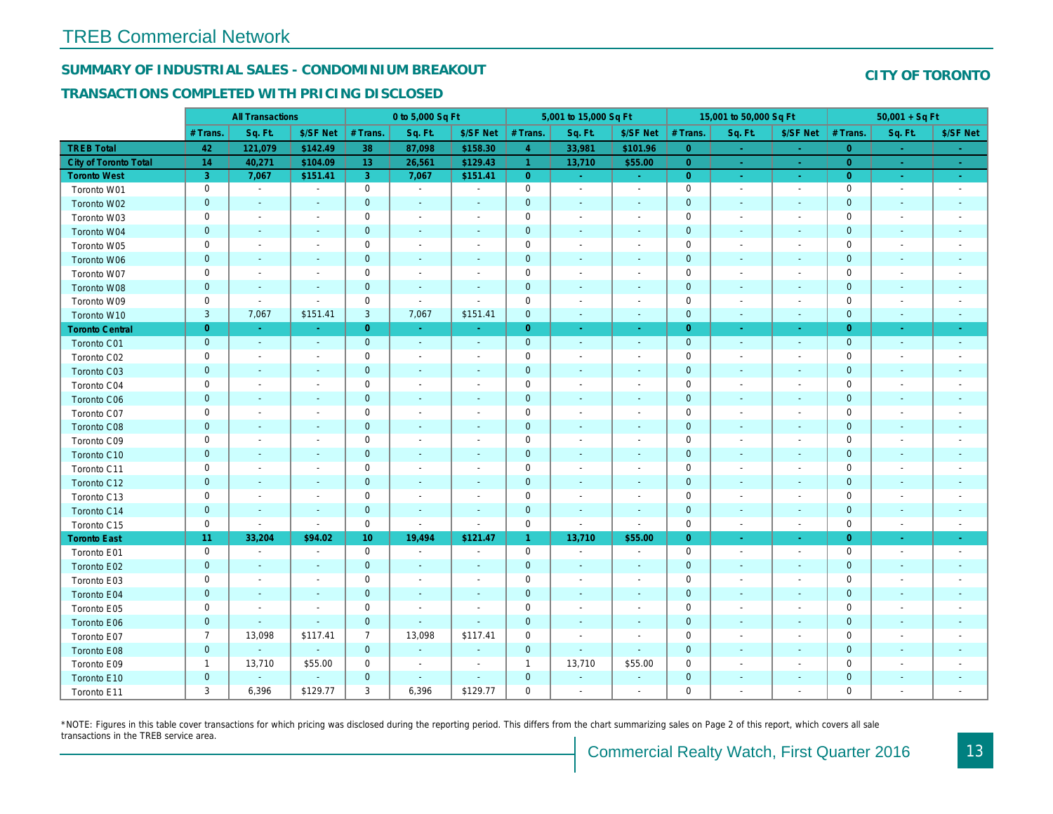# TREB Commercial Network

## SUMMARY OF INDUSTRIAL SALES - CONDOMINIUM BREAKOUT

## TRANSACTIONS COMPLETED WITH PRICING DISCLOSED

**CITY OF TORONTO**

| | All Transactions | | | 0 to 5,000 Sq Ft | | | 5,001 to 15,000 Sq Ft | | | 15,001 to 50,000 Sq Ft | | | 50,001 + Sq Ft | | |
|---|---|---|---|---|---|---|---|---|---|---|---|---|---|---|---|
| | # Trans. | Sq. Ft. | $/SF Net | # Trans. | Sq. Ft. | $/SF Net | # Trans. | Sq. Ft. | $/SF Net | # Trans. | Sq. Ft. | $/SF Net | # Trans. | Sq. Ft. | $/SF Net |
| **TREB Total** | 42 | 121,079 | $142.49 | 38 | 87,098 | $158.30 | 4 | 33,981 | $101.96 | 0 | - | - | 0 | - | - |
| **City of Toronto Total** | 14 | 40,271 | $104.09 | 13 | 26,561 | $129.43 | 1 | 13,710 | $55.00 | 0 | - | - | 0 | - | - |
| **Toronto West** | 3 | 7,067 | $151.41 | 3 | 7,067 | $151.41 | 0 | - | - | 0 | - | - | 0 | - | - |
| Toronto W01 | 0 | - | - | 0 | - | - | 0 | - | - | 0 | - | - | 0 | - | - |
| Toronto W02 | 0 | - | - | 0 | - | - | 0 | - | - | 0 | - | - | 0 | - | - |
| Toronto W03 | 0 | - | - | 0 | - | - | 0 | - | - | 0 | - | - | 0 | - | - |
| Toronto W04 | 0 | - | - | 0 | - | - | 0 | - | - | 0 | - | - | 0 | - | - |
| Toronto W05 | 0 | - | - | 0 | - | - | 0 | - | - | 0 | - | - | 0 | - | - |
| Toronto W06 | 0 | - | - | 0 | - | - | 0 | - | - | 0 | - | - | 0 | - | - |
| Toronto W07 | 0 | - | - | 0 | - | - | 0 | - | - | 0 | - | - | 0 | - | - |
| Toronto W08 | 0 | - | - | 0 | - | - | 0 | - | - | 0 | - | - | 0 | - | - |
| Toronto W09 | 0 | - | - | 0 | - | - | 0 | - | - | 0 | - | - | 0 | - | - |
| Toronto W10 | 3 | 7,067 | $151.41 | 3 | 7,067 | $151.41 | 0 | - | - | 0 | - | - | 0 | - | - |
| **Toronto Central** | 0 | - | - | 0 | - | - | 0 | - | - | 0 | - | - | 0 | - | - |
| Toronto C01 | 0 | - | - | 0 | - | - | 0 | - | - | 0 | - | - | 0 | - | - |
| Toronto C02 | 0 | - | - | 0 | - | - | 0 | - | - | 0 | - | - | 0 | - | - |
| Toronto C03 | 0 | - | - | 0 | - | - | 0 | - | - | 0 | - | - | 0 | - | - |
| Toronto C04 | 0 | - | - | 0 | - | - | 0 | - | - | 0 | - | - | 0 | - | - |
| Toronto C06 | 0 | - | - | 0 | - | - | 0 | - | - | 0 | - | - | 0 | - | - |
| Toronto C07 | 0 | - | - | 0 | - | - | 0 | - | - | 0 | - | - | 0 | - | - |
| Toronto C08 | 0 | - | - | 0 | - | - | 0 | - | - | 0 | - | - | 0 | - | - |
| Toronto C09 | 0 | - | - | 0 | - | - | 0 | - | - | 0 | - | - | 0 | - | - |
| Toronto C10 | 0 | - | - | 0 | - | - | 0 | - | - | 0 | - | - | 0 | - | - |
| Toronto C11 | 0 | - | - | 0 | - | - | 0 | - | - | 0 | - | - | 0 | - | - |
| Toronto C12 | 0 | - | - | 0 | - | - | 0 | - | - | 0 | - | - | 0 | - | - |
| Toronto C13 | 0 | - | - | 0 | - | - | 0 | - | - | 0 | - | - | 0 | - | - |
| Toronto C14 | 0 | - | - | 0 | - | - | 0 | - | - | 0 | - | - | 0 | - | - |
| Toronto C15 | 0 | - | - | 0 | - | - | 0 | - | - | 0 | - | - | 0 | - | - |
| **Toronto East** | 11 | 33,204 | $94.02 | 10 | 19,494 | $121.47 | 1 | 13,710 | $55.00 | 0 | - | - | 0 | - | - |
| Toronto E01 | 0 | - | - | 0 | - | - | 0 | - | - | 0 | - | - | 0 | - | - |
| Toronto E02 | 0 | - | - | 0 | - | - | 0 | - | - | 0 | - | - | 0 | - | - |
| Toronto E03 | 0 | - | - | 0 | - | - | 0 | - | - | 0 | - | - | 0 | - | - |
| Toronto E04 | 0 | - | - | 0 | - | - | 0 | - | - | 0 | - | - | 0 | - | - |
| Toronto E05 | 0 | - | - | 0 | - | - | 0 | - | - | 0 | - | - | 0 | - | - |
| Toronto E06 | 0 | - | - | 0 | - | - | 0 | - | - | 0 | - | - | 0 | - | - |
| Toronto E07 | 7 | 13,098 | $117.41 | 7 | 13,098 | $117.41 | 0 | - | - | 0 | - | - | 0 | - | - |
| Toronto E08 | 0 | - | - | 0 | - | - | 0 | - | - | 0 | - | - | 0 | - | - |
| Toronto E09 | 1 | 13,710 | $55.00 | 0 | - | - | 1 | 13,710 | $55.00 | 0 | - | - | 0 | - | - |
| Toronto E10 | 0 | - | - | 0 | - | - | 0 | - | - | 0 | - | - | 0 | - | - |
| Toronto E11 | 3 | 6,396 | $129.77 | 3 | 6,396 | $129.77 | 0 | - | - | 0 | - | - | 0 | - | - |

*NOTE: Figures in this table cover transactions for which pricing was disclosed during the reporting period. This differs from the chart summarizing sales on Page 2 of this report, which covers all sale transactions in the TREB service area.

Commercial Realty Watch, First Quarter 2016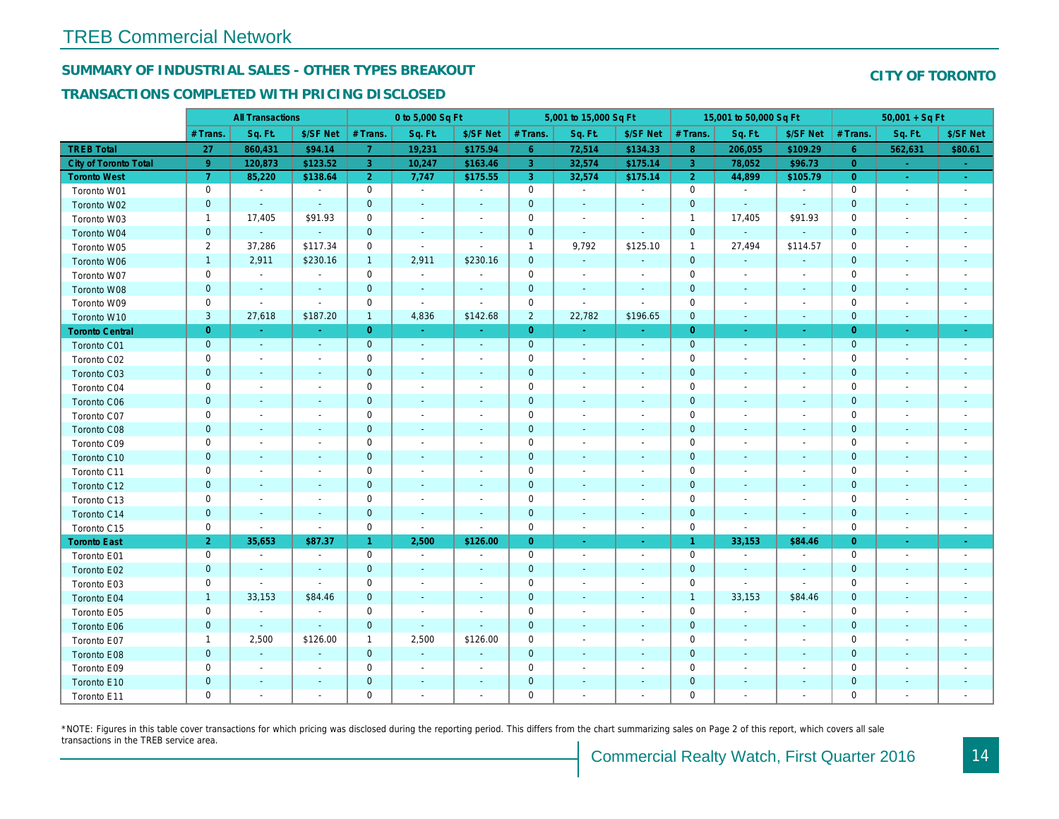## SUMMARY OF INDUSTRIAL SALES - OTHER TYPES BREAKOUT

## TRANSACTIONS COMPLETED WITH PRICING DISCLOSED

### CITY OF TORONTO

| | All Transactions | | | 0 to 5,000 Sq Ft | | | 5,001 to 15,000 Sq Ft | | | 15,001 to 50,000 Sq Ft | | | 50,001 + Sq Ft | | |
|---|---|---|---|---|---|---|---|---|---|---|---|---|---|---|---|
| | # Trans. | Sq. Ft. | $/SF Net | # Trans. | Sq. Ft. | $/SF Net | # Trans. | Sq. Ft. | $/SF Net | # Trans. | Sq. Ft. | $/SF Net | # Trans. | Sq. Ft. | $/SF Net |
| **TREB Total** | **27** | **860,431** | **$94.14** | **7** | **19,231** | **$175.94** | **6** | **72,514** | **$134.33** | **8** | **206,055** | **$109.29** | **6** | **562,631** | **$80.61** |
| **City of Toronto Total** | **9** | **120,873** | **$123.52** | **3** | **10,247** | **$163.46** | **3** | **32,574** | **$175.14** | **3** | **78,052** | **$96.73** | **0** | **-** | **-** |
| **Toronto West** | **7** | **85,220** | **$138.64** | **2** | **7,747** | **$175.55** | **3** | **32,574** | **$175.14** | **2** | **44,899** | **$105.79** | **0** | **-** | **-** |
| Toronto W01 | 0 | - | - | 0 | - | - | 0 | - | - | 0 | - | - | 0 | - | - |
| Toronto W02 | 0 | - | - | 0 | - | - | 0 | - | - | 0 | - | - | 0 | - | - |
| Toronto W03 | 1 | 17,405 | $91.93 | 0 | - | - | 0 | - | - | 1 | 17,405 | $91.93 | 0 | - | - |
| Toronto W04 | 0 | - | - | 0 | - | - | 0 | - | - | 0 | - | - | 0 | - | - |
| Toronto W05 | 2 | 37,286 | $117.34 | 0 | - | - | 1 | 9,792 | $125.10 | 1 | 27,494 | $114.57 | 0 | - | - |
| Toronto W06 | 1 | 2,911 | $230.16 | 1 | 2,911 | $230.16 | 0 | - | - | 0 | - | - | 0 | - | - |
| Toronto W07 | 0 | - | - | 0 | - | - | 0 | - | - | 0 | - | - | 0 | - | - |
| Toronto W08 | 0 | - | - | 0 | - | - | 0 | - | - | 0 | - | - | 0 | - | - |
| Toronto W09 | 0 | - | - | 0 | - | - | 0 | - | - | 0 | - | - | 0 | - | - |
| Toronto W10 | 3 | 27,618 | $187.20 | 1 | 4,836 | $142.68 | 2 | 22,782 | $196.65 | 0 | - | - | 0 | - | - |
| **Toronto Central** | **0** | **-** | **-** | **0** | **-** | **-** | **0** | **-** | **-** | **0** | **-** | **-** | **0** | **-** | **-** |
| Toronto C01 | 0 | - | - | 0 | - | - | 0 | - | - | 0 | - | - | 0 | - | - |
| Toronto C02 | 0 | - | - | 0 | - | - | 0 | - | - | 0 | - | - | 0 | - | - |
| Toronto C03 | 0 | - | - | 0 | - | - | 0 | - | - | 0 | - | - | 0 | - | - |
| Toronto C04 | 0 | - | - | 0 | - | - | 0 | - | - | 0 | - | - | 0 | - | - |
| Toronto C06 | 0 | - | - | 0 | - | - | 0 | - | - | 0 | - | - | 0 | - | - |
| Toronto C07 | 0 | - | - | 0 | - | - | 0 | - | - | 0 | - | - | 0 | - | - |
| Toronto C08 | 0 | - | - | 0 | - | - | 0 | - | - | 0 | - | - | 0 | - | - |
| Toronto C09 | 0 | - | - | 0 | - | - | 0 | - | - | 0 | - | - | 0 | - | - |
| Toronto C10 | 0 | - | - | 0 | - | - | 0 | - | - | 0 | - | - | 0 | - | - |
| Toronto C11 | 0 | - | - | 0 | - | - | 0 | - | - | 0 | - | - | 0 | - | - |
| Toronto C12 | 0 | - | - | 0 | - | - | 0 | - | - | 0 | - | - | 0 | - | - |
| Toronto C13 | 0 | - | - | 0 | - | - | 0 | - | - | 0 | - | - | 0 | - | - |
| Toronto C14 | 0 | - | - | 0 | - | - | 0 | - | - | 0 | - | - | 0 | - | - |
| Toronto C15 | 0 | - | - | 0 | - | - | 0 | - | - | 0 | - | - | 0 | - | - |
| **Toronto East** | **2** | **35,653** | **$87.37** | **1** | **2,500** | **$126.00** | **0** | **-** | **-** | **1** | **33,153** | **$84.46** | **0** | **-** | **-** |
| Toronto E01 | 0 | - | - | 0 | - | - | 0 | - | - | 0 | - | - | 0 | - | - |
| Toronto E02 | 0 | - | - | 0 | - | - | 0 | - | - | 0 | - | - | 0 | - | - |
| Toronto E03 | 0 | - | - | 0 | - | - | 0 | - | - | 0 | - | - | 0 | - | - |
| Toronto E04 | 1 | 33,153 | $84.46 | 0 | - | - | 0 | - | - | 1 | 33,153 | $84.46 | 0 | - | - |
| Toronto E05 | 0 | - | - | 0 | - | - | 0 | - | - | 0 | - | - | 0 | - | - |
| Toronto E06 | 0 | - | - | 0 | - | - | 0 | - | - | 0 | - | - | 0 | - | - |
| Toronto E07 | 1 | 2,500 | $126.00 | 1 | 2,500 | $126.00 | 0 | - | - | 0 | - | - | 0 | - | - |
| Toronto E08 | 0 | - | - | 0 | - | - | 0 | - | - | 0 | - | - | 0 | - | - |
| Toronto E09 | 0 | - | - | 0 | - | - | 0 | - | - | 0 | - | - | 0 | - | - |
| Toronto E10 | 0 | - | - | 0 | - | - | 0 | - | - | 0 | - | - | 0 | - | - |
| Toronto E11 | 0 | - | - | 0 | - | - | 0 | - | - | 0 | - | - | 0 | - | - |

*NOTE: Figures in this table cover transactions for which pricing was disclosed during the reporting period. This differs from the chart summarizing sales on Page 2 of this report, which covers all sale transactions in the TREB service area.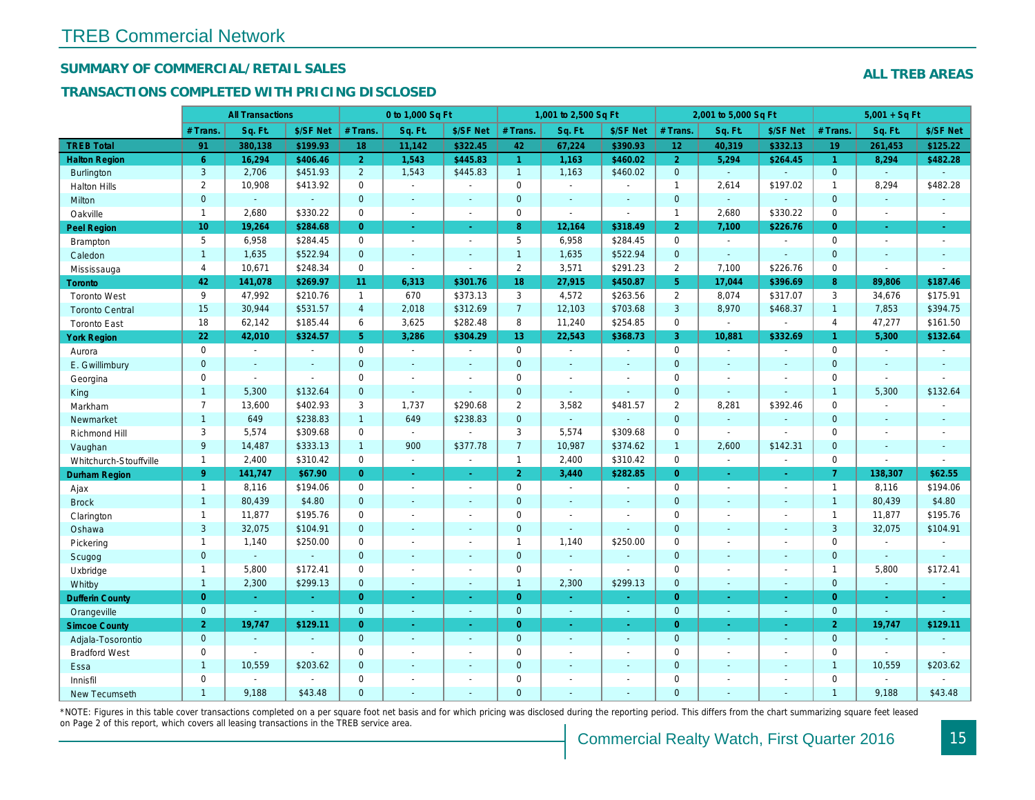# TREB Commercial Network

## SUMMARY OF COMMERCIAL/RETAIL SALES

## TRANSACTIONS COMPLETED WITH PRICING DISCLOSED

**ALL TREB AREAS**

| | All Transactions | | | 0 to 1,000 Sq Ft | | | 1,001 to 2,500 Sq Ft | | | 2,001 to 5,000 Sq Ft | | | 5,001 + Sq Ft | | |
|---|---|---|---|---|---|---|---|---|---|---|---|---|---|---|---|
| | # Trans. | Sq. Ft. | $/SF Net | # Trans. | Sq. Ft. | $/SF Net | # Trans. | Sq. Ft. | $/SF Net | # Trans. | Sq. Ft. | $/SF Net | # Trans. | Sq. Ft. | $/SF Net |
| **TREB Total** | **91** | **380,138** | **$199.93** | **18** | **11,142** | **$322.45** | **42** | **67,224** | **$390.93** | **12** | **40,319** | **$332.13** | **19** | **261,453** | **$125.22** |
| **Halton Region** | **6** | **16,294** | **$406.46** | **2** | **1,543** | **$445.83** | **1** | **1,163** | **$460.02** | **2** | **5,294** | **$264.45** | **1** | **8,294** | **$482.28** |
| Burlington | 3 | 2,706 | $451.93 | 2 | 1,543 | $445.83 | 1 | 1,163 | $460.02 | 0 | - | - | 0 | - | - |
| Halton Hills | 2 | 10,908 | $413.92 | 0 | - | - | 0 | - | - | 1 | 2,614 | $197.02 | 1 | 8,294 | $482.28 |
| Milton | 0 | - | - | 0 | - | - | 0 | - | - | 0 | - | - | 0 | - | - |
| Oakville | 1 | 2,680 | $330.22 | 0 | - | - | 0 | - | - | 1 | 2,680 | $330.22 | 0 | - | - |
| **Peel Region** | **10** | **19,264** | **$284.68** | **0** | **-** | **-** | **8** | **12,164** | **$318.49** | **2** | **7,100** | **$226.76** | **0** | **-** | **-** |
| Brampton | 5 | 6,958 | $284.45 | 0 | - | - | 5 | 6,958 | $284.45 | 0 | - | - | 0 | - | - |
| Caledon | 1 | 1,635 | $522.94 | 0 | - | - | 1 | 1,635 | $522.94 | 0 | - | - | 0 | - | - |
| Mississauga | 4 | 10,671 | $248.34 | 0 | - | - | 2 | 3,571 | $291.23 | 2 | 7,100 | $226.76 | 0 | - | - |
| **Toronto** | **42** | **141,078** | **$269.97** | **11** | **6,313** | **$301.76** | **18** | **27,915** | **$450.87** | **5** | **17,044** | **$396.69** | **8** | **89,806** | **$187.46** |
| Toronto West | 9 | 47,992 | $210.76 | 1 | 670 | $373.13 | 3 | 4,572 | $263.56 | 2 | 8,074 | $317.07 | 3 | 34,676 | $175.91 |
| Toronto Central | 15 | 30,944 | $531.57 | 4 | 2,018 | $312.69 | 7 | 12,103 | $703.68 | 3 | 8,970 | $468.37 | 1 | 7,853 | $394.75 |
| Toronto East | 18 | 62,142 | $185.44 | 6 | 3,625 | $282.48 | 8 | 11,240 | $254.85 | 0 | - | - | 4 | 47,277 | $161.50 |
| **York Region** | **22** | **42,010** | **$324.57** | **5** | **3,286** | **$304.29** | **13** | **22,543** | **$368.73** | **3** | **10,881** | **$332.69** | **1** | **5,300** | **$132.64** |
| Aurora | 0 | - | - | 0 | - | - | 0 | - | - | 0 | - | - | 0 | - | - |
| E. Gwillimbury | 0 | - | - | 0 | - | - | 0 | - | - | 0 | - | - | 0 | - | - |
| Georgina | 0 | - | - | 0 | - | - | 0 | - | - | 0 | - | - | 0 | - | - |
| King | 1 | 5,300 | $132.64 | 0 | - | - | 0 | - | - | 0 | - | - | 1 | 5,300 | $132.64 |
| Markham | 7 | 13,600 | $402.93 | 3 | 1,737 | $290.68 | 2 | 3,582 | $481.57 | 2 | 8,281 | $392.46 | 0 | - | - |
| Newmarket | 1 | 649 | $238.83 | 1 | 649 | $238.83 | 0 | - | - | 0 | - | - | 0 | - | - |
| Richmond Hill | 3 | 5,574 | $309.68 | 0 | - | - | 3 | 5,574 | $309.68 | 0 | - | - | 0 | - | - |
| Vaughan | 9 | 14,487 | $333.13 | 1 | 900 | $377.78 | 7 | 10,987 | $374.62 | 1 | 2,600 | $142.31 | 0 | - | - |
| Whitchurch-Stouffville | 1 | 2,400 | $310.42 | 0 | - | - | 1 | 2,400 | $310.42 | 0 | - | - | 0 | - | - |
| **Durham Region** | **9** | **141,747** | **$67.90** | **0** | **-** | **-** | **2** | **3,440** | **$282.85** | **0** | **-** | **-** | **7** | **138,307** | **$62.55** |
| Ajax | 1 | 8,116 | $194.06 | 0 | - | - | 0 | - | - | 0 | - | - | 1 | 8,116 | $194.06 |
| Brock | 1 | 80,439 | $4.80 | 0 | - | - | 0 | - | - | 0 | - | - | 1 | 80,439 | $4.80 |
| Clarington | 1 | 11,877 | $195.76 | 0 | - | - | 0 | - | - | 0 | - | - | 1 | 11,877 | $195.76 |
| Oshawa | 3 | 32,075 | $104.91 | 0 | - | - | 0 | - | - | 0 | - | - | 3 | 32,075 | $104.91 |
| Pickering | 1 | 1,140 | $250.00 | 0 | - | - | 1 | 1,140 | $250.00 | 0 | - | - | 0 | - | - |
| Scugog | 0 | - | - | 0 | - | - | 0 | - | - | 0 | - | - | 0 | - | - |
| Uxbridge | 1 | 5,800 | $172.41 | 0 | - | - | 0 | - | - | 0 | - | - | 1 | 5,800 | $172.41 |
| Whitby | 1 | 2,300 | $299.13 | 0 | - | - | 1 | 2,300 | $299.13 | 0 | - | - | 0 | - | - |
| **Dufferin County** | **0** | **-** | **-** | **0** | **-** | **-** | **0** | **-** | **-** | **0** | **-** | **-** | **0** | **-** | **-** |
| Orangeville | 0 | - | - | 0 | - | - | 0 | - | - | 0 | - | - | 0 | - | - |
| **Simcoe County** | **2** | **19,747** | **$129.11** | **0** | **-** | **-** | **0** | **-** | **-** | **0** | **-** | **-** | **2** | **19,747** | **$129.11** |
| Adjala-Tosorontio | 0 | - | - | 0 | - | - | 0 | - | - | 0 | - | - | 0 | - | - |
| Bradford West | 0 | - | - | 0 | - | - | 0 | - | - | 0 | - | - | 0 | - | - |
| Essa | 1 | 10,559 | $203.62 | 0 | - | - | 0 | - | - | 0 | - | - | 1 | 10,559 | $203.62 |
| Innisfil | 0 | - | - | 0 | - | - | 0 | - | - | 0 | - | - | 0 | - | - |
| New Tecumseth | 1 | 9,188 | $43.48 | 0 | - | - | 0 | - | - | 0 | - | - | 1 | 9,188 | $43.48 |

*NOTE: Figures in this table cover transactions completed on a per square foot net basis and for which pricing was disclosed during the reporting period. This differs from the chart summarizing square feet leased on Page 2 of this report, which covers all leasing transactions in the TREB service area.

Commercial Realty Watch, First Quarter 2016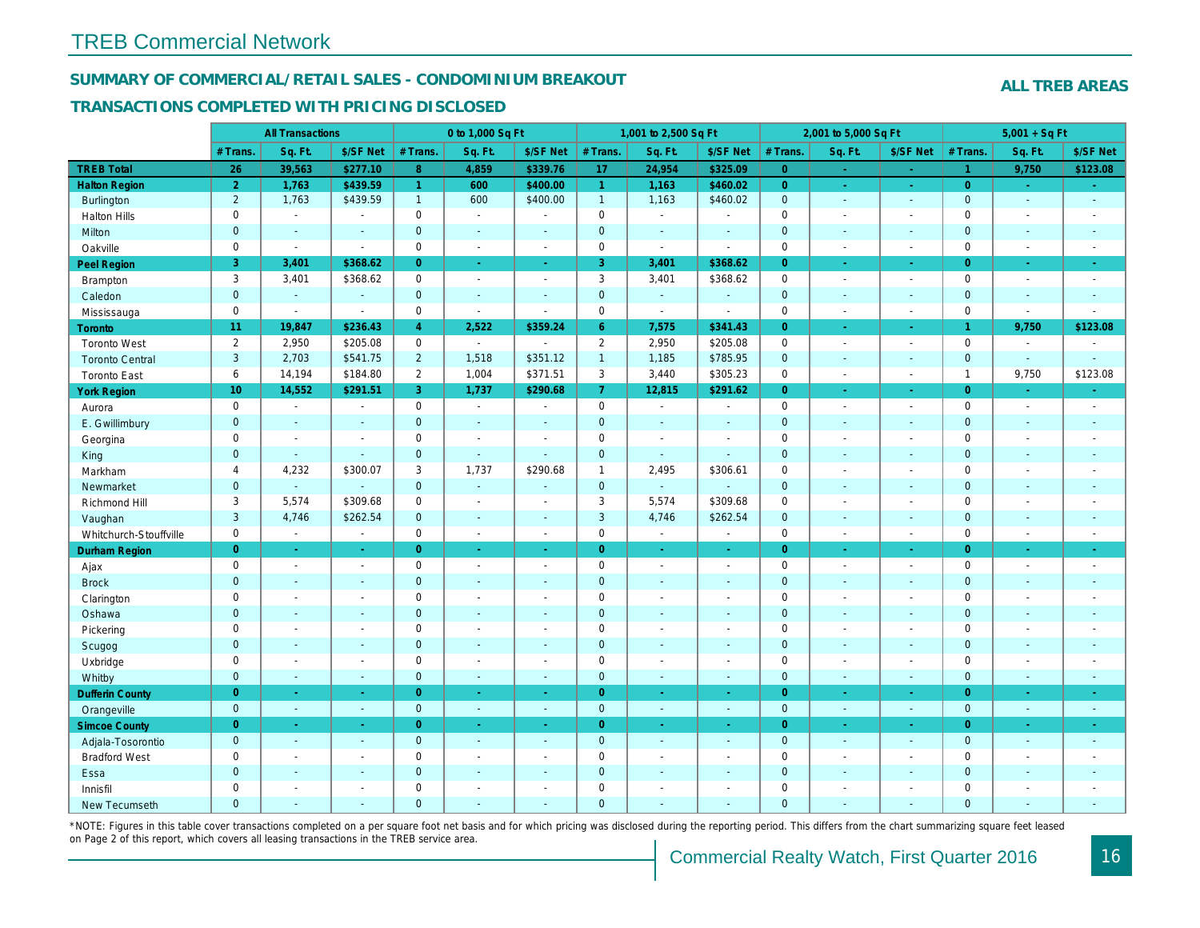## TREB Commercial Network

### SUMMARY OF COMMERCIAL/RETAIL SALES - CONDOMINIUM BREAKOUT

### TRANSACTIONS COMPLETED WITH PRICING DISCLOSED

**ALL TREB AREAS**

| | All Transactions | | | 0 to 1,000 Sq Ft | | | 1,001 to 2,500 Sq Ft | | | 2,001 to 5,000 Sq Ft | | | 5,001 + Sq Ft | | |
|---|---|---|---|---|---|---|---|---|---|---|---|---|---|---|---|
| | # Trans. | Sq. Ft. | $/SF Net | # Trans. | Sq. Ft. | $/SF Net | # Trans. | Sq. Ft. | $/SF Net | # Trans. | Sq. Ft. | $/SF Net | # Trans. | Sq. Ft. | $/SF Net |
| **TREB Total** | **26** | **39,563** | **$277.10** | **8** | **4,859** | **$339.76** | **17** | **24,954** | **$325.09** | **0** | **-** | **-** | **1** | **9,750** | **$123.08** |
| **Halton Region** | **2** | **1,763** | **$439.59** | **1** | **600** | **$400.00** | **1** | **1,163** | **$460.02** | **0** | **-** | **-** | **0** | **-** | **-** |
| Burlington | 2 | 1,763 | $439.59 | 1 | 600 | $400.00 | 1 | 1,163 | $460.02 | 0 | - | - | 0 | - | - |
| Halton Hills | 0 | - | - | 0 | - | - | 0 | - | - | 0 | - | - | 0 | - | - |
| Milton | 0 | - | - | 0 | - | - | 0 | - | - | 0 | - | - | 0 | - | - |
| Oakville | 0 | - | - | 0 | - | - | 0 | - | - | 0 | - | - | 0 | - | - |
| **Peel Region** | **3** | **3,401** | **$368.62** | **0** | **-** | **-** | **3** | **3,401** | **$368.62** | **0** | **-** | **-** | **0** | **-** | **-** |
| Brampton | 3 | 3,401 | $368.62 | 0 | - | - | 3 | 3,401 | $368.62 | 0 | - | - | 0 | - | - |
| Caledon | 0 | - | - | 0 | - | - | 0 | - | - | 0 | - | - | 0 | - | - |
| Mississauga | 0 | - | - | 0 | - | - | 0 | - | - | 0 | - | - | 0 | - | - |
| **Toronto** | **11** | **19,847** | **$236.43** | **4** | **2,522** | **$359.24** | **6** | **7,575** | **$341.43** | **0** | **-** | **-** | **1** | **9,750** | **$123.08** |
| Toronto West | 2 | 2,950 | $205.08 | 0 | - | - | 2 | 2,950 | $205.08 | 0 | - | - | 0 | - | - |
| Toronto Central | 3 | 2,703 | $541.75 | 2 | 1,518 | $351.12 | 1 | 1,185 | $785.95 | 0 | - | - | 0 | - | - |
| Toronto East | 6 | 14,194 | $184.80 | 2 | 1,004 | $371.51 | 3 | 3,440 | $305.23 | 0 | - | - | 1 | 9,750 | $123.08 |
| **York Region** | **10** | **14,552** | **$291.51** | **3** | **1,737** | **$290.68** | **7** | **12,815** | **$291.62** | **0** | **-** | **-** | **0** | **-** | **-** |
| Aurora | 0 | - | - | 0 | - | - | 0 | - | - | 0 | - | - | 0 | - | - |
| E. Gwillimbury | 0 | - | - | 0 | - | - | 0 | - | - | 0 | - | - | 0 | - | - |
| Georgina | 0 | - | - | 0 | - | - | 0 | - | - | 0 | - | - | 0 | - | - |
| King | 0 | - | - | 0 | - | - | 0 | - | - | 0 | - | - | 0 | - | - |
| Markham | 4 | 4,232 | $300.07 | 3 | 1,737 | $290.68 | 1 | 2,495 | $306.61 | 0 | - | - | 0 | - | - |
| Newmarket | 0 | - | - | 0 | - | - | 0 | - | - | 0 | - | - | 0 | - | - |
| Richmond Hill | 3 | 5,574 | $309.68 | 0 | - | - | 3 | 5,574 | $309.68 | 0 | - | - | 0 | - | - |
| Vaughan | 3 | 4,746 | $262.54 | 0 | - | - | 3 | 4,746 | $262.54 | 0 | - | - | 0 | - | - |
| Whitchurch-Stouffville | 0 | - | - | 0 | - | - | 0 | - | - | 0 | - | - | 0 | - | - |
| **Durham Region** | **0** | **-** | **-** | **0** | **-** | **-** | **0** | **-** | **-** | **0** | **-** | **-** | **0** | **-** | **-** |
| Ajax | 0 | - | - | 0 | - | - | 0 | - | - | 0 | - | - | 0 | - | - |
| Brock | 0 | - | - | 0 | - | - | 0 | - | - | 0 | - | - | 0 | - | - |
| Clarington | 0 | - | - | 0 | - | - | 0 | - | - | 0 | - | - | 0 | - | - |
| Oshawa | 0 | - | - | 0 | - | - | 0 | - | - | 0 | - | - | 0 | - | - |
| Pickering | 0 | - | - | 0 | - | - | 0 | - | - | 0 | - | - | 0 | - | - |
| Scugog | 0 | - | - | 0 | - | - | 0 | - | - | 0 | - | - | 0 | - | - |
| Uxbridge | 0 | - | - | 0 | - | - | 0 | - | - | 0 | - | - | 0 | - | - |
| Whitby | 0 | - | - | 0 | - | - | 0 | - | - | 0 | - | - | 0 | - | - |
| **Dufferin County** | **0** | **-** | **-** | **0** | **-** | **-** | **0** | **-** | **-** | **0** | **-** | **-** | **0** | **-** | **-** |
| Orangeville | 0 | - | - | 0 | - | - | 0 | - | - | 0 | - | - | 0 | - | - |
| **Simcoe County** | **0** | **-** | **-** | **0** | **-** | **-** | **0** | **-** | **-** | **0** | **-** | **-** | **0** | **-** | **-** |
| Adjala-Tosorontio | 0 | - | - | 0 | - | - | 0 | - | - | 0 | - | - | 0 | - | - |
| Bradford West | 0 | - | - | 0 | - | - | 0 | - | - | 0 | - | - | 0 | - | - |
| Essa | 0 | - | - | 0 | - | - | 0 | - | - | 0 | - | - | 0 | - | - |
| Innisfil | 0 | - | - | 0 | - | - | 0 | - | - | 0 | - | - | 0 | - | - |
| New Tecumseth | 0 | - | - | 0 | - | - | 0 | - | - | 0 | - | - | 0 | - | - |

*NOTE: Figures in this table cover transactions completed on a per square foot net basis and for which pricing was disclosed during the reporting period. This differs from the chart summarizing square feet leased on Page 2 of this report, which covers all leasing transactions in the TREB service area.

Commercial Realty Watch, First Quarter 2016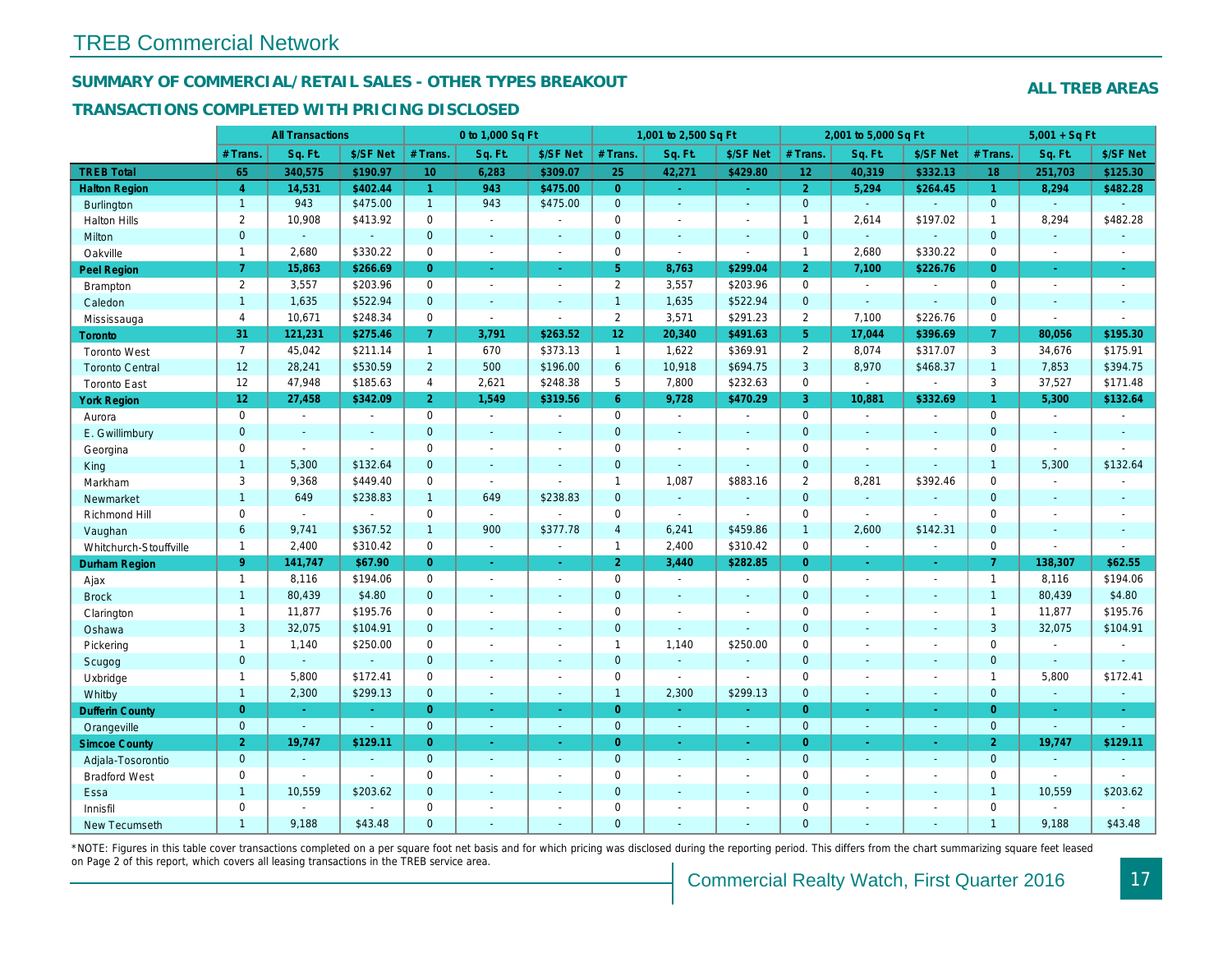## TREB Commercial Network

### SUMMARY OF COMMERCIAL/RETAIL SALES - OTHER TYPES BREAKOUT

### TRANSACTIONS COMPLETED WITH PRICING DISCLOSED

**ALL TREB AREAS**

| | All Transactions | | | 0 to 1,000 Sq Ft | | | 1,001 to 2,500 Sq Ft | | | 2,001 to 5,000 Sq Ft | | | 5,001 + Sq Ft | | |
|---|---|---|---|---|---|---|---|---|---|---|---|---|---|---|---|
| | # Trans. | Sq. Ft. | $/SF Net | # Trans. | Sq. Ft. | $/SF Net | # Trans. | Sq. Ft. | $/SF Net | # Trans. | Sq. Ft. | $/SF Net | # Trans. | Sq. Ft. | $/SF Net |
| **TREB Total** | **65** | **340,575** | **$190.97** | **10** | **6,283** | **$309.07** | **25** | **42,271** | **$429.80** | **12** | **40,319** | **$332.13** | **18** | **251,703** | **$125.30** |
| **Halton Region** | **4** | **14,531** | **$402.44** | **1** | **943** | **$475.00** | **0** | **-** | **-** | **2** | **5,294** | **$264.45** | **1** | **8,294** | **$482.28** |
| Burlington | 1 | 943 | $475.00 | 1 | 943 | $475.00 | 0 | - | - | 0 | - | - | 0 | - | - |
| Halton Hills | 2 | 10,908 | $413.92 | 0 | - | - | 0 | - | - | 1 | 2,614 | $197.02 | 1 | 8,294 | $482.28 |
| Milton | 0 | - | - | 0 | - | - | 0 | - | - | 0 | - | - | 0 | - | - |
| Oakville | 1 | 2,680 | $330.22 | 0 | - | - | 0 | - | - | 1 | 2,680 | $330.22 | 0 | - | - |
| **Peel Region** | **7** | **15,863** | **$266.69** | **0** | **-** | **-** | **5** | **8,763** | **$299.04** | **2** | **7,100** | **$226.76** | **0** | **-** | **-** |
| Brampton | 2 | 3,557 | $203.96 | 0 | - | - | 2 | 3,557 | $203.96 | 0 | - | - | 0 | - | - |
| Caledon | 1 | 1,635 | $522.94 | 0 | - | - | 1 | 1,635 | $522.94 | 0 | - | - | 0 | - | - |
| Mississauga | 4 | 10,671 | $248.34 | 0 | - | - | 2 | 3,571 | $291.23 | 2 | 7,100 | $226.76 | 0 | - | - |
| **Toronto** | **31** | **121,231** | **$275.46** | **7** | **3,791** | **$263.52** | **12** | **20,340** | **$491.63** | **5** | **17,044** | **$396.69** | **7** | **80,056** | **$195.30** |
| Toronto West | 7 | 45,042 | $211.14 | 1 | 670 | $373.13 | 1 | 1,622 | $369.91 | 2 | 8,074 | $317.07 | 3 | 34,676 | $175.91 |
| Toronto Central | 12 | 28,241 | $530.59 | 2 | 500 | $196.00 | 6 | 10,918 | $694.75 | 3 | 8,970 | $468.37 | 1 | 7,853 | $394.75 |
| Toronto East | 12 | 47,948 | $185.63 | 4 | 2,621 | $248.38 | 5 | 7,800 | $232.63 | 0 | - | - | 3 | 37,527 | $171.48 |
| **York Region** | **12** | **27,458** | **$342.09** | **2** | **1,549** | **$319.56** | **6** | **9,728** | **$470.29** | **3** | **10,881** | **$332.69** | **1** | **5,300** | **$132.64** |
| Aurora | 0 | - | - | 0 | - | - | 0 | - | - | 0 | - | - | 0 | - | - |
| E. Gwillimbury | 0 | - | - | 0 | - | - | 0 | - | - | 0 | - | - | 0 | - | - |
| Georgina | 0 | - | - | 0 | - | - | 0 | - | - | 0 | - | - | 0 | - | - |
| King | 1 | 5,300 | $132.64 | 0 | - | - | 0 | - | - | 0 | - | - | 1 | 5,300 | $132.64 |
| Markham | 3 | 9,368 | $449.40 | 0 | - | - | 1 | 1,087 | $883.16 | 2 | 8,281 | $392.46 | 0 | - | - |
| Newmarket | 1 | 649 | $238.83 | 1 | 649 | $238.83 | 0 | - | - | 0 | - | - | 0 | - | - |
| Richmond Hill | 0 | - | - | 0 | - | - | 0 | - | - | 0 | - | - | 0 | - | - |
| Vaughan | 6 | 9,741 | $367.52 | 1 | 900 | $377.78 | 4 | 6,241 | $459.86 | 1 | 2,600 | $142.31 | 0 | - | - |
| Whitchurch-Stouffville | 1 | 2,400 | $310.42 | 0 | - | - | 1 | 2,400 | $310.42 | 0 | - | - | 0 | - | - |
| **Durham Region** | **9** | **141,747** | **$67.90** | **0** | **-** | **-** | **2** | **3,440** | **$282.85** | **0** | **-** | **-** | **7** | **138,307** | **$62.55** |
| Ajax | 1 | 8,116 | $194.06 | 0 | - | - | 0 | - | - | 0 | - | - | 1 | 8,116 | $194.06 |
| Brock | 1 | 80,439 | $4.80 | 0 | - | - | 0 | - | - | 0 | - | - | 1 | 80,439 | $4.80 |
| Clarington | 1 | 11,877 | $195.76 | 0 | - | - | 0 | - | - | 0 | - | - | 1 | 11,877 | $195.76 |
| Oshawa | 3 | 32,075 | $104.91 | 0 | - | - | 0 | - | - | 0 | - | - | 3 | 32,075 | $104.91 |
| Pickering | 1 | 1,140 | $250.00 | 0 | - | - | 1 | 1,140 | $250.00 | 0 | - | - | 0 | - | - |
| Scugog | 0 | - | - | 0 | - | - | 0 | - | - | 0 | - | - | 0 | - | - |
| Uxbridge | 1 | 5,800 | $172.41 | 0 | - | - | 0 | - | - | 0 | - | - | 1 | 5,800 | $172.41 |
| Whitby | 1 | 2,300 | $299.13 | 0 | - | - | 1 | 2,300 | $299.13 | 0 | - | - | 0 | - | - |
| **Dufferin County** | **0** | **-** | **-** | **0** | **-** | **-** | **0** | **-** | **-** | **0** | **-** | **-** | **0** | **-** | **-** |
| Orangeville | 0 | - | - | 0 | - | - | 0 | - | - | 0 | - | - | 0 | - | - |
| **Simcoe County** | **2** | **19,747** | **$129.11** | **0** | **-** | **-** | **0** | **-** | **-** | **0** | **-** | **-** | **2** | **19,747** | **$129.11** |
| Adjala-Tosorontio | 0 | - | - | 0 | - | - | 0 | - | - | 0 | - | - | 0 | - | - |
| Bradford West | 0 | - | - | 0 | - | - | 0 | - | - | 0 | - | - | 0 | - | - |
| Essa | 1 | 10,559 | $203.62 | 0 | - | - | 0 | - | - | 0 | - | - | 1 | 10,559 | $203.62 |
| Innisfil | 0 | - | - | 0 | - | - | 0 | - | - | 0 | - | - | 0 | - | - |
| New Tecumseth | 1 | 9,188 | $43.48 | 0 | - | - | 0 | - | - | 0 | - | - | 1 | 9,188 | $43.48 |

*NOTE: Figures in this table cover transactions completed on a per square foot net basis and for which pricing was disclosed during the reporting period. This differs from the chart summarizing square feet leased on Page 2 of this report, which covers all leasing transactions in the TREB service area.

Commercial Realty Watch, First Quarter 2016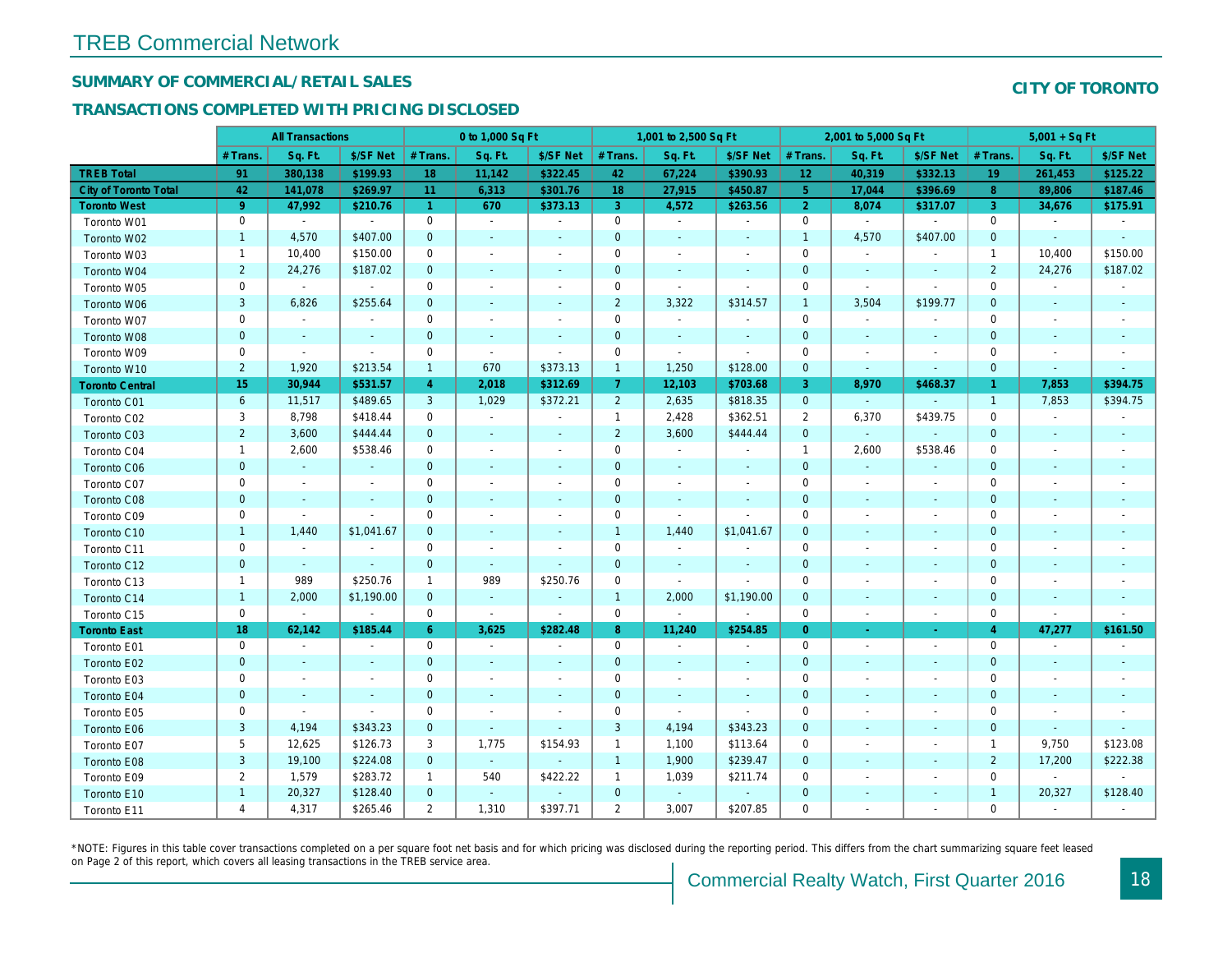# TREB Commercial Network

## SUMMARY OF COMMERCIAL/RETAIL SALES

### TRANSACTIONS COMPLETED WITH PRICING DISCLOSED

**CITY OF TORONTO**

| | All Transactions | | | 0 to 1,000 Sq Ft | | | 1,001 to 2,500 Sq Ft | | | 2,001 to 5,000 Sq Ft | | | 5,001 + Sq Ft | | |
|---|---|---|---|---|---|---|---|---|---|---|---|---|---|---|---|
| | # Trans. | Sq. Ft. | $/SF Net | # Trans. | Sq. Ft. | $/SF Net | # Trans. | Sq. Ft. | $/SF Net | # Trans. | Sq. Ft. | $/SF Net | # Trans. | Sq. Ft. | $/SF Net |
| **TREB Total** | **91** | **380,138** | **$199.93** | **18** | **11,142** | **$322.45** | **42** | **67,224** | **$390.93** | **12** | **40,319** | **$332.13** | **19** | **261,453** | **$125.22** |
| **City of Toronto Total** | **42** | **141,078** | **$269.97** | **11** | **6,313** | **$301.76** | **18** | **27,915** | **$450.87** | **5** | **17,044** | **$396.69** | **8** | **89,806** | **$187.46** |
| **Toronto West** | **9** | **47,992** | **$210.76** | **1** | **670** | **$373.13** | **3** | **4,572** | **$263.56** | **2** | **8,074** | **$317.07** | **3** | **34,676** | **$175.91** |
| Toronto W01 | 0 | - | - | 0 | - | - | 0 | - | - | 0 | - | - | 0 | - | - |
| Toronto W02 | 1 | 4,570 | $407.00 | 0 | - | - | 0 | - | - | 1 | 4,570 | $407.00 | 0 | - | - |
| Toronto W03 | 1 | 10,400 | $150.00 | 0 | - | - | 0 | - | - | 0 | - | - | 1 | 10,400 | $150.00 |
| Toronto W04 | 2 | 24,276 | $187.02 | 0 | - | - | 0 | - | - | 0 | - | - | 2 | 24,276 | $187.02 |
| Toronto W05 | 0 | - | - | 0 | - | - | 0 | - | - | 0 | - | - | 0 | - | - |
| Toronto W06 | 3 | 6,826 | $255.64 | 0 | - | - | 2 | 3,322 | $314.57 | 1 | 3,504 | $199.77 | 0 | - | - |
| Toronto W07 | 0 | - | - | 0 | - | - | 0 | - | - | 0 | - | - | 0 | - | - |
| Toronto W08 | 0 | - | - | 0 | - | - | 0 | - | - | 0 | - | - | 0 | - | - |
| Toronto W09 | 0 | - | - | 0 | - | - | 0 | - | - | 0 | - | - | 0 | - | - |
| Toronto W10 | 2 | 1,920 | $213.54 | 1 | 670 | $373.13 | 1 | 1,250 | $128.00 | 0 | - | - | 0 | - | - |
| **Toronto Central** | **15** | **30,944** | **$531.57** | **4** | **2,018** | **$312.69** | **7** | **12,103** | **$703.68** | **3** | **8,970** | **$468.37** | **1** | **7,853** | **$394.75** |
| Toronto C01 | 6 | 11,517 | $489.65 | 3 | 1,029 | $372.21 | 2 | 2,635 | $818.35 | 0 | - | - | 1 | 7,853 | $394.75 |
| Toronto C02 | 3 | 8,798 | $418.44 | 0 | - | - | 1 | 2,428 | $362.51 | 2 | 6,370 | $439.75 | 0 | - | - |
| Toronto C03 | 2 | 3,600 | $444.44 | 0 | - | - | 2 | 3,600 | $444.44 | 0 | - | - | 0 | - | - |
| Toronto C04 | 1 | 2,600 | $538.46 | 0 | - | - | 0 | - | - | 1 | 2,600 | $538.46 | 0 | - | - |
| Toronto C06 | 0 | - | - | 0 | - | - | 0 | - | - | 0 | - | - | 0 | - | - |
| Toronto C07 | 0 | - | - | 0 | - | - | 0 | - | - | 0 | - | - | 0 | - | - |
| Toronto C08 | 0 | - | - | 0 | - | - | 0 | - | - | 0 | - | - | 0 | - | - |
| Toronto C09 | 0 | - | - | 0 | - | - | 0 | - | - | 0 | - | - | 0 | - | - |
| Toronto C10 | 1 | 1,440 | $1,041.67 | 0 | - | - | 1 | 1,440 | $1,041.67 | 0 | - | - | 0 | - | - |
| Toronto C11 | 0 | - | - | 0 | - | - | 0 | - | - | 0 | - | - | 0 | - | - |
| Toronto C12 | 0 | - | - | 0 | - | - | 0 | - | - | 0 | - | - | 0 | - | - |
| Toronto C13 | 1 | 989 | $250.76 | 1 | 989 | $250.76 | 0 | - | - | 0 | - | - | 0 | - | - |
| Toronto C14 | 1 | 2,000 | $1,190.00 | 0 | - | - | 1 | 2,000 | $1,190.00 | 0 | - | - | 0 | - | - |
| Toronto C15 | 0 | - | - | 0 | - | - | 0 | - | - | 0 | - | - | 0 | - | - |
| **Toronto East** | **18** | **62,142** | **$185.44** | **6** | **3,625** | **$282.48** | **8** | **11,240** | **$254.85** | **0** | **-** | **-** | **4** | **47,277** | **$161.50** |
| Toronto E01 | 0 | - | - | 0 | - | - | 0 | - | - | 0 | - | - | 0 | - | - |
| Toronto E02 | 0 | - | - | 0 | - | - | 0 | - | - | 0 | - | - | 0 | - | - |
| Toronto E03 | 0 | - | - | 0 | - | - | 0 | - | - | 0 | - | - | 0 | - | - |
| Toronto E04 | 0 | - | - | 0 | - | - | 0 | - | - | 0 | - | - | 0 | - | - |
| Toronto E05 | 0 | - | - | 0 | - | - | 0 | - | - | 0 | - | - | 0 | - | - |
| Toronto E06 | 3 | 4,194 | $343.23 | 0 | - | - | 3 | 4,194 | $343.23 | 0 | - | - | 0 | - | - |
| Toronto E07 | 5 | 12,625 | $126.73 | 3 | 1,775 | $154.93 | 1 | 1,100 | $113.64 | 0 | - | - | 1 | 9,750 | $123.08 |
| Toronto E08 | 3 | 19,100 | $224.08 | 0 | - | - | 1 | 1,900 | $239.47 | 0 | - | - | 2 | 17,200 | $222.38 |
| Toronto E09 | 2 | 1,579 | $283.72 | 1 | 540 | $422.22 | 1 | 1,039 | $211.74 | 0 | - | - | 0 | - | - |
| Toronto E10 | 1 | 20,327 | $128.40 | 0 | - | - | 0 | - | - | 0 | - | - | 1 | 20,327 | $128.40 |
| Toronto E11 | 4 | 4,317 | $265.46 | 2 | 1,310 | $397.71 | 2 | 3,007 | $207.85 | 0 | - | - | 0 | - | - |

*NOTE: Figures in this table cover transactions completed on a per square foot net basis and for which pricing was disclosed during the reporting period. This differs from the chart summarizing square feet leased on Page 2 of this report, which covers all leasing transactions in the TREB service area.

Commercial Realty Watch, First Quarter 2016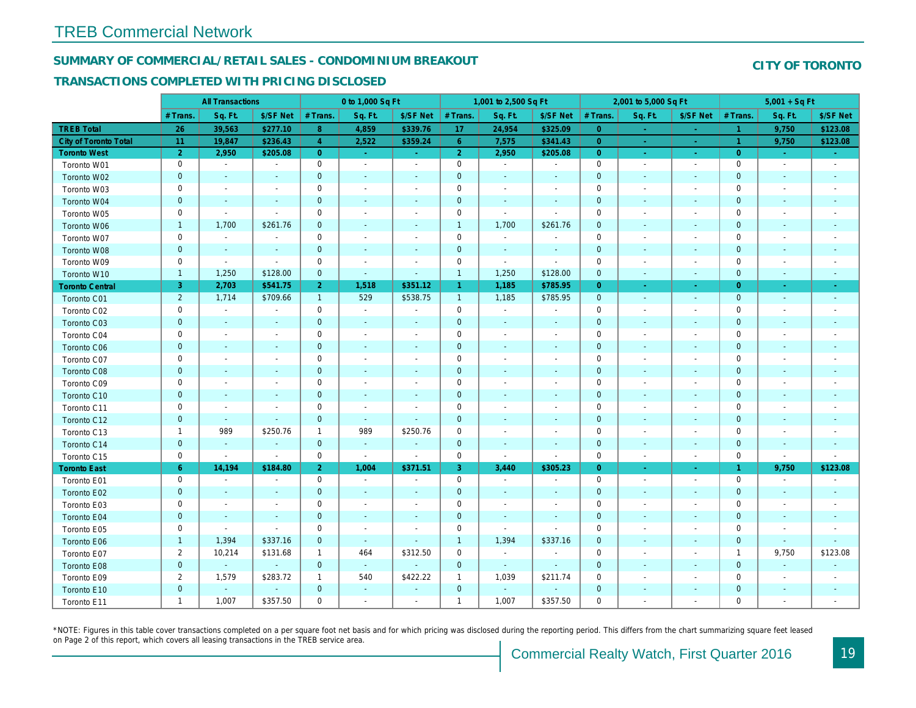# TREB Commercial Network

## SUMMARY OF COMMERCIAL/RETAIL SALES - CONDOMINIUM BREAKOUT

**CITY OF TORONTO**

### TRANSACTIONS COMPLETED WITH PRICING DISCLOSED

| | All Transactions | | | 0 to 1,000 Sq Ft | | | 1,001 to 2,500 Sq Ft | | | 2,001 to 5,000 Sq Ft | | | 5,001 + Sq Ft | | |
|---|---|---|---|---|---|---|---|---|---|---|---|---|---|---|---|
| | # Trans. | Sq. Ft. | $/SF Net | # Trans. | Sq. Ft. | $/SF Net | # Trans. | Sq. Ft. | $/SF Net | # Trans. | Sq. Ft. | $/SF Net | # Trans. | Sq. Ft. | $/SF Net |
| **TREB Total** | 26 | 39,563 | $277.10 | 8 | 4,859 | $339.76 | 17 | 24,954 | $325.09 | 0 | - | - | 1 | 9,750 | $123.08 |
| **City of Toronto Total** | 11 | 19,847 | $236.43 | 4 | 2,522 | $359.24 | 6 | 7,575 | $341.43 | 0 | - | - | 1 | 9,750 | $123.08 |
| **Toronto West** | 2 | 2,950 | $205.08 | 0 | - | - | 2 | 2,950 | $205.08 | 0 | - | - | 0 | - | - |
| Toronto W01 | 0 | - | - | 0 | - | - | 0 | - | - | 0 | - | - | 0 | - | - |
| Toronto W02 | 0 | - | - | 0 | - | - | 0 | - | - | 0 | - | - | 0 | - | - |
| Toronto W03 | 0 | - | - | 0 | - | - | 0 | - | - | 0 | - | - | 0 | - | - |
| Toronto W04 | 0 | - | - | 0 | - | - | 0 | - | - | 0 | - | - | 0 | - | - |
| Toronto W05 | 0 | - | - | 0 | - | - | 0 | - | - | 0 | - | - | 0 | - | - |
| Toronto W06 | 1 | 1,700 | $261.76 | 0 | - | - | 1 | 1,700 | $261.76 | 0 | - | - | 0 | - | - |
| Toronto W07 | 0 | - | - | 0 | - | - | 0 | - | - | 0 | - | - | 0 | - | - |
| Toronto W08 | 0 | - | - | 0 | - | - | 0 | - | - | 0 | - | - | 0 | - | - |
| Toronto W09 | 0 | - | - | 0 | - | - | 0 | - | - | 0 | - | - | 0 | - | - |
| Toronto W10 | 1 | 1,250 | $128.00 | 0 | - | - | 1 | 1,250 | $128.00 | 0 | - | - | 0 | - | - |
| **Toronto Central** | 3 | 2,703 | $541.75 | 2 | 1,518 | $351.12 | 1 | 1,185 | $785.95 | 0 | - | - | 0 | - | - |
| Toronto C01 | 2 | 1,714 | $709.66 | 1 | 529 | $538.75 | 1 | 1,185 | $785.95 | 0 | - | - | 0 | - | - |
| Toronto C02 | 0 | - | - | 0 | - | - | 0 | - | - | 0 | - | - | 0 | - | - |
| Toronto C03 | 0 | - | - | 0 | - | - | 0 | - | - | 0 | - | - | 0 | - | - |
| Toronto C04 | 0 | - | - | 0 | - | - | 0 | - | - | 0 | - | - | 0 | - | - |
| Toronto C06 | 0 | - | - | 0 | - | - | 0 | - | - | 0 | - | - | 0 | - | - |
| Toronto C07 | 0 | - | - | 0 | - | - | 0 | - | - | 0 | - | - | 0 | - | - |
| Toronto C08 | 0 | - | - | 0 | - | - | 0 | - | - | 0 | - | - | 0 | - | - |
| Toronto C09 | 0 | - | - | 0 | - | - | 0 | - | - | 0 | - | - | 0 | - | - |
| Toronto C10 | 0 | - | - | 0 | - | - | 0 | - | - | 0 | - | - | 0 | - | - |
| Toronto C11 | 0 | - | - | 0 | - | - | 0 | - | - | 0 | - | - | 0 | - | - |
| Toronto C12 | 0 | - | - | 0 | - | - | 0 | - | - | 0 | - | - | 0 | - | - |
| Toronto C13 | 1 | 989 | $250.76 | 1 | 989 | $250.76 | 0 | - | - | 0 | - | - | 0 | - | - |
| Toronto C14 | 0 | - | - | 0 | - | - | 0 | - | - | 0 | - | - | 0 | - | - |
| Toronto C15 | 0 | - | - | 0 | - | - | 0 | - | - | 0 | - | - | 0 | - | - |
| **Toronto East** | 6 | 14,194 | $184.80 | 2 | 1,004 | $371.51 | 3 | 3,440 | $305.23 | 0 | - | - | 1 | 9,750 | $123.08 |
| Toronto E01 | 0 | - | - | 0 | - | - | 0 | - | - | 0 | - | - | 0 | - | - |
| Toronto E02 | 0 | - | - | 0 | - | - | 0 | - | - | 0 | - | - | 0 | - | - |
| Toronto E03 | 0 | - | - | 0 | - | - | 0 | - | - | 0 | - | - | 0 | - | - |
| Toronto E04 | 0 | - | - | 0 | - | - | 0 | - | - | 0 | - | - | 0 | - | - |
| Toronto E05 | 0 | - | - | 0 | - | - | 0 | - | - | 0 | - | - | 0 | - | - |
| Toronto E06 | 1 | 1,394 | $337.16 | 0 | - | - | 1 | 1,394 | $337.16 | 0 | - | - | 0 | - | - |
| Toronto E07 | 2 | 10,214 | $131.68 | 1 | 464 | $312.50 | 0 | - | - | 0 | - | - | 1 | 9,750 | $123.08 |
| Toronto E08 | 0 | - | - | 0 | - | - | 0 | - | - | 0 | - | - | 0 | - | - |
| Toronto E09 | 2 | 1,579 | $283.72 | 1 | 540 | $422.22 | 1 | 1,039 | $211.74 | 0 | - | - | 0 | - | - |
| Toronto E10 | 0 | - | - | 0 | - | - | 0 | - | - | 0 | - | - | 0 | - | - |
| Toronto E11 | 1 | 1,007 | $357.50 | 0 | - | - | 1 | 1,007 | $357.50 | 0 | - | - | 0 | - | - |

*NOTE: Figures in this table cover transactions completed on a per square foot net basis and for which pricing was disclosed during the reporting period. This differs from the chart summarizing square feet leased on Page 2 of this report, which covers all leasing transactions in the TREB service area.

Commercial Realty Watch, First Quarter 2016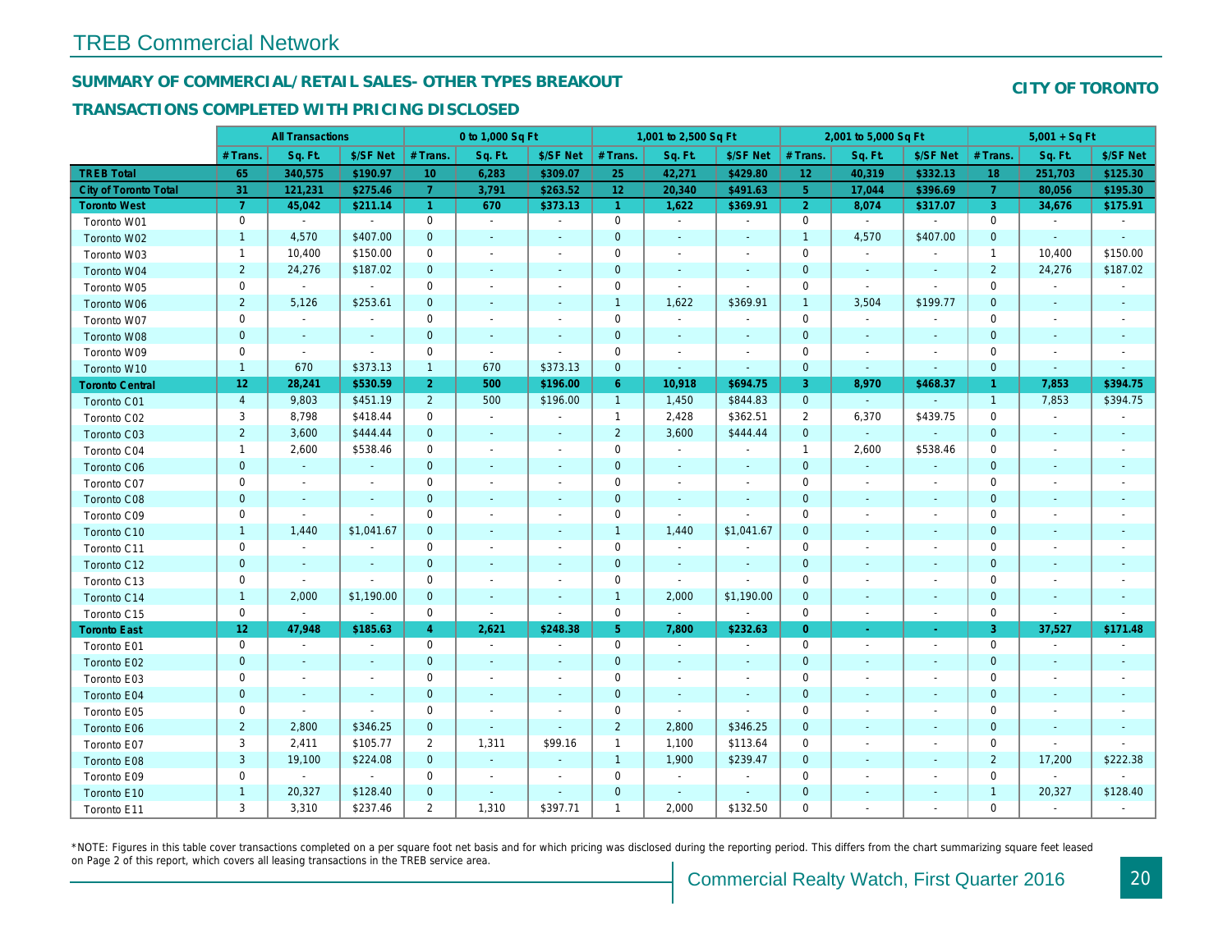# TREB Commercial Network

## SUMMARY OF COMMERCIAL/RETAIL SALES- OTHER TYPES BREAKOUT

## TRANSACTIONS COMPLETED WITH PRICING DISCLOSED

**CITY OF TORONTO**

| | All Transactions | | | 0 to 1,000 Sq Ft | | | 1,001 to 2,500 Sq Ft | | | 2,001 to 5,000 Sq Ft | | | 5,001 + Sq Ft | | |
|---|---|---|---|---|---|---|---|---|---|---|---|---|---|---|---|
| | # Trans. | Sq. Ft. | $/SF Net | # Trans. | Sq. Ft. | $/SF Net | # Trans. | Sq. Ft. | $/SF Net | # Trans. | Sq. Ft. | $/SF Net | # Trans. | Sq. Ft. | $/SF Net |
| **TREB Total** | **65** | **340,575** | **$190.97** | **10** | **6,283** | **$309.07** | **25** | **42,271** | **$429.80** | **12** | **40,319** | **$332.13** | **18** | **251,703** | **$125.30** |
| **City of Toronto Total** | **31** | **121,231** | **$275.46** | **7** | **3,791** | **$263.52** | **12** | **20,340** | **$491.63** | **5** | **17,044** | **$396.69** | **7** | **80,056** | **$195.30** |
| **Toronto West** | **7** | **45,042** | **$211.14** | **1** | **670** | **$373.13** | **1** | **1,622** | **$369.91** | **2** | **8,074** | **$317.07** | **3** | **34,676** | **$175.91** |
| Toronto W01 | 0 | - | - | 0 | - | - | 0 | - | - | 0 | - | - | 0 | - | - |
| Toronto W02 | 1 | 4,570 | $407.00 | 0 | - | - | 0 | - | - | 1 | 4,570 | $407.00 | 0 | - | - |
| Toronto W03 | 1 | 10,400 | $150.00 | 0 | - | - | 0 | - | - | 0 | - | - | 1 | 10,400 | $150.00 |
| Toronto W04 | 2 | 24,276 | $187.02 | 0 | - | - | 0 | - | - | 0 | - | - | 2 | 24,276 | $187.02 |
| Toronto W05 | 0 | - | - | 0 | - | - | 0 | - | - | 0 | - | - | 0 | - | - |
| Toronto W06 | 2 | 5,126 | $253.61 | 0 | - | - | 1 | 1,622 | $369.91 | 1 | 3,504 | $199.77 | 0 | - | - |
| Toronto W07 | 0 | - | - | 0 | - | - | 0 | - | - | 0 | - | - | 0 | - | - |
| Toronto W08 | 0 | - | - | 0 | - | - | 0 | - | - | 0 | - | - | 0 | - | - |
| Toronto W09 | 0 | - | - | 0 | - | - | 0 | - | - | 0 | - | - | 0 | - | - |
| Toronto W10 | 1 | 670 | $373.13 | 1 | 670 | $373.13 | 0 | - | - | 0 | - | - | 0 | - | - |
| **Toronto Central** | **12** | **28,241** | **$530.59** | **2** | **500** | **$196.00** | **6** | **10,918** | **$694.75** | **3** | **8,970** | **$468.37** | **1** | **7,853** | **$394.75** |
| Toronto C01 | 4 | 9,803 | $451.19 | 2 | 500 | $196.00 | 1 | 1,450 | $844.83 | 0 | - | - | 1 | 7,853 | $394.75 |
| Toronto C02 | 3 | 8,798 | $418.44 | 0 | - | - | 1 | 2,428 | $362.51 | 2 | 6,370 | $439.75 | 0 | - | - |
| Toronto C03 | 2 | 3,600 | $444.44 | 0 | - | - | 2 | 3,600 | $444.44 | 0 | - | - | 0 | - | - |
| Toronto C04 | 1 | 2,600 | $538.46 | 0 | - | - | 0 | - | - | 1 | 2,600 | $538.46 | 0 | - | - |
| Toronto C06 | 0 | - | - | 0 | - | - | 0 | - | - | 0 | - | - | 0 | - | - |
| Toronto C07 | 0 | - | - | 0 | - | - | 0 | - | - | 0 | - | - | 0 | - | - |
| Toronto C08 | 0 | - | - | 0 | - | - | 0 | - | - | 0 | - | - | 0 | - | - |
| Toronto C09 | 0 | - | - | 0 | - | - | 0 | - | - | 0 | - | - | 0 | - | - |
| Toronto C10 | 1 | 1,440 | $1,041.67 | 0 | - | - | 1 | 1,440 | $1,041.67 | 0 | - | - | 0 | - | - |
| Toronto C11 | 0 | - | - | 0 | - | - | 0 | - | - | 0 | - | - | 0 | - | - |
| Toronto C12 | 0 | - | - | 0 | - | - | 0 | - | - | 0 | - | - | 0 | - | - |
| Toronto C13 | 0 | - | - | 0 | - | - | 0 | - | - | 0 | - | - | 0 | - | - |
| Toronto C14 | 1 | 2,000 | $1,190.00 | 0 | - | - | 1 | 2,000 | $1,190.00 | 0 | - | - | 0 | - | - |
| Toronto C15 | 0 | - | - | 0 | - | - | 0 | - | - | 0 | - | - | 0 | - | - |
| **Toronto East** | **12** | **47,948** | **$185.63** | **4** | **2,621** | **$248.38** | **5** | **7,800** | **$232.63** | **0** | **-** | **-** | **3** | **37,527** | **$171.48** |
| Toronto E01 | 0 | - | - | 0 | - | - | 0 | - | - | 0 | - | - | 0 | - | - |
| Toronto E02 | 0 | - | - | 0 | - | - | 0 | - | - | 0 | - | - | 0 | - | - |
| Toronto E03 | 0 | - | - | 0 | - | - | 0 | - | - | 0 | - | - | 0 | - | - |
| Toronto E04 | 0 | - | - | 0 | - | - | 0 | - | - | 0 | - | - | 0 | - | - |
| Toronto E05 | 0 | - | - | 0 | - | - | 0 | - | - | 0 | - | - | 0 | - | - |
| Toronto E06 | 2 | 2,800 | $346.25 | 0 | - | - | 2 | 2,800 | $346.25 | 0 | - | - | 0 | - | - |
| Toronto E07 | 3 | 2,411 | $105.77 | 2 | 1,311 | $99.16 | 1 | 1,100 | $113.64 | 0 | - | - | 0 | - | - |
| Toronto E08 | 3 | 19,100 | $224.08 | 0 | - | - | 1 | 1,900 | $239.47 | 0 | - | - | 2 | 17,200 | $222.38 |
| Toronto E09 | 0 | - | - | 0 | - | - | 0 | - | - | 0 | - | - | 0 | - | - |
| Toronto E10 | 1 | 20,327 | $128.40 | 0 | - | - | 0 | - | - | 0 | - | - | 1 | 20,327 | $128.40 |
| Toronto E11 | 3 | 3,310 | $237.46 | 2 | 1,310 | $397.71 | 1 | 2,000 | $132.50 | 0 | - | - | 0 | - | - |

*NOTE: Figures in this table cover transactions completed on a per square foot net basis and for which pricing was disclosed during the reporting period. This differs from the chart summarizing square feet leased on Page 2 of this report, which covers all leasing transactions in the TREB service area.

Commercial Realty Watch, First Quarter 2016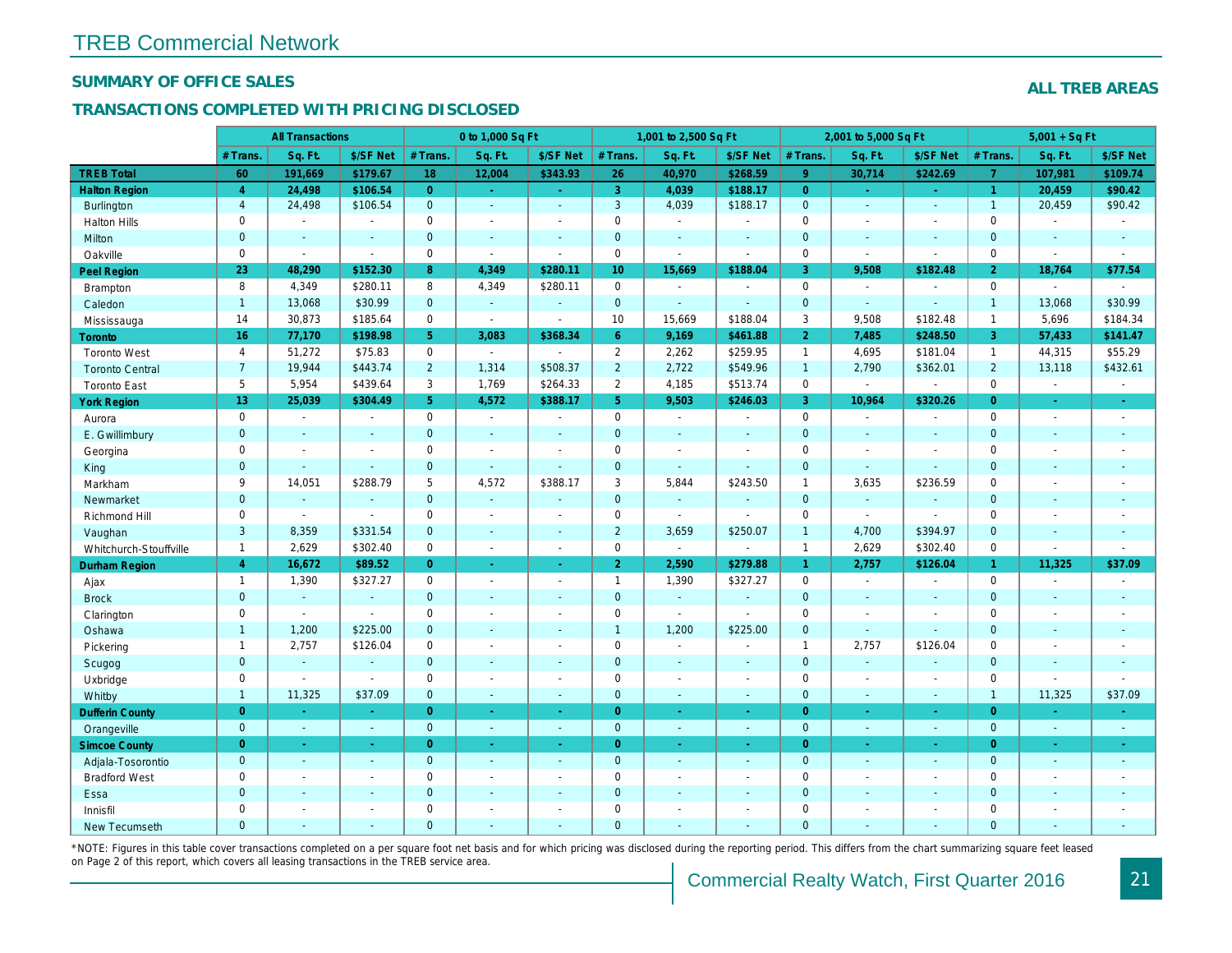# TREB Commercial Network

## SUMMARY OF OFFICE SALES

## TRANSACTIONS COMPLETED WITH PRICING DISCLOSED

**ALL TREB AREAS**

| | All Transactions | | | 0 to 1,000 Sq Ft | | | 1,001 to 2,500 Sq Ft | | | 2,001 to 5,000 Sq Ft | | | 5,001 + Sq Ft | | |
|---|---|---|---|---|---|---|---|---|---|---|---|---|---|---|---|
| | # Trans. | Sq. Ft. | $/SF Net | # Trans. | Sq. Ft. | $/SF Net | # Trans. | Sq. Ft. | $/SF Net | # Trans. | Sq. Ft. | $/SF Net | # Trans. | Sq. Ft. | $/SF Net |
| **TREB Total** | **60** | **191,669** | **$179.67** | **18** | **12,004** | **$343.93** | **26** | **40,970** | **$268.59** | **9** | **30,714** | **$242.69** | **7** | **107,981** | **$109.74** |
| **Halton Region** | **4** | **24,498** | **$106.54** | **0** | **-** | **-** | **3** | **4,039** | **$188.17** | **0** | **-** | **-** | **1** | **20,459** | **$90.42** |
| Burlington | 4 | 24,498 | $106.54 | 0 | - | - | 3 | 4,039 | $188.17 | 0 | - | - | 1 | 20,459 | $90.42 |
| Halton Hills | 0 | - | - | 0 | - | - | 0 | - | - | 0 | - | - | 0 | - | - |
| Milton | 0 | - | - | 0 | - | - | 0 | - | - | 0 | - | - | 0 | - | - |
| Oakville | 0 | - | - | 0 | - | - | 0 | - | - | 0 | - | - | 0 | - | - |
| **Peel Region** | **23** | **48,290** | **$152.30** | **8** | **4,349** | **$280.11** | **10** | **15,669** | **$188.04** | **3** | **9,508** | **$182.48** | **2** | **18,764** | **$77.54** |
| Brampton | 8 | 4,349 | $280.11 | 8 | 4,349 | $280.11 | 0 | - | - | 0 | - | - | 0 | - | - |
| Caledon | 1 | 13,068 | $30.99 | 0 | - | - | 0 | - | - | 0 | - | - | 1 | 13,068 | $30.99 |
| Mississauga | 14 | 30,873 | $185.64 | 0 | - | - | 10 | 15,669 | $188.04 | 3 | 9,508 | $182.48 | 1 | 5,696 | $184.34 |
| **Toronto** | **16** | **77,170** | **$198.98** | **5** | **3,083** | **$368.34** | **6** | **9,169** | **$461.88** | **2** | **7,485** | **$248.50** | **3** | **57,433** | **$141.47** |
| Toronto West | 4 | 51,272 | $75.83 | 0 | - | - | 2 | 2,262 | $259.95 | 1 | 4,695 | $181.04 | 1 | 44,315 | $55.29 |
| Toronto Central | 7 | 19,944 | $443.74 | 2 | 1,314 | $508.37 | 2 | 2,722 | $549.96 | 1 | 2,790 | $362.01 | 2 | 13,118 | $432.61 |
| Toronto East | 5 | 5,954 | $439.64 | 3 | 1,769 | $264.33 | 2 | 4,185 | $513.74 | 0 | - | - | 0 | - | - |
| **York Region** | **13** | **25,039** | **$304.49** | **5** | **4,572** | **$388.17** | **5** | **9,503** | **$246.03** | **3** | **10,964** | **$320.26** | **0** | **-** | **-** |
| Aurora | 0 | - | - | 0 | - | - | 0 | - | - | 0 | - | - | 0 | - | - |
| E. Gwillimbury | 0 | - | - | 0 | - | - | 0 | - | - | 0 | - | - | 0 | - | - |
| Georgina | 0 | - | - | 0 | - | - | 0 | - | - | 0 | - | - | 0 | - | - |
| King | 0 | - | - | 0 | - | - | 0 | - | - | 0 | - | - | 0 | - | - |
| Markham | 9 | 14,051 | $288.79 | 5 | 4,572 | $388.17 | 3 | 5,844 | $243.50 | 1 | 3,635 | $236.59 | 0 | - | - |
| Newmarket | 0 | - | - | 0 | - | - | 0 | - | - | 0 | - | - | 0 | - | - |
| Richmond Hill | 0 | - | - | 0 | - | - | 0 | - | - | 0 | - | - | 0 | - | - |
| Vaughan | 3 | 8,359 | $331.54 | 0 | - | - | 2 | 3,659 | $250.07 | 1 | 4,700 | $394.97 | 0 | - | - |
| Whitchurch-Stouffville | 1 | 2,629 | $302.40 | 0 | - | - | 0 | - | - | 1 | 2,629 | $302.40 | 0 | - | - |
| **Durham Region** | **4** | **16,672** | **$89.52** | **0** | **-** | **-** | **2** | **2,590** | **$279.88** | **1** | **2,757** | **$126.04** | **1** | **11,325** | **$37.09** |
| Ajax | 1 | 1,390 | $327.27 | 0 | - | - | 1 | 1,390 | $327.27 | 0 | - | - | 0 | - | - |
| Brock | 0 | - | - | 0 | - | - | 0 | - | - | 0 | - | - | 0 | - | - |
| Clarington | 0 | - | - | 0 | - | - | 0 | - | - | 0 | - | - | 0 | - | - |
| Oshawa | 1 | 1,200 | $225.00 | 0 | - | - | 1 | 1,200 | $225.00 | 0 | - | - | 0 | - | - |
| Pickering | 1 | 2,757 | $126.04 | 0 | - | - | 0 | - | - | 1 | 2,757 | $126.04 | 0 | - | - |
| Scugog | 0 | - | - | 0 | - | - | 0 | - | - | 0 | - | - | 0 | - | - |
| Uxbridge | 0 | - | - | 0 | - | - | 0 | - | - | 0 | - | - | 0 | - | - |
| Whitby | 1 | 11,325 | $37.09 | 0 | - | - | 0 | - | - | 0 | - | - | 1 | 11,325 | $37.09 |
| **Dufferin County** | **0** | **-** | **-** | **0** | **-** | **-** | **0** | **-** | **-** | **0** | **-** | **-** | **0** | **-** | **-** |
| Orangeville | 0 | - | - | 0 | - | - | 0 | - | - | 0 | - | - | 0 | - | - |
| **Simcoe County** | **0** | **-** | **-** | **0** | **-** | **-** | **0** | **-** | **-** | **0** | **-** | **-** | **0** | **-** | **-** |
| Adjala-Tosorontio | 0 | - | - | 0 | - | - | 0 | - | - | 0 | - | - | 0 | - | - |
| Bradford West | 0 | - | - | 0 | - | - | 0 | - | - | 0 | - | - | 0 | - | - |
| Essa | 0 | - | - | 0 | - | - | 0 | - | - | 0 | - | - | 0 | - | - |
| Innisfil | 0 | - | - | 0 | - | - | 0 | - | - | 0 | - | - | 0 | - | - |
| New Tecumseth | 0 | - | - | 0 | - | - | 0 | - | - | 0 | - | - | 0 | - | - |

*NOTE: Figures in this table cover transactions completed on a per square foot net basis and for which pricing was disclosed during the reporting period. This differs from the chart summarizing square feet leased on Page 2 of this report, which covers all leasing transactions in the TREB service area.

Commercial Realty Watch, First Quarter 2016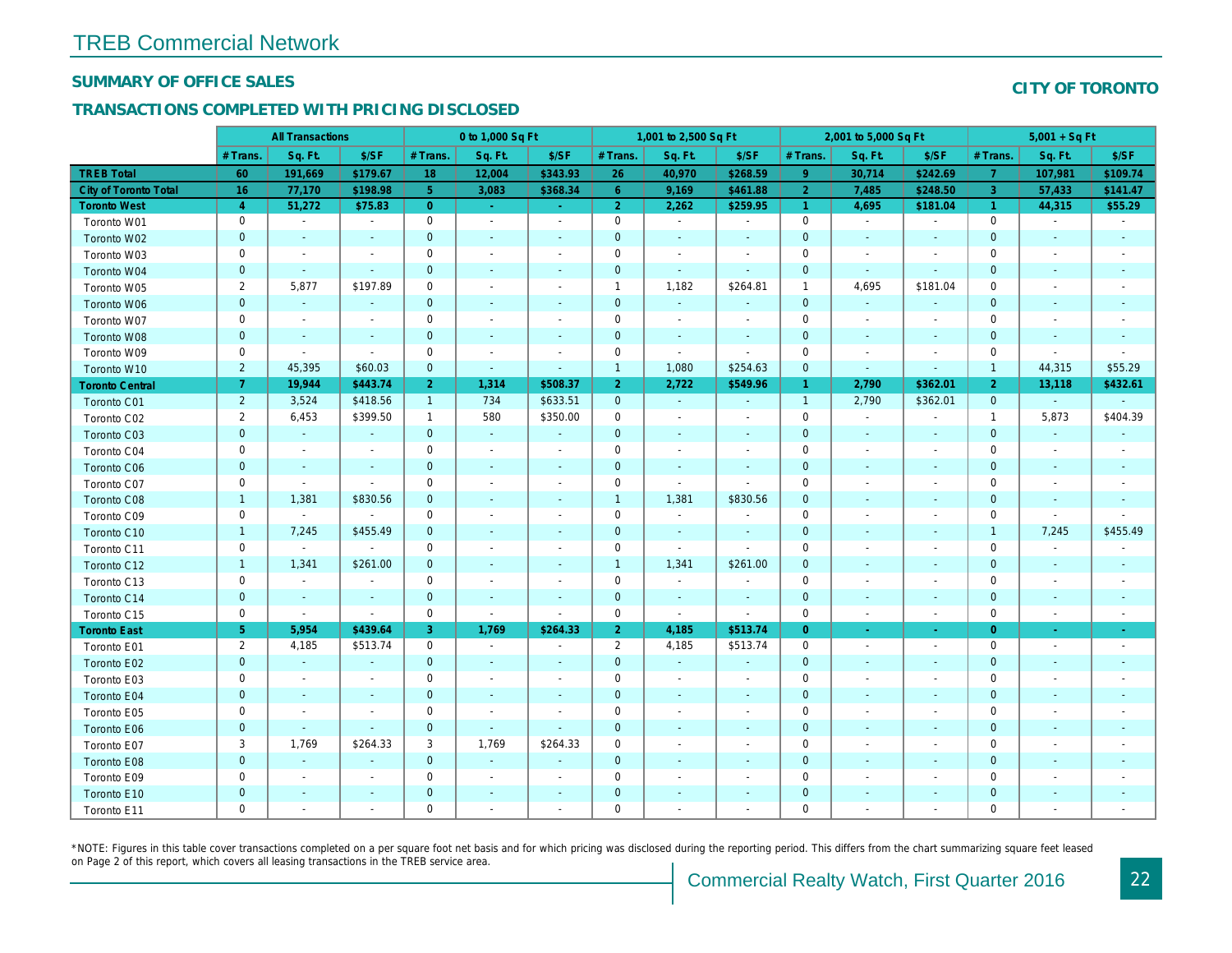## TREB Commercial Network

### SUMMARY OF OFFICE SALES

### TRANSACTIONS COMPLETED WITH PRICING DISCLOSED

**CITY OF TORONTO**

| | All Transactions | | | 0 to 1,000 Sq Ft | | | 1,001 to 2,500 Sq Ft | | | 2,001 to 5,000 Sq Ft | | | 5,001 + Sq Ft | | |
|---|---|---|---|---|---|---|---|---|---|---|---|---|---|---|---|
| | # Trans. | Sq. Ft. | $/SF | # Trans. | Sq. Ft. | $/SF | # Trans. | Sq. Ft. | $/SF | # Trans. | Sq. Ft. | $/SF | # Trans. | Sq. Ft. | $/SF |
| **TREB Total** | **60** | **191,669** | **$179.67** | **18** | **12,004** | **$343.93** | **26** | **40,970** | **$268.59** | **9** | **30,714** | **$242.69** | **7** | **107,981** | **$109.74** |
| **City of Toronto Total** | **16** | **77,170** | **$198.98** | **5** | **3,083** | **$368.34** | **6** | **9,169** | **$461.88** | **2** | **7,485** | **$248.50** | **3** | **57,433** | **$141.47** |
| **Toronto West** | **4** | **51,272** | **$75.83** | **0** | **-** | **-** | **2** | **2,262** | **$259.95** | **1** | **4,695** | **$181.04** | **1** | **44,315** | **$55.29** |
| Toronto W01 | 0 | - | - | 0 | - | - | 0 | - | - | 0 | - | - | 0 | - | - |
| Toronto W02 | 0 | - | - | 0 | - | - | 0 | - | - | 0 | - | - | 0 | - | - |
| Toronto W03 | 0 | - | - | 0 | - | - | 0 | - | - | 0 | - | - | 0 | - | - |
| Toronto W04 | 0 | - | - | 0 | - | - | 0 | - | - | 0 | - | - | 0 | - | - |
| Toronto W05 | 2 | 5,877 | $197.89 | 0 | - | - | 1 | 1,182 | $264.81 | 1 | 4,695 | $181.04 | 0 | - | - |
| Toronto W06 | 0 | - | - | 0 | - | - | 0 | - | - | 0 | - | - | 0 | - | - |
| Toronto W07 | 0 | - | - | 0 | - | - | 0 | - | - | 0 | - | - | 0 | - | - |
| Toronto W08 | 0 | - | - | 0 | - | - | 0 | - | - | 0 | - | - | 0 | - | - |
| Toronto W09 | 0 | - | - | 0 | - | - | 0 | - | - | 0 | - | - | 0 | - | - |
| Toronto W10 | 2 | 45,395 | $60.03 | 0 | - | - | 1 | 1,080 | $254.63 | 0 | - | - | 1 | 44,315 | $55.29 |
| **Toronto Central** | **7** | **19,944** | **$443.74** | **2** | **1,314** | **$508.37** | **2** | **2,722** | **$549.96** | **1** | **2,790** | **$362.01** | **2** | **13,118** | **$432.61** |
| Toronto C01 | 2 | 3,524 | $418.56 | 1 | 734 | $633.51 | 0 | - | - | 1 | 2,790 | $362.01 | 0 | - | - |
| Toronto C02 | 2 | 6,453 | $399.50 | 1 | 580 | $350.00 | 0 | - | - | 0 | - | - | 1 | 5,873 | $404.39 |
| Toronto C03 | 0 | - | - | 0 | - | - | 0 | - | - | 0 | - | - | 0 | - | - |
| Toronto C04 | 0 | - | - | 0 | - | - | 0 | - | - | 0 | - | - | 0 | - | - |
| Toronto C06 | 0 | - | - | 0 | - | - | 0 | - | - | 0 | - | - | 0 | - | - |
| Toronto C07 | 0 | - | - | 0 | - | - | 0 | - | - | 0 | - | - | 0 | - | - |
| Toronto C08 | 1 | 1,381 | $830.56 | 0 | - | - | 1 | 1,381 | $830.56 | 0 | - | - | 0 | - | - |
| Toronto C09 | 0 | - | - | 0 | - | - | 0 | - | - | 0 | - | - | 0 | - | - |
| Toronto C10 | 1 | 7,245 | $455.49 | 0 | - | - | 0 | - | - | 0 | - | - | 1 | 7,245 | $455.49 |
| Toronto C11 | 0 | - | - | 0 | - | - | 0 | - | - | 0 | - | - | 0 | - | - |
| Toronto C12 | 1 | 1,341 | $261.00 | 0 | - | - | 1 | 1,341 | $261.00 | 0 | - | - | 0 | - | - |
| Toronto C13 | 0 | - | - | 0 | - | - | 0 | - | - | 0 | - | - | 0 | - | - |
| Toronto C14 | 0 | - | - | 0 | - | - | 0 | - | - | 0 | - | - | 0 | - | - |
| Toronto C15 | 0 | - | - | 0 | - | - | 0 | - | - | 0 | - | - | 0 | - | - |
| **Toronto East** | **5** | **5,954** | **$439.64** | **3** | **1,769** | **$264.33** | **2** | **4,185** | **$513.74** | **0** | **-** | **-** | **0** | **-** | **-** |
| Toronto E01 | 2 | 4,185 | $513.74 | 0 | - | - | 2 | 4,185 | $513.74 | 0 | - | - | 0 | - | - |
| Toronto E02 | 0 | - | - | 0 | - | - | 0 | - | - | 0 | - | - | 0 | - | - |
| Toronto E03 | 0 | - | - | 0 | - | - | 0 | - | - | 0 | - | - | 0 | - | - |
| Toronto E04 | 0 | - | - | 0 | - | - | 0 | - | - | 0 | - | - | 0 | - | - |
| Toronto E05 | 0 | - | - | 0 | - | - | 0 | - | - | 0 | - | - | 0 | - | - |
| Toronto E06 | 0 | - | - | 0 | - | - | 0 | - | - | 0 | - | - | 0 | - | - |
| Toronto E07 | 3 | 1,769 | $264.33 | 3 | 1,769 | $264.33 | 0 | - | - | 0 | - | - | 0 | - | - |
| Toronto E08 | 0 | - | - | 0 | - | - | 0 | - | - | 0 | - | - | 0 | - | - |
| Toronto E09 | 0 | - | - | 0 | - | - | 0 | - | - | 0 | - | - | 0 | - | - |
| Toronto E10 | 0 | - | - | 0 | - | - | 0 | - | - | 0 | - | - | 0 | - | - |
| Toronto E11 | 0 | - | - | 0 | - | - | 0 | - | - | 0 | - | - | 0 | - | - |

*NOTE: Figures in this table cover transactions completed on a per square foot net basis and for which pricing was disclosed during the reporting period. This differs from the chart summarizing square feet leased on Page 2 of this report, which covers all leasing transactions in the TREB service area.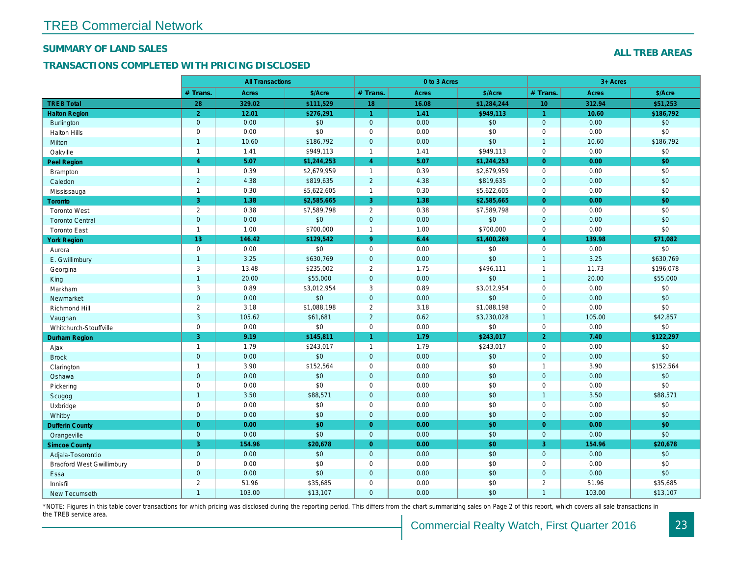# TREB Commercial Network

## SUMMARY OF LAND SALES

## TRANSACTIONS COMPLETED WITH PRICING DISCLOSED

### ALL TREB AREAS

| | All Transactions | | | 0 to 3 Acres | | | 3+ Acres | | |
|---|---|---|---|---|---|---|---|---|---|
| | # Trans. | Acres | $/Acre | # Trans. | Acres | $/Acre | # Trans. | Acres | $/Acre |
| **TREB Total** | **28** | **329.02** | **$111,529** | **18** | **16.08** | **$1,284,244** | **10** | **312.94** | **$51,253** |
| **Halton Region** | **2** | **12.01** | **$276,291** | **1** | **1.41** | **$949,113** | **1** | **10.60** | **$186,792** |
| Burlington | 0 | 0.00 | $0 | 0 | 0.00 | $0 | 0 | 0.00 | $0 |
| Halton Hills | 0 | 0.00 | $0 | 0 | 0.00 | $0 | 0 | 0.00 | $0 |
| Milton | 1 | 10.60 | $186,792 | 0 | 0.00 | $0 | 1 | 10.60 | $186,792 |
| Oakville | 1 | 1.41 | $949,113 | 1 | 1.41 | $949,113 | 0 | 0.00 | $0 |
| **Peel Region** | **4** | **5.07** | **$1,244,253** | **4** | **5.07** | **$1,244,253** | **0** | **0.00** | **$0** |
| Brampton | 1 | 0.39 | $2,679,959 | 1 | 0.39 | $2,679,959 | 0 | 0.00 | $0 |
| Caledon | 2 | 4.38 | $819,635 | 2 | 4.38 | $819,635 | 0 | 0.00 | $0 |
| Mississauga | 1 | 0.30 | $5,622,605 | 1 | 0.30 | $5,622,605 | 0 | 0.00 | $0 |
| **Toronto** | **3** | **1.38** | **$2,585,665** | **3** | **1.38** | **$2,585,665** | **0** | **0.00** | **$0** |
| Toronto West | 2 | 0.38 | $7,589,798 | 2 | 0.38 | $7,589,798 | 0 | 0.00 | $0 |
| Toronto Central | 0 | 0.00 | $0 | 0 | 0.00 | $0 | 0 | 0.00 | $0 |
| Toronto East | 1 | 1.00 | $700,000 | 1 | 1.00 | $700,000 | 0 | 0.00 | $0 |
| **York Region** | **13** | **146.42** | **$129,542** | **9** | **6.44** | **$1,400,269** | **4** | **139.98** | **$71,082** |
| Aurora | 0 | 0.00 | $0 | 0 | 0.00 | $0 | 0 | 0.00 | $0 |
| E. Gwillimbury | 1 | 3.25 | $630,769 | 0 | 0.00 | $0 | 1 | 3.25 | $630,769 |
| Georgina | 3 | 13.48 | $235,002 | 2 | 1.75 | $496,111 | 1 | 11.73 | $196,078 |
| King | 1 | 20.00 | $55,000 | 0 | 0.00 | $0 | 1 | 20.00 | $55,000 |
| Markham | 3 | 0.89 | $3,012,954 | 3 | 0.89 | $3,012,954 | 0 | 0.00 | $0 |
| Newmarket | 0 | 0.00 | $0 | 0 | 0.00 | $0 | 0 | 0.00 | $0 |
| Richmond Hill | 2 | 3.18 | $1,088,198 | 2 | 3.18 | $1,088,198 | 0 | 0.00 | $0 |
| Vaughan | 3 | 105.62 | $61,681 | 2 | 0.62 | $3,230,028 | 1 | 105.00 | $42,857 |
| Whitchurch-Stouffville | 0 | 0.00 | $0 | 0 | 0.00 | $0 | 0 | 0.00 | $0 |
| **Durham Region** | **3** | **9.19** | **$145,811** | **1** | **1.79** | **$243,017** | **2** | **7.40** | **$122,297** |
| Ajax | 1 | 1.79 | $243,017 | 1 | 1.79 | $243,017 | 0 | 0.00 | $0 |
| Brock | 0 | 0.00 | $0 | 0 | 0.00 | $0 | 0 | 0.00 | $0 |
| Clarington | 1 | 3.90 | $152,564 | 0 | 0.00 | $0 | 1 | 3.90 | $152,564 |
| Oshawa | 0 | 0.00 | $0 | 0 | 0.00 | $0 | 0 | 0.00 | $0 |
| Pickering | 0 | 0.00 | $0 | 0 | 0.00 | $0 | 0 | 0.00 | $0 |
| Scugog | 1 | 3.50 | $88,571 | 0 | 0.00 | $0 | 1 | 3.50 | $88,571 |
| Uxbridge | 0 | 0.00 | $0 | 0 | 0.00 | $0 | 0 | 0.00 | $0 |
| Whitby | 0 | 0.00 | $0 | 0 | 0.00 | $0 | 0 | 0.00 | $0 |
| **Dufferin County** | **0** | **0.00** | **$0** | **0** | **0.00** | **$0** | **0** | **0.00** | **$0** |
| Orangeville | 0 | 0.00 | $0 | 0 | 0.00 | $0 | 0 | 0.00 | $0 |
| **Simcoe County** | **3** | **154.96** | **$20,678** | **0** | **0.00** | **$0** | **3** | **154.96** | **$20,678** |
| Adjala-Tosorontio | 0 | 0.00 | $0 | 0 | 0.00 | $0 | 0 | 0.00 | $0 |
| Bradford West Gwillimbury | 0 | 0.00 | $0 | 0 | 0.00 | $0 | 0 | 0.00 | $0 |
| Essa | 0 | 0.00 | $0 | 0 | 0.00 | $0 | 0 | 0.00 | $0 |
| Innisfil | 2 | 51.96 | $35,685 | 0 | 0.00 | $0 | 2 | 51.96 | $35,685 |
| New Tecumseth | 1 | 103.00 | $13,107 | 0 | 0.00 | $0 | 1 | 103.00 | $13,107 |

*NOTE: Figures in this table cover transactions for which pricing was disclosed during the reporting period. This differs from the chart summarizing sales on Page 2 of this report, which covers all sale transactions in the TREB service area.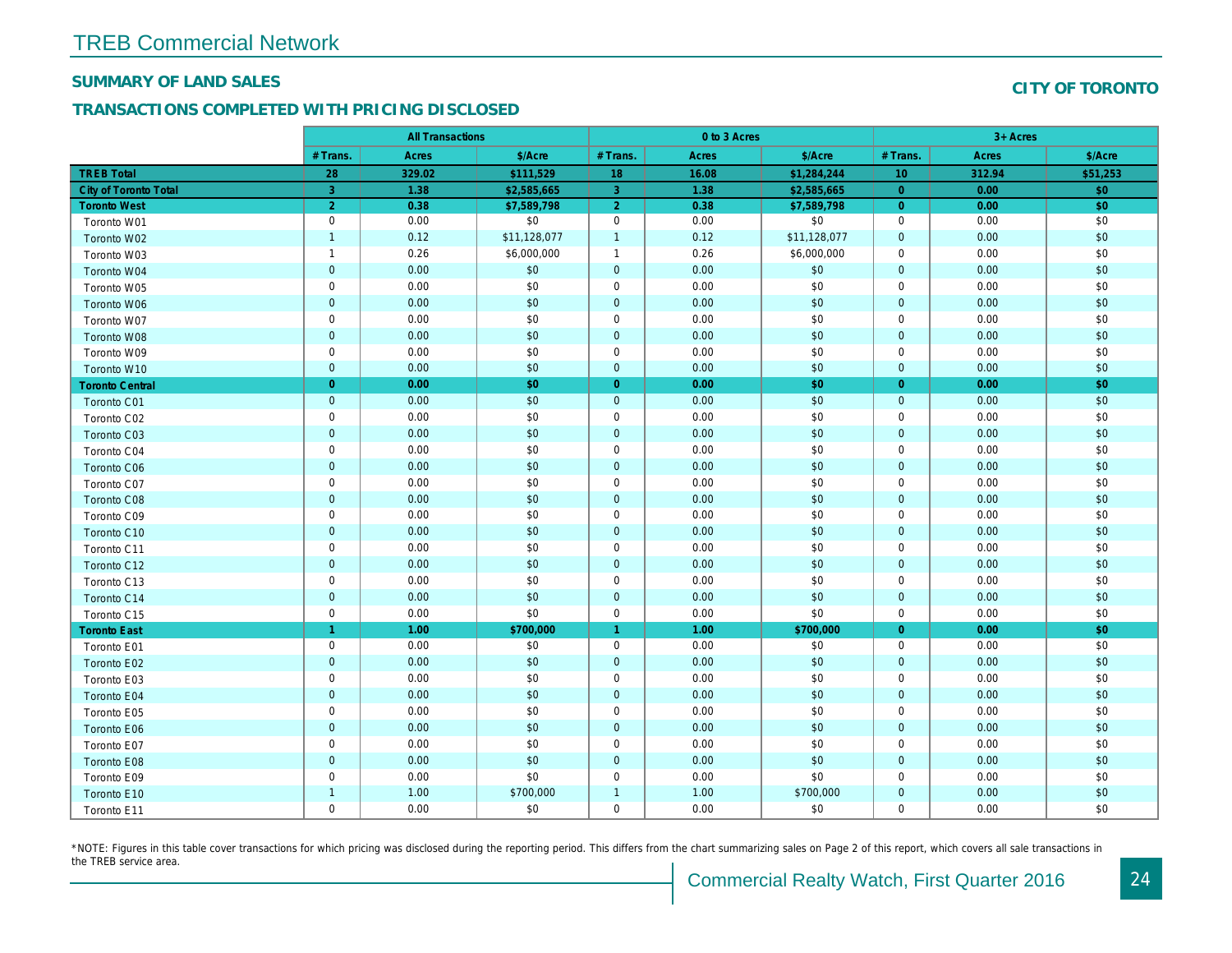# TREB Commercial Network

## SUMMARY OF LAND SALES

## CITY OF TORONTO

### TRANSACTIONS COMPLETED WITH PRICING DISCLOSED

| | All Transactions | | | 0 to 3 Acres | | | 3+ Acres | | |
|---|---|---|---|---|---|---|---|---|---|
| | # Trans. | Acres | $/Acre | # Trans. | Acres | $/Acre | # Trans. | Acres | $/Acre |
| **TREB Total** | **28** | **329.02** | **$111,529** | **18** | **16.08** | **$1,284,244** | **10** | **312.94** | **$51,253** |
| **City of Toronto Total** | **3** | **1.38** | **$2,585,665** | **3** | **1.38** | **$2,585,665** | **0** | **0.00** | **$0** |
| **Toronto West** | **2** | **0.38** | **$7,589,798** | **2** | **0.38** | **$7,589,798** | **0** | **0.00** | **$0** |
| Toronto W01 | 0 | 0.00 | $0 | 0 | 0.00 | $0 | 0 | 0.00 | $0 |
| Toronto W02 | 1 | 0.12 | $11,128,077 | 1 | 0.12 | $11,128,077 | 0 | 0.00 | $0 |
| Toronto W03 | 1 | 0.26 | $6,000,000 | 1 | 0.26 | $6,000,000 | 0 | 0.00 | $0 |
| Toronto W04 | 0 | 0.00 | $0 | 0 | 0.00 | $0 | 0 | 0.00 | $0 |
| Toronto W05 | 0 | 0.00 | $0 | 0 | 0.00 | $0 | 0 | 0.00 | $0 |
| Toronto W06 | 0 | 0.00 | $0 | 0 | 0.00 | $0 | 0 | 0.00 | $0 |
| Toronto W07 | 0 | 0.00 | $0 | 0 | 0.00 | $0 | 0 | 0.00 | $0 |
| Toronto W08 | 0 | 0.00 | $0 | 0 | 0.00 | $0 | 0 | 0.00 | $0 |
| Toronto W09 | 0 | 0.00 | $0 | 0 | 0.00 | $0 | 0 | 0.00 | $0 |
| Toronto W10 | 0 | 0.00 | $0 | 0 | 0.00 | $0 | 0 | 0.00 | $0 |
| **Toronto Central** | **0** | **0.00** | **$0** | **0** | **0.00** | **$0** | **0** | **0.00** | **$0** |
| Toronto C01 | 0 | 0.00 | $0 | 0 | 0.00 | $0 | 0 | 0.00 | $0 |
| Toronto C02 | 0 | 0.00 | $0 | 0 | 0.00 | $0 | 0 | 0.00 | $0 |
| Toronto C03 | 0 | 0.00 | $0 | 0 | 0.00 | $0 | 0 | 0.00 | $0 |
| Toronto C04 | 0 | 0.00 | $0 | 0 | 0.00 | $0 | 0 | 0.00 | $0 |
| Toronto C06 | 0 | 0.00 | $0 | 0 | 0.00 | $0 | 0 | 0.00 | $0 |
| Toronto C07 | 0 | 0.00 | $0 | 0 | 0.00 | $0 | 0 | 0.00 | $0 |
| Toronto C08 | 0 | 0.00 | $0 | 0 | 0.00 | $0 | 0 | 0.00 | $0 |
| Toronto C09 | 0 | 0.00 | $0 | 0 | 0.00 | $0 | 0 | 0.00 | $0 |
| Toronto C10 | 0 | 0.00 | $0 | 0 | 0.00 | $0 | 0 | 0.00 | $0 |
| Toronto C11 | 0 | 0.00 | $0 | 0 | 0.00 | $0 | 0 | 0.00 | $0 |
| Toronto C12 | 0 | 0.00 | $0 | 0 | 0.00 | $0 | 0 | 0.00 | $0 |
| Toronto C13 | 0 | 0.00 | $0 | 0 | 0.00 | $0 | 0 | 0.00 | $0 |
| Toronto C14 | 0 | 0.00 | $0 | 0 | 0.00 | $0 | 0 | 0.00 | $0 |
| Toronto C15 | 0 | 0.00 | $0 | 0 | 0.00 | $0 | 0 | 0.00 | $0 |
| **Toronto East** | **1** | **1.00** | **$700,000** | **1** | **1.00** | **$700,000** | **0** | **0.00** | **$0** |
| Toronto E01 | 0 | 0.00 | $0 | 0 | 0.00 | $0 | 0 | 0.00 | $0 |
| Toronto E02 | 0 | 0.00 | $0 | 0 | 0.00 | $0 | 0 | 0.00 | $0 |
| Toronto E03 | 0 | 0.00 | $0 | 0 | 0.00 | $0 | 0 | 0.00 | $0 |
| Toronto E04 | 0 | 0.00 | $0 | 0 | 0.00 | $0 | 0 | 0.00 | $0 |
| Toronto E05 | 0 | 0.00 | $0 | 0 | 0.00 | $0 | 0 | 0.00 | $0 |
| Toronto E06 | 0 | 0.00 | $0 | 0 | 0.00 | $0 | 0 | 0.00 | $0 |
| Toronto E07 | 0 | 0.00 | $0 | 0 | 0.00 | $0 | 0 | 0.00 | $0 |
| Toronto E08 | 0 | 0.00 | $0 | 0 | 0.00 | $0 | 0 | 0.00 | $0 |
| Toronto E09 | 0 | 0.00 | $0 | 0 | 0.00 | $0 | 0 | 0.00 | $0 |
| Toronto E10 | 1 | 1.00 | $700,000 | 1 | 1.00 | $700,000 | 0 | 0.00 | $0 |
| Toronto E11 | 0 | 0.00 | $0 | 0 | 0.00 | $0 | 0 | 0.00 | $0 |

*NOTE: Figures in this table cover transactions for which pricing was disclosed during the reporting period. This differs from the chart summarizing sales on Page 2 of this report, which covers all sale transactions in the TREB service area.

Commercial Realty Watch, First Quarter 2016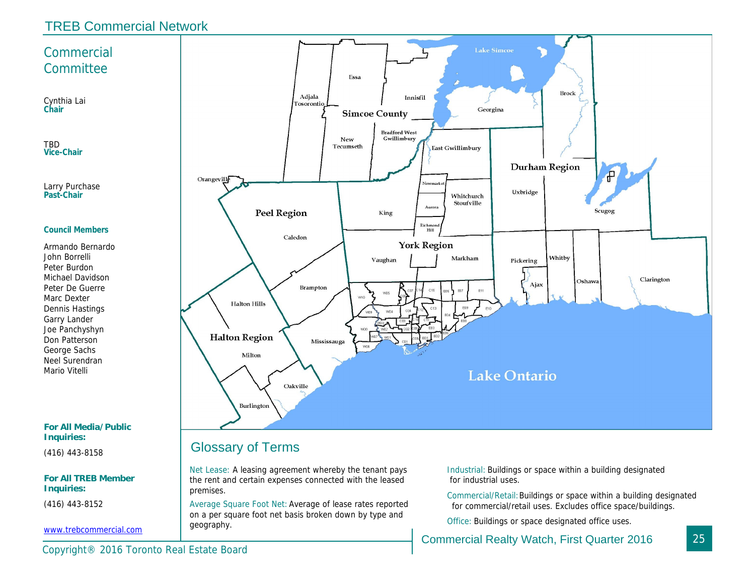# TREB Commercial Network

## Commercial Committee

Cynthia Lai
**Chair**

TBD
**Vice-Chair**

Larry Purchase
**Past-Chair**

**Council Members**

Armando Bernardo
John Borrelli
Peter Burdon
Michael Davidson
Peter De Guerre
Marc Dexter
Dennis Hastings
Garry Lander
Joe Panchyshyn
Don Patterson
George Sachs
Neel Surendran
Mario Vitelli

**For All Media/Public Inquiries:**

(416) 443-8158

**For All TREB Member Inquiries:**

(416) 443-8152

www.trebcommercial.com

Lake Simcoe
Essa
Adjala Tosorontio
Innisfil
Simcoe County
Brock
Georgina
Bradford West Gwillimbury
New Tecumseth
East Gwillimbury
Durham Region
Orangeville
Newmarket
Uxbridge
Whitchurch Stoufville
Aurora
Peel Region
King
Scugog
Richmond Hill
Caledon
York Region
Vaughan
Markham
Pickering
Whitby
Oshawa
Clarington
Ajax
Brampton
Halton Hills
Halton Region
Mississauga
Milton
Oakville
Burlington
Lake Ontario
W05 W10 W09 W04 W03 W02 W06 W07 W01 W08 C07 C14 C15 C06 C04 C12 C13 C03 C10 C11 C02 C09 C01 C08 C05 E05 E07 E11 E09 E10 E04 E08 E03 E06 E01 E02

## Glossary of Terms

Net Lease: A leasing agreement whereby the tenant pays the rent and certain expenses connected with the leased premises.

Average Square Foot Net: Average of lease rates reported on a per square foot net basis broken down by type and geography.

Industrial: Buildings or space within a building designated for industrial uses.

Commercial/Retail: Buildings or space within a building designated for commercial/retail uses. Excludes office space/buildings.

Office: Buildings or space designated office uses.

Copyright® 2016 Toronto Real Estate Board